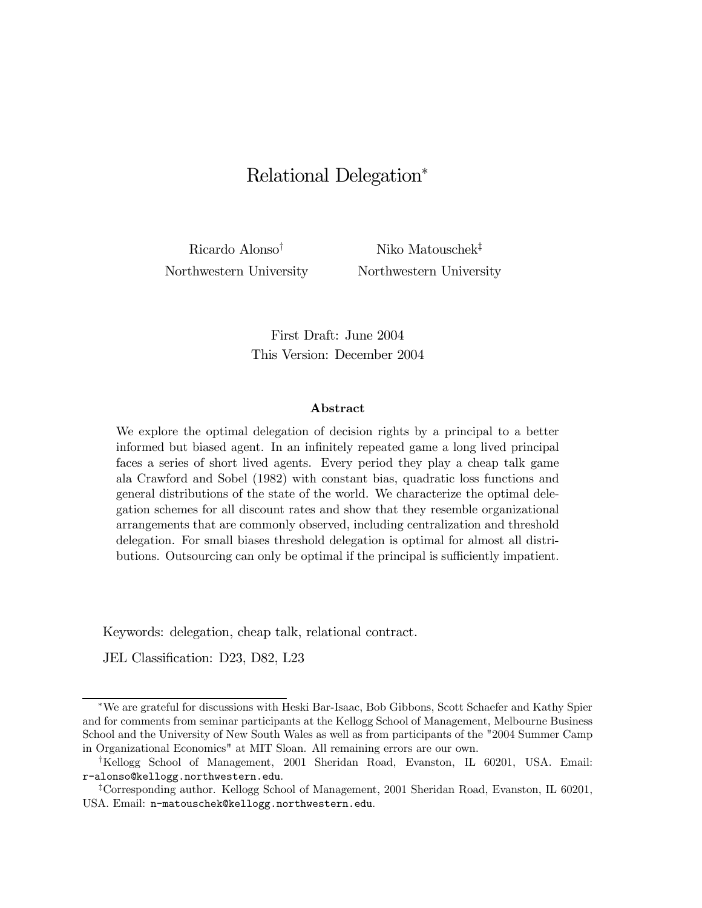# Relational Delegation*

Ricardo Alonso[†]
Northwestern University

Niko Matouschek[‡]
Northwestern University

First Draft: June 2004
This Version: December 2004

### Abstract

We explore the optimal delegation of decision rights by a principal to a better informed but biased agent. In an infinitely repeated game a long lived principal faces a series of short lived agents. Every period they play a cheap talk game ala Crawford and Sobel (1982) with constant bias, quadratic loss functions and general distributions of the state of the world. We characterize the optimal delegation schemes for all discount rates and show that they resemble organizational arrangements that are commonly observed, including centralization and threshold delegation. For small biases threshold delegation is optimal for almost all distributions. Outsourcing can only be optimal if the principal is sufficiently impatient.

Keywords: delegation, cheap talk, relational contract.

JEL Classification: D23, D82, L23

---

*We are grateful for discussions with Heski Bar-Isaac, Bob Gibbons, Scott Schaefer and Kathy Spier and for comments from seminar participants at the Kellogg School of Management, Melbourne Business School and the University of New South Wales as well as from participants of the "2004 Summer Camp in Organizational Economics" at MIT Sloan. All remaining errors are our own.

[†]Kellogg School of Management, 2001 Sheridan Road, Evanston, IL 60201, USA. Email: r-alonso@kellogg.northwestern.edu.

[‡]Corresponding author. Kellogg School of Management, 2001 Sheridan Road, Evanston, IL 60201, USA. Email: n-matouschek@kellogg.northwestern.edu.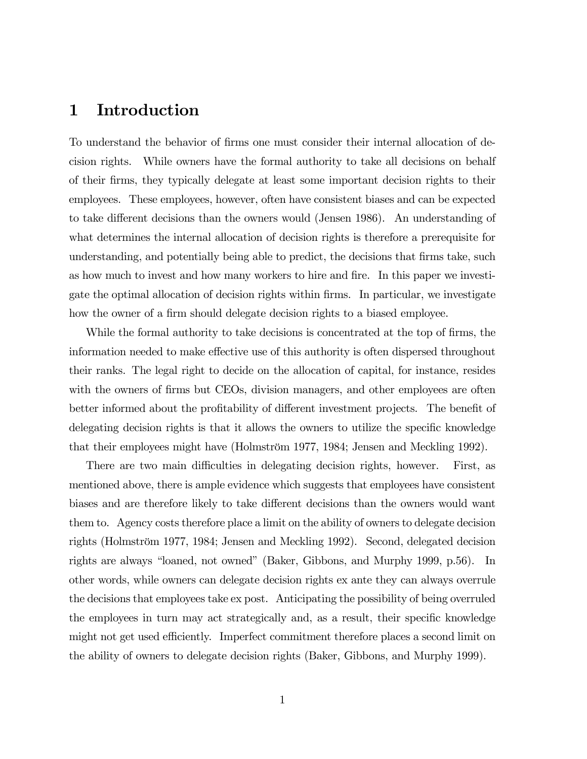# 1 Introduction

To understand the behavior of firms one must consider their internal allocation of decision rights. While owners have the formal authority to take all decisions on behalf of their firms, they typically delegate at least some important decision rights to their employees. These employees, however, often have consistent biases and can be expected to take different decisions than the owners would (Jensen 1986). An understanding of what determines the internal allocation of decision rights is therefore a prerequisite for understanding, and potentially being able to predict, the decisions that firms take, such as how much to invest and how many workers to hire and fire. In this paper we investigate the optimal allocation of decision rights within firms. In particular, we investigate how the owner of a firm should delegate decision rights to a biased employee.

While the formal authority to take decisions is concentrated at the top of firms, the information needed to make effective use of this authority is often dispersed throughout their ranks. The legal right to decide on the allocation of capital, for instance, resides with the owners of firms but CEOs, division managers, and other employees are often better informed about the profitability of different investment projects. The benefit of delegating decision rights is that it allows the owners to utilize the specific knowledge that their employees might have (Holmström 1977, 1984; Jensen and Meckling 1992).

There are two main difficulties in delegating decision rights, however. First, as mentioned above, there is ample evidence which suggests that employees have consistent biases and are therefore likely to take different decisions than the owners would want them to. Agency costs therefore place a limit on the ability of owners to delegate decision rights (Holmström 1977, 1984; Jensen and Meckling 1992). Second, delegated decision rights are always "loaned, not owned" (Baker, Gibbons, and Murphy 1999, p.56). In other words, while owners can delegate decision rights ex ante they can always overrule the decisions that employees take ex post. Anticipating the possibility of being overruled the employees in turn may act strategically and, as a result, their specific knowledge might not get used efficiently. Imperfect commitment therefore places a second limit on the ability of owners to delegate decision rights (Baker, Gibbons, and Murphy 1999).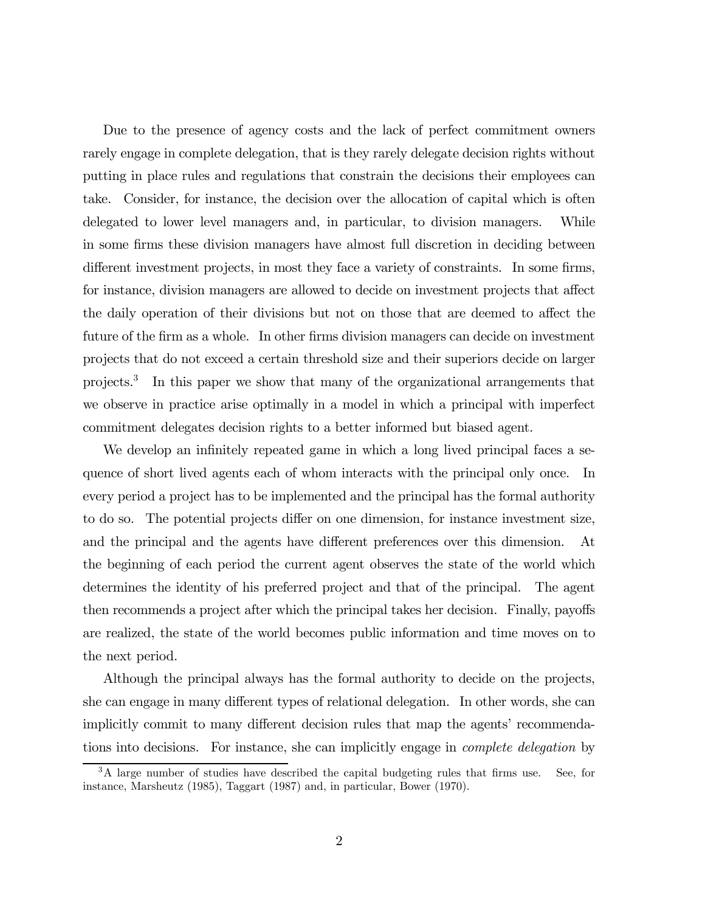Due to the presence of agency costs and the lack of perfect commitment owners rarely engage in complete delegation, that is they rarely delegate decision rights without putting in place rules and regulations that constrain the decisions their employees can take. Consider, for instance, the decision over the allocation of capital which is often delegated to lower level managers and, in particular, to division managers. While in some firms these division managers have almost full discretion in deciding between different investment projects, in most they face a variety of constraints. In some firms, for instance, division managers are allowed to decide on investment projects that affect the daily operation of their divisions but not on those that are deemed to affect the future of the firm as a whole. In other firms division managers can decide on investment projects that do not exceed a certain threshold size and their superiors decide on larger projects.[3] In this paper we show that many of the organizational arrangements that we observe in practice arise optimally in a model in which a principal with imperfect commitment delegates decision rights to a better informed but biased agent.

We develop an infinitely repeated game in which a long lived principal faces a sequence of short lived agents each of whom interacts with the principal only once. In every period a project has to be implemented and the principal has the formal authority to do so. The potential projects differ on one dimension, for instance investment size, and the principal and the agents have different preferences over this dimension. At the beginning of each period the current agent observes the state of the world which determines the identity of his preferred project and that of the principal. The agent then recommends a project after which the principal takes her decision. Finally, payoffs are realized, the state of the world becomes public information and time moves on to the next period.

Although the principal always has the formal authority to decide on the projects, she can engage in many different types of relational delegation. In other words, she can implicitly commit to many different decision rules that map the agents' recommendations into decisions. For instance, she can implicitly engage in *complete delegation* by

[3] A large number of studies have described the capital budgeting rules that firms use. See, for instance, Marsheutz (1985), Taggart (1987) and, in particular, Bower (1970).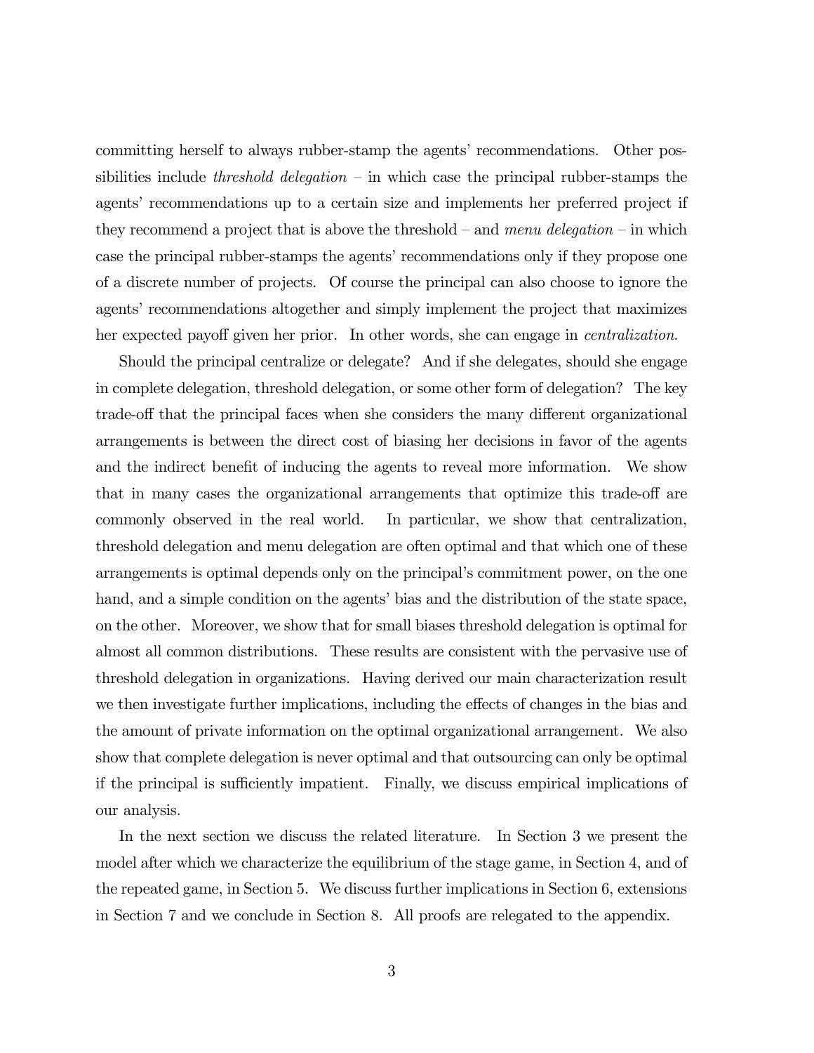committing herself to always rubber-stamp the agents' recommendations. Other possibilities include *threshold delegation* – in which case the principal rubber-stamps the agents' recommendations up to a certain size and implements her preferred project if they recommend a project that is above the threshold – and *menu delegation* – in which case the principal rubber-stamps the agents' recommendations only if they propose one of a discrete number of projects. Of course the principal can also choose to ignore the agents' recommendations altogether and simply implement the project that maximizes her expected payoff given her prior. In other words, she can engage in *centralization*.

Should the principal centralize or delegate? And if she delegates, should she engage in complete delegation, threshold delegation, or some other form of delegation? The key trade-off that the principal faces when she considers the many different organizational arrangements is between the direct cost of biasing her decisions in favor of the agents and the indirect benefit of inducing the agents to reveal more information. We show that in many cases the organizational arrangements that optimize this trade-off are commonly observed in the real world. In particular, we show that centralization, threshold delegation and menu delegation are often optimal and that which one of these arrangements is optimal depends only on the principal's commitment power, on the one hand, and a simple condition on the agents' bias and the distribution of the state space, on the other. Moreover, we show that for small biases threshold delegation is optimal for almost all common distributions. These results are consistent with the pervasive use of threshold delegation in organizations. Having derived our main characterization result we then investigate further implications, including the effects of changes in the bias and the amount of private information on the optimal organizational arrangement. We also show that complete delegation is never optimal and that outsourcing can only be optimal if the principal is sufficiently impatient. Finally, we discuss empirical implications of our analysis.

In the next section we discuss the related literature. In Section 3 we present the model after which we characterize the equilibrium of the stage game, in Section 4, and of the repeated game, in Section 5. We discuss further implications in Section 6, extensions in Section 7 and we conclude in Section 8. All proofs are relegated to the appendix.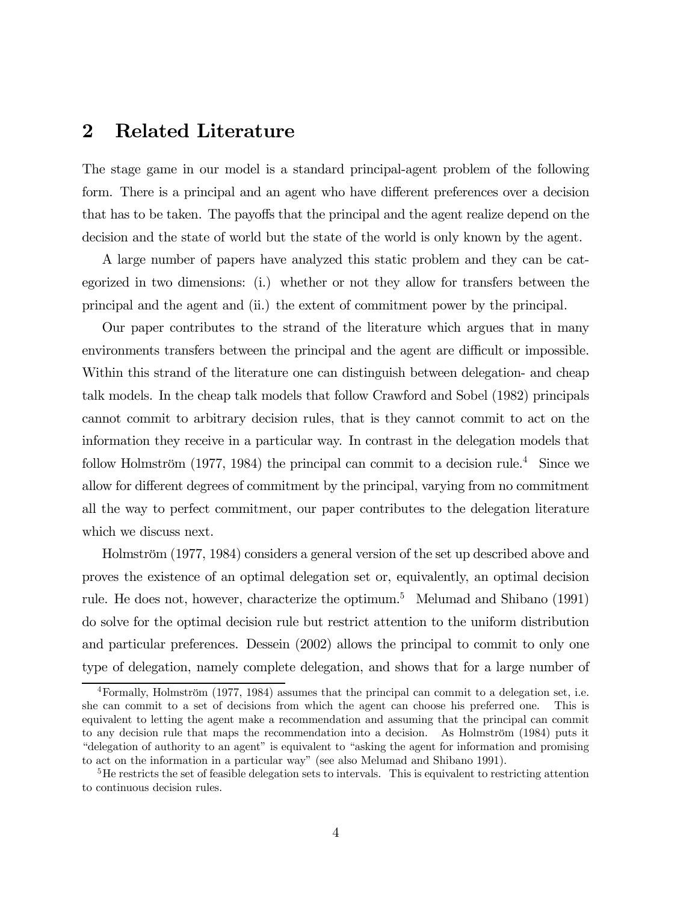## 2 Related Literature

The stage game in our model is a standard principal-agent problem of the following form. There is a principal and an agent who have different preferences over a decision that has to be taken. The payoffs that the principal and the agent realize depend on the decision and the state of world but the state of the world is only known by the agent.

A large number of papers have analyzed this static problem and they can be categorized in two dimensions: (i.) whether or not they allow for transfers between the principal and the agent and (ii.) the extent of commitment power by the principal.

Our paper contributes to the strand of the literature which argues that in many environments transfers between the principal and the agent are difficult or impossible. Within this strand of the literature one can distinguish between delegation- and cheap talk models. In the cheap talk models that follow Crawford and Sobel (1982) principals cannot commit to arbitrary decision rules, that is they cannot commit to act on the information they receive in a particular way. In contrast in the delegation models that follow Holmström (1977, 1984) the principal can commit to a decision rule.[4] Since we allow for different degrees of commitment by the principal, varying from no commitment all the way to perfect commitment, our paper contributes to the delegation literature which we discuss next.

Holmström (1977, 1984) considers a general version of the set up described above and proves the existence of an optimal delegation set or, equivalently, an optimal decision rule. He does not, however, characterize the optimum.[5] Melumad and Shibano (1991) do solve for the optimal decision rule but restrict attention to the uniform distribution and particular preferences. Dessein (2002) allows the principal to commit to only one type of delegation, namely complete delegation, and shows that for a large number of

[4]Formally, Holmström (1977, 1984) assumes that the principal can commit to a delegation set, i.e. she can commit to a set of decisions from which the agent can choose his preferred one. This is equivalent to letting the agent make a recommendation and assuming that the principal can commit to any decision rule that maps the recommendation into a decision. As Holmström (1984) puts it "delegation of authority to an agent" is equivalent to "asking the agent for information and promising to act on the information in a particular way" (see also Melumad and Shibano 1991).

[5]He restricts the set of feasible delegation sets to intervals. This is equivalent to restricting attention to continuous decision rules.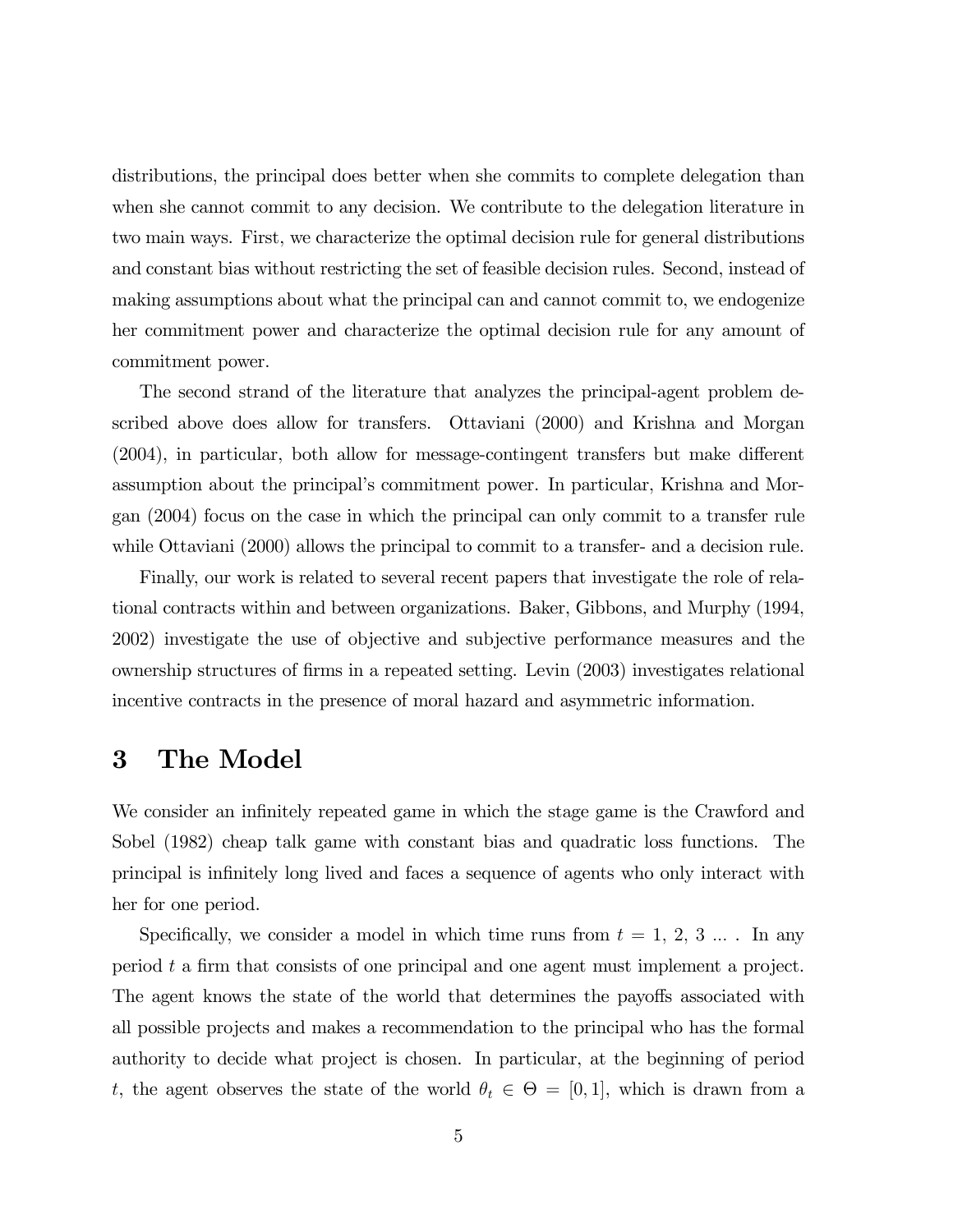distributions, the principal does better when she commits to complete delegation than when she cannot commit to any decision. We contribute to the delegation literature in two main ways. First, we characterize the optimal decision rule for general distributions and constant bias without restricting the set of feasible decision rules. Second, instead of making assumptions about what the principal can and cannot commit to, we endogenize her commitment power and characterize the optimal decision rule for any amount of commitment power.

The second strand of the literature that analyzes the principal-agent problem described above does allow for transfers. Ottaviani (2000) and Krishna and Morgan (2004), in particular, both allow for message-contingent transfers but make different assumption about the principal's commitment power. In particular, Krishna and Morgan (2004) focus on the case in which the principal can only commit to a transfer rule while Ottaviani (2000) allows the principal to commit to a transfer- and a decision rule.

Finally, our work is related to several recent papers that investigate the role of relational contracts within and between organizations. Baker, Gibbons, and Murphy (1994, 2002) investigate the use of objective and subjective performance measures and the ownership structures of firms in a repeated setting. Levin (2003) investigates relational incentive contracts in the presence of moral hazard and asymmetric information.

# 3 The Model

We consider an infinitely repeated game in which the stage game is the Crawford and Sobel (1982) cheap talk game with constant bias and quadratic loss functions. The principal is infinitely long lived and faces a sequence of agents who only interact with her for one period.

Specifically, we consider a model in which time runs from $t = 1, 2, 3 \ldots$ . In any period $t$ a firm that consists of one principal and one agent must implement a project. The agent knows the state of the world that determines the payoffs associated with all possible projects and makes a recommendation to the principal who has the formal authority to decide what project is chosen. In particular, at the beginning of period $t$, the agent observes the state of the world $\theta_t \in \Theta = [0, 1]$, which is drawn from a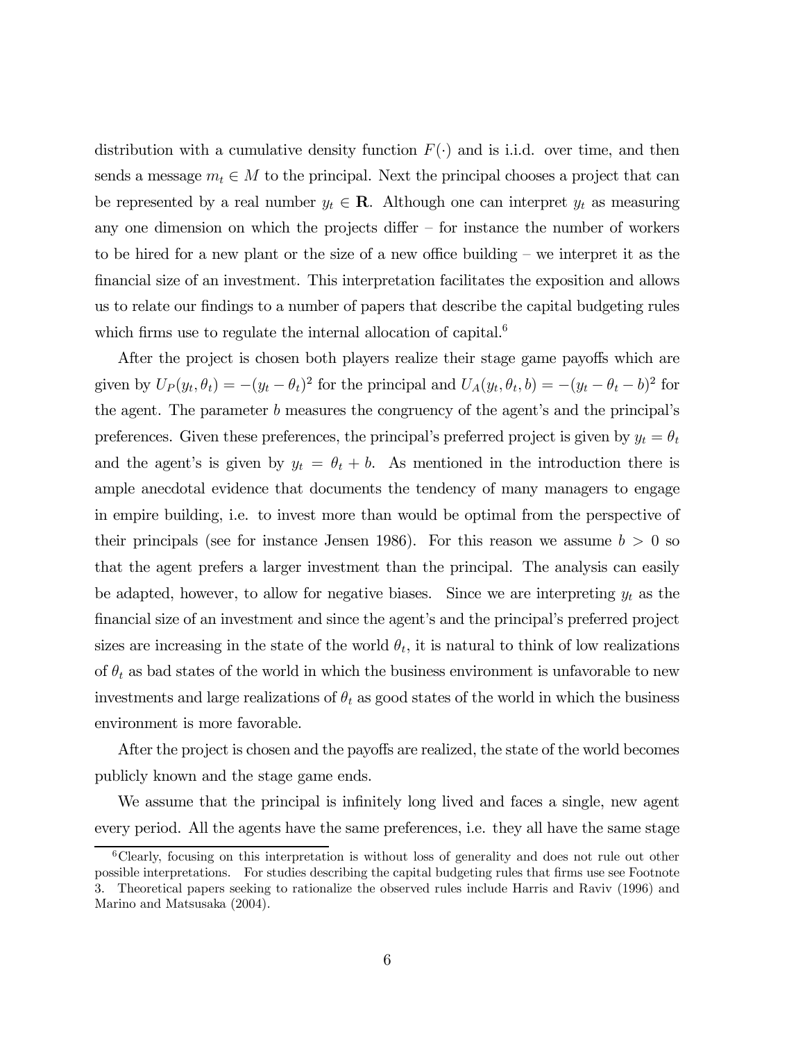distribution with a cumulative density function $F(\cdot)$ and is i.i.d. over time, and then sends a message $m_t \in M$ to the principal. Next the principal chooses a project that can be represented by a real number $y_t \in \mathbf{R}$. Although one can interpret $y_t$ as measuring any one dimension on which the projects differ – for instance the number of workers to be hired for a new plant or the size of a new office building – we interpret it as the financial size of an investment. This interpretation facilitates the exposition and allows us to relate our findings to a number of papers that describe the capital budgeting rules which firms use to regulate the internal allocation of capital.[6]

After the project is chosen both players realize their stage game payoffs which are given by $U_P(y_t, \theta_t) = -(y_t - \theta_t)^2$ for the principal and $U_A(y_t, \theta_t, b) = -(y_t - \theta_t - b)^2$ for the agent. The parameter $b$ measures the congruency of the agent's and the principal's preferences. Given these preferences, the principal's preferred project is given by $y_t = \theta_t$ and the agent's is given by $y_t = \theta_t + b$. As mentioned in the introduction there is ample anecdotal evidence that documents the tendency of many managers to engage in empire building, i.e. to invest more than would be optimal from the perspective of their principals (see for instance Jensen 1986). For this reason we assume $b > 0$ so that the agent prefers a larger investment than the principal. The analysis can easily be adapted, however, to allow for negative biases. Since we are interpreting $y_t$ as the financial size of an investment and since the agent's and the principal's preferred project sizes are increasing in the state of the world $\theta_t$, it is natural to think of low realizations of $\theta_t$ as bad states of the world in which the business environment is unfavorable to new investments and large realizations of $\theta_t$ as good states of the world in which the business environment is more favorable.

After the project is chosen and the payoffs are realized, the state of the world becomes publicly known and the stage game ends.

We assume that the principal is infinitely long lived and faces a single, new agent every period. All the agents have the same preferences, i.e. they all have the same stage

[6] Clearly, focusing on this interpretation is without loss of generality and does not rule out other possible interpretations. For studies describing the capital budgeting rules that firms use see Footnote 3. Theoretical papers seeking to rationalize the observed rules include Harris and Raviv (1996) and Marino and Matsusaka (2004).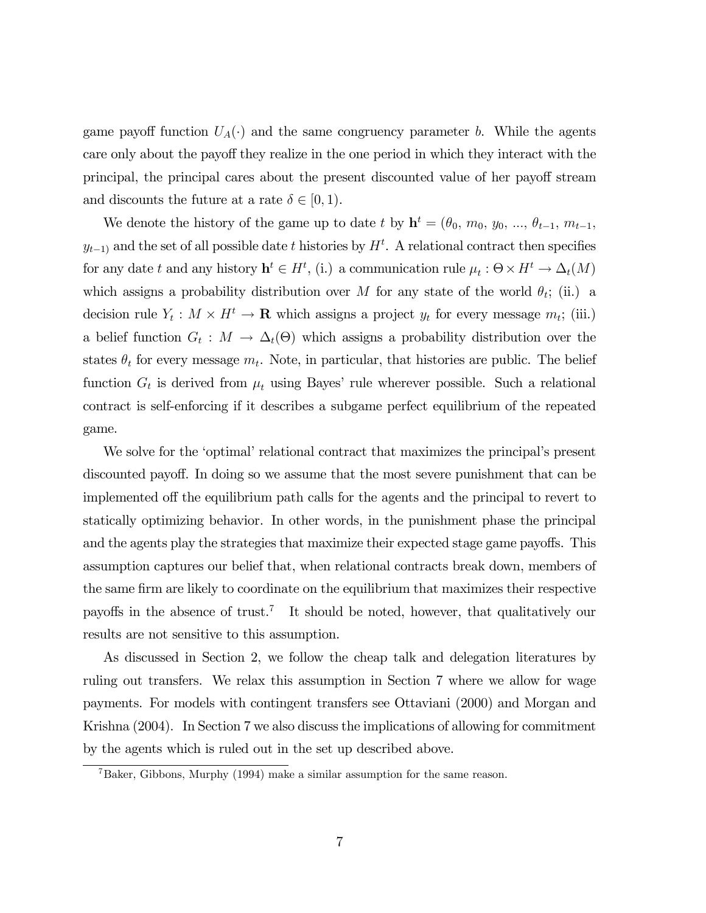game payoff function $U_A(\cdot)$ and the same congruency parameter $b$. While the agents care only about the payoff they realize in the one period in which they interact with the principal, the principal cares about the present discounted value of her payoff stream and discounts the future at a rate $\delta \in [0, 1)$.

We denote the history of the game up to date $t$ by $\mathbf{h}^t = (\theta_0, m_0, y_0, ..., \theta_{t-1}, m_{t-1}, y_{t-1})$ and the set of all possible date $t$ histories by $H^t$. A relational contract then specifies for any date $t$ and any history $\mathbf{h}^t \in H^t$, (i.) a communication rule $\mu_t : \Theta \times H^t \rightarrow \Delta_t(M)$ which assigns a probability distribution over $M$ for any state of the world $\theta_t$; (ii.) a decision rule $Y_t : M \times H^t \rightarrow \mathbf{R}$ which assigns a project $y_t$ for every message $m_t$; (iii.) a belief function $G_t : M \rightarrow \Delta_t(\Theta)$ which assigns a probability distribution over the states $\theta_t$ for every message $m_t$. Note, in particular, that histories are public. The belief function $G_t$ is derived from $\mu_t$ using Bayes' rule wherever possible. Such a relational contract is self-enforcing if it describes a subgame perfect equilibrium of the repeated game.

We solve for the 'optimal' relational contract that maximizes the principal's present discounted payoff. In doing so we assume that the most severe punishment that can be implemented off the equilibrium path calls for the agents and the principal to revert to statically optimizing behavior. In other words, in the punishment phase the principal and the agents play the strategies that maximize their expected stage game payoffs. This assumption captures our belief that, when relational contracts break down, members of the same firm are likely to coordinate on the equilibrium that maximizes their respective payoffs in the absence of trust.[7] It should be noted, however, that qualitatively our results are not sensitive to this assumption.

As discussed in Section 2, we follow the cheap talk and delegation literatures by ruling out transfers. We relax this assumption in Section 7 where we allow for wage payments. For models with contingent transfers see Ottaviani (2000) and Morgan and Krishna (2004). In Section 7 we also discuss the implications of allowing for commitment by the agents which is ruled out in the set up described above.

[7] Baker, Gibbons, Murphy (1994) make a similar assumption for the same reason.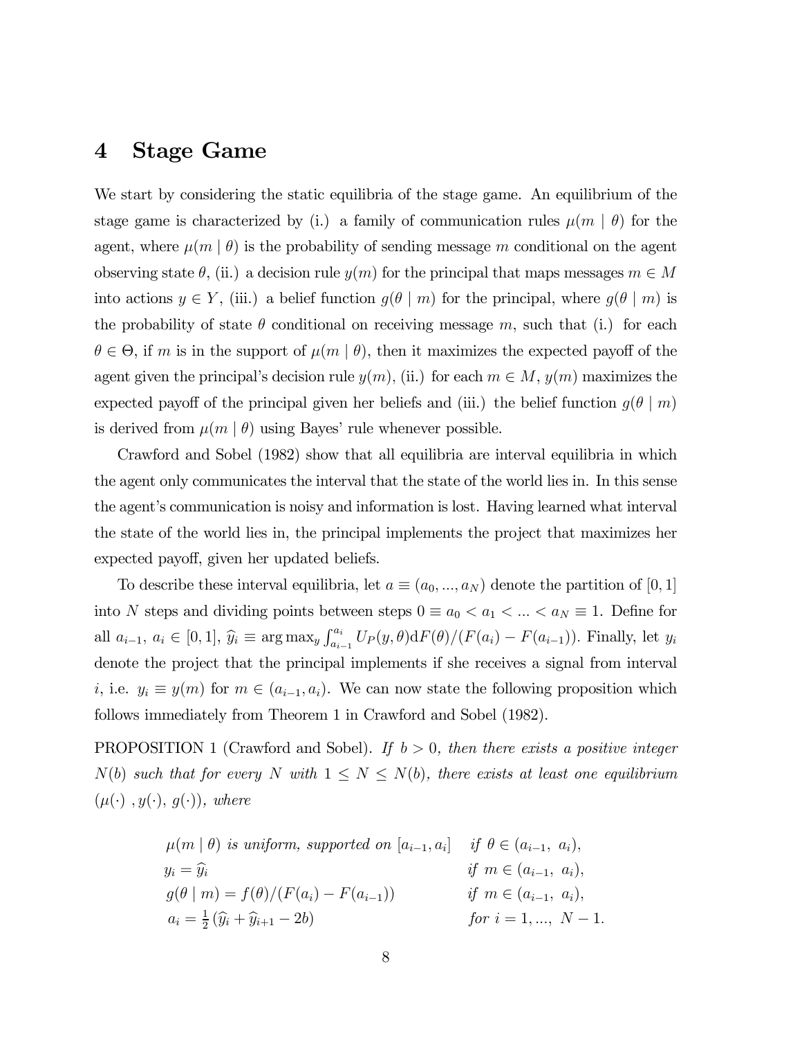# 4 Stage Game

We start by considering the static equilibria of the stage game. An equilibrium of the stage game is characterized by (i.) a family of communication rules $\mu(m \mid \theta)$ for the agent, where $\mu(m \mid \theta)$ is the probability of sending message $m$ conditional on the agent observing state $\theta$, (ii.) a decision rule $y(m)$ for the principal that maps messages $m \in M$ into actions $y \in Y$, (iii.) a belief function $g(\theta \mid m)$ for the principal, where $g(\theta \mid m)$ is the probability of state $\theta$ conditional on receiving message $m$, such that (i.) for each $\theta \in \Theta$, if $m$ is in the support of $\mu(m \mid \theta)$, then it maximizes the expected payoff of the agent given the principal's decision rule $y(m)$, (ii.) for each $m \in M$, $y(m)$ maximizes the expected payoff of the principal given her beliefs and (iii.) the belief function $g(\theta \mid m)$ is derived from $\mu(m \mid \theta)$ using Bayes' rule whenever possible.

Crawford and Sobel (1982) show that all equilibria are interval equilibria in which the agent only communicates the interval that the state of the world lies in. In this sense the agent's communication is noisy and information is lost. Having learned what interval the state of the world lies in, the principal implements the project that maximizes her expected payoff, given her updated beliefs.

To describe these interval equilibria, let $a \equiv (a_0, ..., a_N)$ denote the partition of $[0, 1]$ into $N$ steps and dividing points between steps $0 \equiv a_0 < a_1 < ... < a_N \equiv 1$. Define for all $a_{i-1}$, $a_i \in [0, 1]$, $\widehat{y}_i \equiv \arg\max_y \int_{a_{i-1}}^{a_i} U_P(y, \theta) \mathrm{d}F(\theta)/(F(a_i) - F(a_{i-1}))$. Finally, let $y_i$ denote the project that the principal implements if she receives a signal from interval $i$, i.e. $y_i \equiv y(m)$ for $m \in (a_{i-1}, a_i)$. We can now state the following proposition which follows immediately from Theorem 1 in Crawford and Sobel (1982).

PROPOSITION 1 (Crawford and Sobel). *If $b > 0$, then there exists a positive integer $N(b)$ such that for every $N$ with $1 \leq N \leq N(b)$, there exists at least one equilibrium $(\mu(\cdot), y(\cdot), g(\cdot))$, where*

$$
\begin{aligned}
&\mu(m \mid \theta) \text{ is uniform, supported on } [a_{i-1}, a_i] && \text{if } \theta \in (a_{i-1}, a_i), \\
&y_i = \widehat{y}_i && \text{if } m \in (a_{i-1}, a_i), \\
&g(\theta \mid m) = f(\theta)/(F(a_i) - F(a_{i-1})) && \text{if } m \in (a_{i-1}, a_i), \\
&a_i = \tfrac{1}{2}(\widehat{y}_i + \widehat{y}_{i+1} - 2b) && \text{for } i = 1, ..., N-1.
\end{aligned}
$$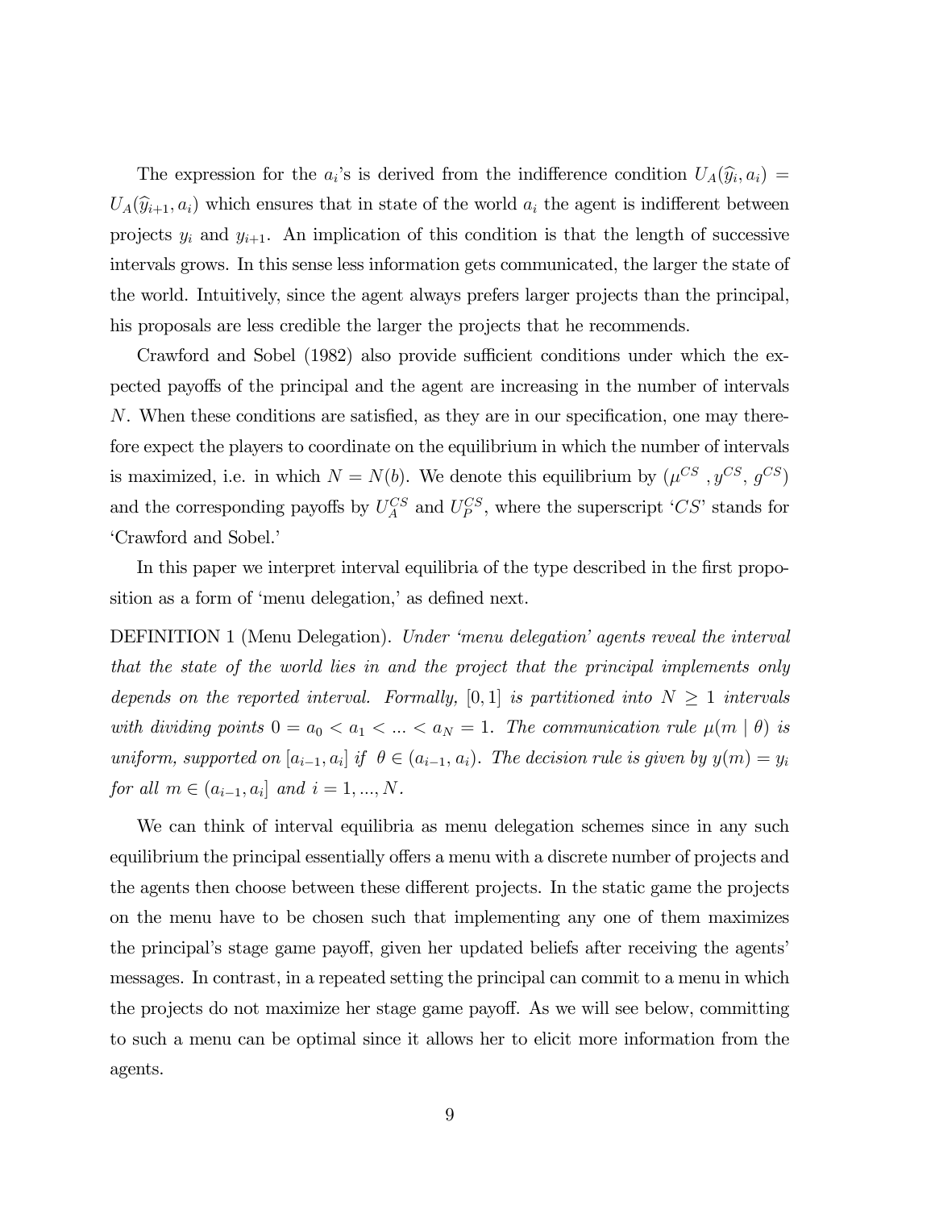The expression for the $a_i$'s is derived from the indifference condition $U_A(\widehat{y}_i, a_i) = U_A(\widehat{y}_{i+1}, a_i)$ which ensures that in state of the world $a_i$ the agent is indifferent between projects $y_i$ and $y_{i+1}$. An implication of this condition is that the length of successive intervals grows. In this sense less information gets communicated, the larger the state of the world. Intuitively, since the agent always prefers larger projects than the principal, his proposals are less credible the larger the projects that he recommends.

Crawford and Sobel (1982) also provide sufficient conditions under which the expected payoffs of the principal and the agent are increasing in the number of intervals $N$. When these conditions are satisfied, as they are in our specification, one may therefore expect the players to coordinate on the equilibrium in which the number of intervals is maximized, i.e. in which $N = N(b)$. We denote this equilibrium by $(\mu^{CS}, y^{CS}, g^{CS})$ and the corresponding payoffs by $U_A^{CS}$ and $U_P^{CS}$, where the superscript '$CS$' stands for 'Crawford and Sobel.'

In this paper we interpret interval equilibria of the type described in the first proposition as a form of 'menu delegation,' as defined next.

DEFINITION 1 (Menu Delegation). *Under 'menu delegation' agents reveal the interval that the state of the world lies in and the project that the principal implements only depends on the reported interval. Formally, $[0,1]$ is partitioned into $N \geq 1$ intervals with dividing points $0 = a_0 < a_1 < ... < a_N = 1$. The communication rule $\mu(m \mid \theta)$ is uniform, supported on $[a_{i-1}, a_i]$ if $\theta \in (a_{i-1}, a_i)$. The decision rule is given by $y(m) = y_i$ for all $m \in (a_{i-1}, a_i]$ and $i = 1, ..., N$.*

We can think of interval equilibria as menu delegation schemes since in any such equilibrium the principal essentially offers a menu with a discrete number of projects and the agents then choose between these different projects. In the static game the projects on the menu have to be chosen such that implementing any one of them maximizes the principal's stage game payoff, given her updated beliefs after receiving the agents' messages. In contrast, in a repeated setting the principal can commit to a menu in which the projects do not maximize her stage game payoff. As we will see below, committing to such a menu can be optimal since it allows her to elicit more information from the agents.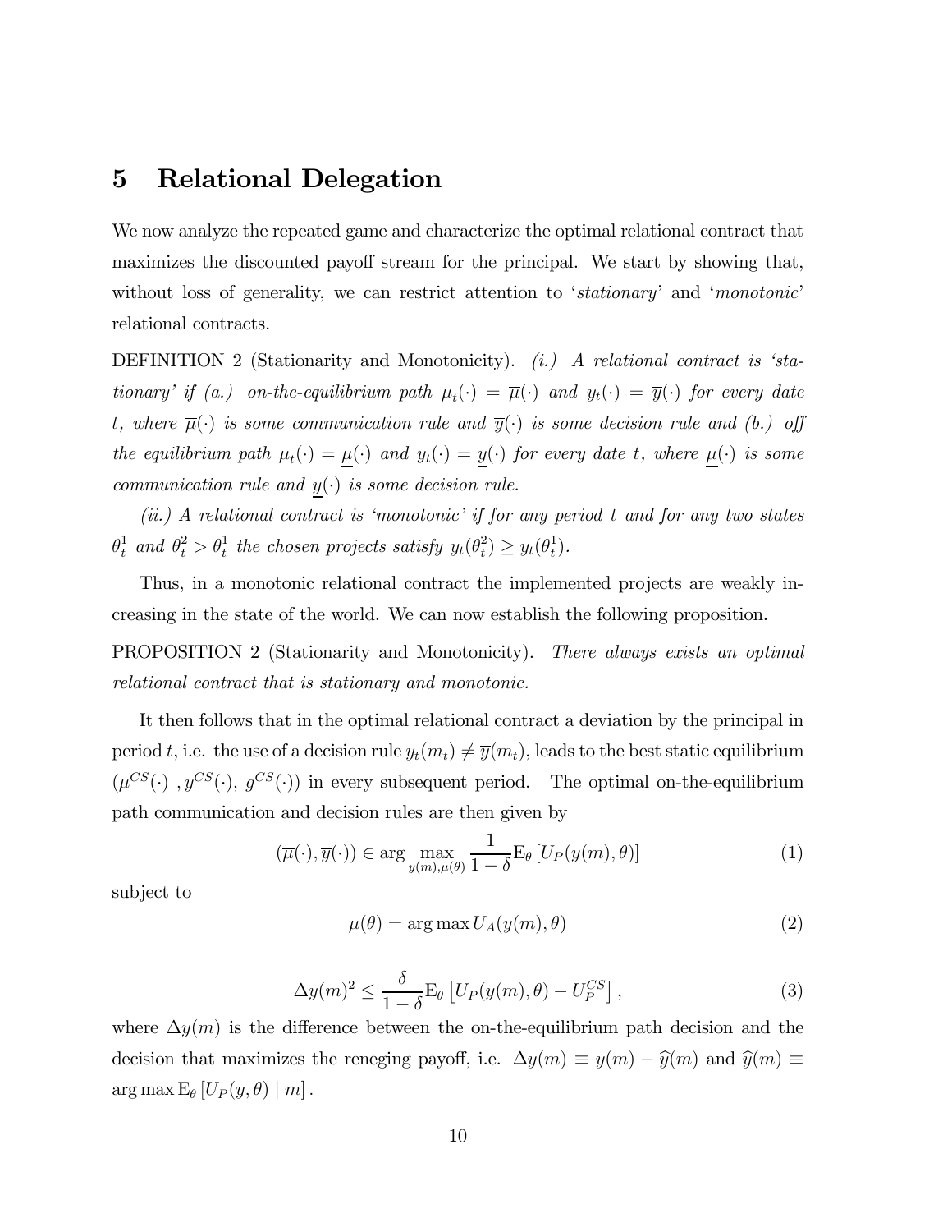# 5 Relational Delegation

We now analyze the repeated game and characterize the optimal relational contract that maximizes the discounted payoff stream for the principal. We start by showing that, without loss of generality, we can restrict attention to '*stationary*' and '*monotonic*' relational contracts.

DEFINITION 2 (Stationarity and Monotonicity). *(i.) A relational contract is 'stationary' if (a.) on-the-equilibrium path $\mu_t(\cdot) = \overline{\mu}(\cdot)$ and $y_t(\cdot) = \overline{y}(\cdot)$ for every date $t$, where $\overline{\mu}(\cdot)$ is some communication rule and $\overline{y}(\cdot)$ is some decision rule and (b.) off the equilibrium path $\mu_t(\cdot) = \underline{\mu}(\cdot)$ and $y_t(\cdot) = \underline{y}(\cdot)$ for every date $t$, where $\underline{\mu}(\cdot)$ is some communication rule and $\underline{y}(\cdot)$ is some decision rule.*

*(ii.) A relational contract is 'monotonic' if for any period $t$ and for any two states $\theta_t^1$ and $\theta_t^2 > \theta_t^1$ the chosen projects satisfy $y_t(\theta_t^2) \geq y_t(\theta_t^1)$.*

Thus, in a monotonic relational contract the implemented projects are weakly increasing in the state of the world. We can now establish the following proposition.

PROPOSITION 2 (Stationarity and Monotonicity). *There always exists an optimal relational contract that is stationary and monotonic.*

It then follows that in the optimal relational contract a deviation by the principal in period $t$, i.e. the use of a decision rule $y_t(m_t) \neq \overline{y}(m_t)$, leads to the best static equilibrium $(\mu^{CS}(\cdot)\ , y^{CS}(\cdot),\ g^{CS}(\cdot))$ in every subsequent period. The optimal on-the-equilibrium path communication and decision rules are then given by

$$(\overline{\mu}(\cdot), \overline{y}(\cdot)) \in \arg\max_{y(m),\mu(\theta)} \frac{1}{1-\delta} \mathrm{E}_\theta \left[U_P(y(m), \theta)\right] \tag{1}$$

subject to

$$\mu(\theta) = \arg\max U_A(y(m), \theta) \tag{2}$$

$$\Delta y(m)^2 \leq \frac{\delta}{1-\delta} \mathrm{E}_\theta \left[U_P(y(m), \theta) - U_P^{CS}\right], \tag{3}$$

where $\Delta y(m)$ is the difference between the on-the-equilibrium path decision and the decision that maximizes the reneging payoff, i.e. $\Delta y(m) \equiv y(m) - \widehat{y}(m)$ and $\widehat{y}(m) \equiv \arg\max \mathrm{E}_\theta \left[U_P(y, \theta) \mid m\right]$.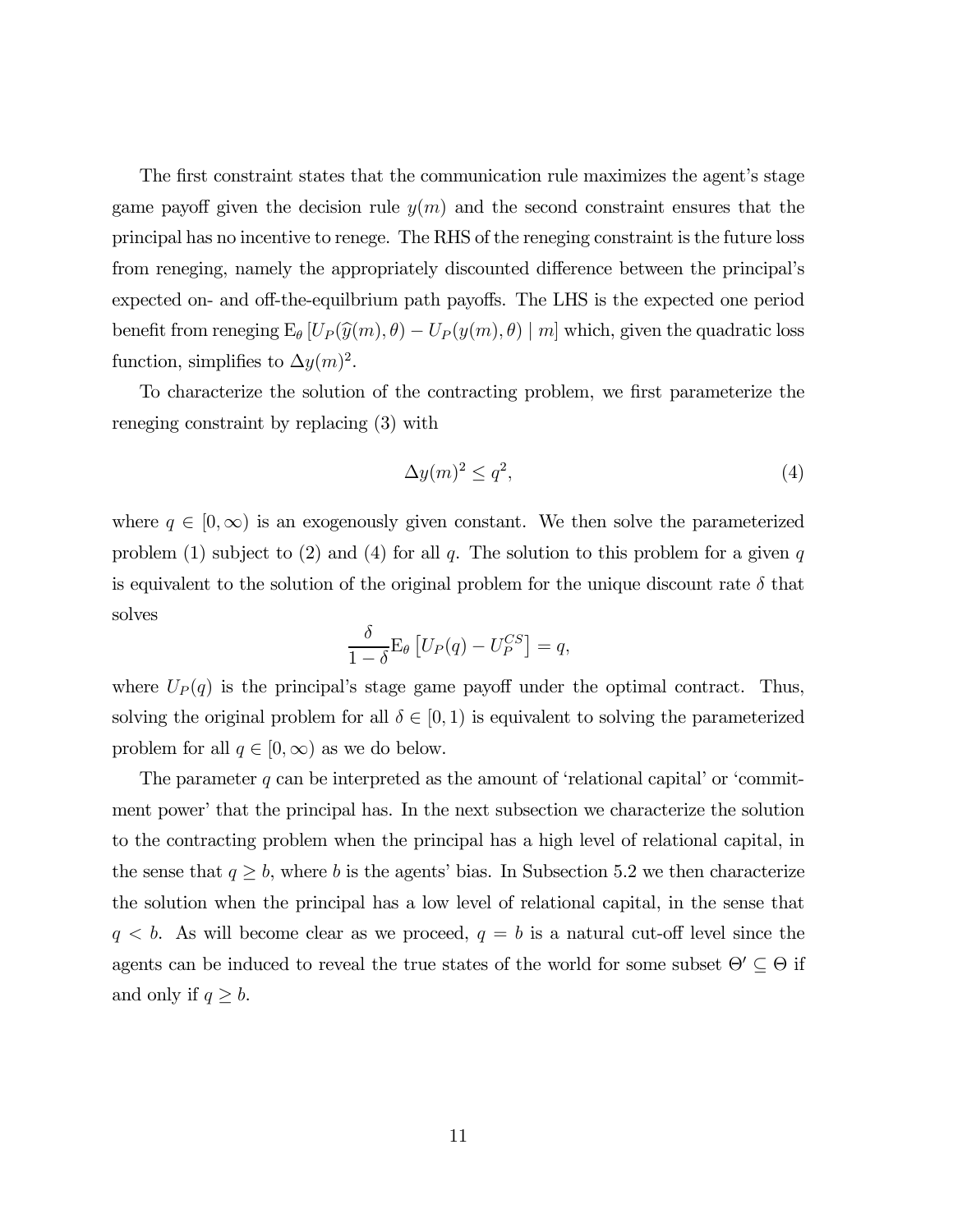The first constraint states that the communication rule maximizes the agent's stage game payoff given the decision rule $y(m)$ and the second constraint ensures that the principal has no incentive to renege. The RHS of the reneging constraint is the future loss from reneging, namely the appropriately discounted difference between the principal's expected on- and off-the-equilbrium path payoffs. The LHS is the expected one period benefit from reneging $\mathrm{E}_\theta \left[ U_P(\widehat{y}(m), \theta) - U_P(y(m), \theta) \mid m \right]$ which, given the quadratic loss function, simplifies to $\Delta y(m)^2$.

To characterize the solution of the contracting problem, we first parameterize the reneging constraint by replacing (3) with

$$\Delta y(m)^2 \leq q^2, \tag{4}$$

where $q \in [0, \infty)$ is an exogenously given constant. We then solve the parameterized problem (1) subject to (2) and (4) for all $q$. The solution to this problem for a given $q$ is equivalent to the solution of the original problem for the unique discount rate $\delta$ that solves

$$\frac{\delta}{1-\delta} \mathrm{E}_\theta \left[ U_P(q) - U_P^{CS} \right] = q,$$

where $U_P(q)$ is the principal's stage game payoff under the optimal contract. Thus, solving the original problem for all $\delta \in [0, 1)$ is equivalent to solving the parameterized problem for all $q \in [0, \infty)$ as we do below.

The parameter $q$ can be interpreted as the amount of 'relational capital' or 'commitment power' that the principal has. In the next subsection we characterize the solution to the contracting problem when the principal has a high level of relational capital, in the sense that $q \geq b$, where $b$ is the agents' bias. In Subsection 5.2 we then characterize the solution when the principal has a low level of relational capital, in the sense that $q < b$. As will become clear as we proceed, $q = b$ is a natural cut-off level since the agents can be induced to reveal the true states of the world for some subset $\Theta' \subseteq \Theta$ if and only if $q \geq b$.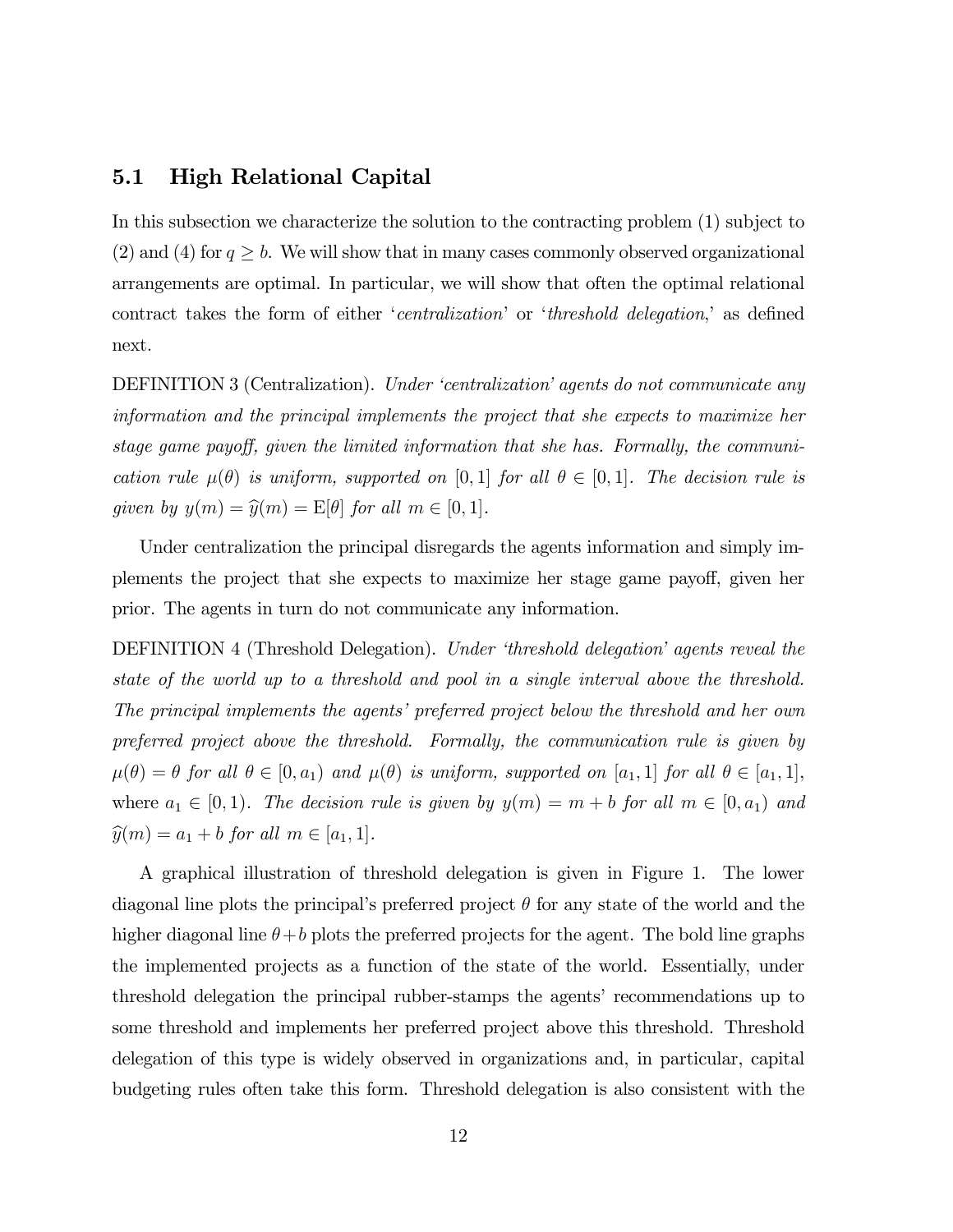### 5.1 High Relational Capital

In this subsection we characterize the solution to the contracting problem (1) subject to (2) and (4) for $q \geq b$. We will show that in many cases commonly observed organizational arrangements are optimal. In particular, we will show that often the optimal relational contract takes the form of either '*centralization*' or '*threshold delegation*,' as defined next.

DEFINITION 3 (Centralization). *Under 'centralization' agents do not communicate any information and the principal implements the project that she expects to maximize her stage game payoff, given the limited information that she has. Formally, the communication rule $\mu(\theta)$ is uniform, supported on $[0, 1]$ for all $\theta \in [0, 1]$. The decision rule is given by $y(m) = \widehat{y}(m) = \mathrm{E}[\theta]$ for all $m \in [0, 1]$.*

Under centralization the principal disregards the agents information and simply implements the project that she expects to maximize her stage game payoff, given her prior. The agents in turn do not communicate any information.

DEFINITION 4 (Threshold Delegation). *Under 'threshold delegation' agents reveal the state of the world up to a threshold and pool in a single interval above the threshold. The principal implements the agents' preferred project below the threshold and her own preferred project above the threshold. Formally, the communication rule is given by $\mu(\theta) = \theta$ for all $\theta \in [0, a_1)$ and $\mu(\theta)$ is uniform, supported on $[a_1, 1]$ for all $\theta \in [a_1, 1]$,* where $a_1 \in [0, 1)$. *The decision rule is given by $y(m) = m + b$ for all $m \in [0, a_1)$ and $\widehat{y}(m) = a_1 + b$ for all $m \in [a_1, 1]$.*

A graphical illustration of threshold delegation is given in Figure 1. The lower diagonal line plots the principal's preferred project $\theta$ for any state of the world and the higher diagonal line $\theta + b$ plots the preferred projects for the agent. The bold line graphs the implemented projects as a function of the state of the world. Essentially, under threshold delegation the principal rubber-stamps the agents' recommendations up to some threshold and implements her preferred project above this threshold. Threshold delegation of this type is widely observed in organizations and, in particular, capital budgeting rules often take this form. Threshold delegation is also consistent with the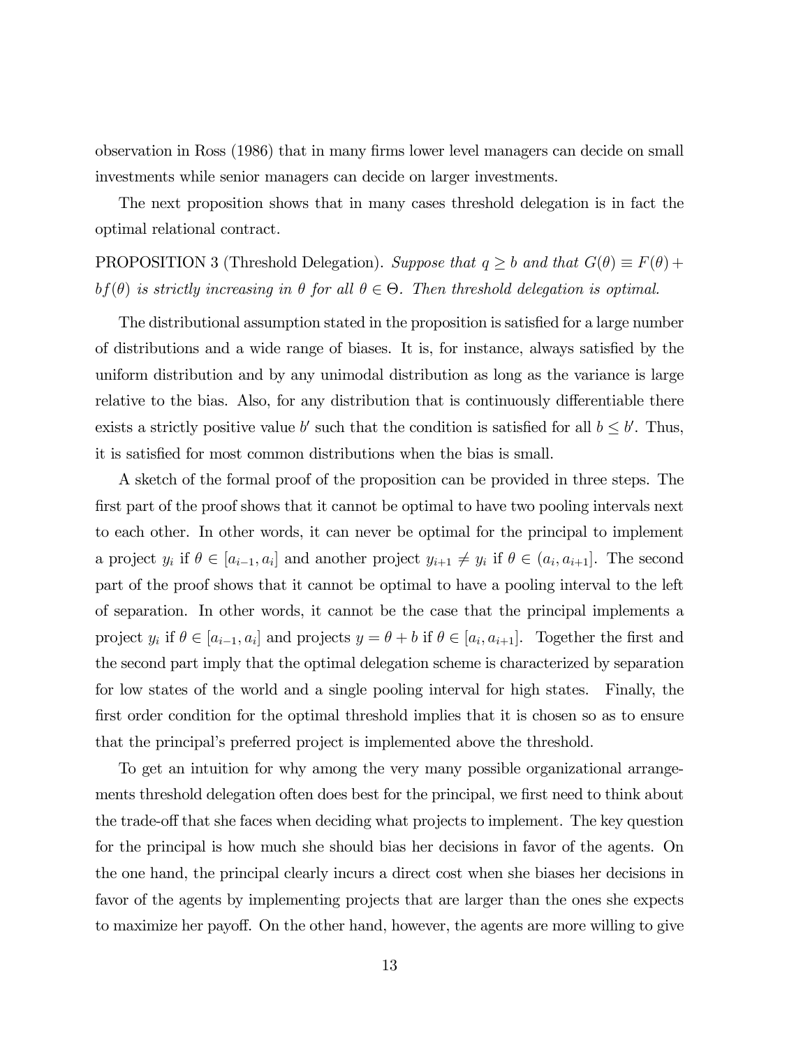observation in Ross (1986) that in many firms lower level managers can decide on small investments while senior managers can decide on larger investments.

The next proposition shows that in many cases threshold delegation is in fact the optimal relational contract.

PROPOSITION 3 (Threshold Delegation). *Suppose that $q \geq b$ and that $G(\theta) \equiv F(\theta) + bf(\theta)$ is strictly increasing in $\theta$ for all $\theta \in \Theta$. Then threshold delegation is optimal.*

The distributional assumption stated in the proposition is satisfied for a large number of distributions and a wide range of biases. It is, for instance, always satisfied by the uniform distribution and by any unimodal distribution as long as the variance is large relative to the bias. Also, for any distribution that is continuously differentiable there exists a strictly positive value $b'$ such that the condition is satisfied for all $b \leq b'$. Thus, it is satisfied for most common distributions when the bias is small.

A sketch of the formal proof of the proposition can be provided in three steps. The first part of the proof shows that it cannot be optimal to have two pooling intervals next to each other. In other words, it can never be optimal for the principal to implement a project $y_i$ if $\theta \in [a_{i-1}, a_i]$ and another project $y_{i+1} \neq y_i$ if $\theta \in (a_i, a_{i+1}]$. The second part of the proof shows that it cannot be optimal to have a pooling interval to the left of separation. In other words, it cannot be the case that the principal implements a project $y_i$ if $\theta \in [a_{i-1}, a_i]$ and projects $y = \theta + b$ if $\theta \in [a_i, a_{i+1}]$. Together the first and the second part imply that the optimal delegation scheme is characterized by separation for low states of the world and a single pooling interval for high states. Finally, the first order condition for the optimal threshold implies that it is chosen so as to ensure that the principal's preferred project is implemented above the threshold.

To get an intuition for why among the very many possible organizational arrangements threshold delegation often does best for the principal, we first need to think about the trade-off that she faces when deciding what projects to implement. The key question for the principal is how much she should bias her decisions in favor of the agents. On the one hand, the principal clearly incurs a direct cost when she biases her decisions in favor of the agents by implementing projects that are larger than the ones she expects to maximize her payoff. On the other hand, however, the agents are more willing to give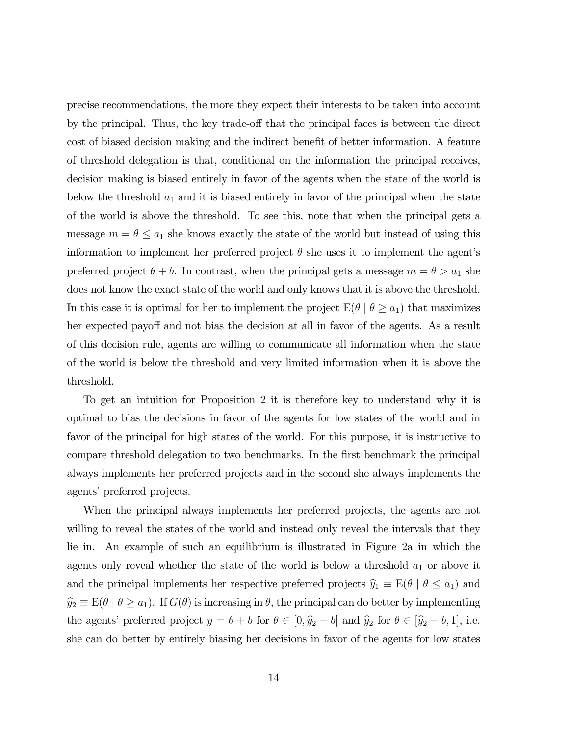precise recommendations, the more they expect their interests to be taken into account by the principal. Thus, the key trade-off that the principal faces is between the direct cost of biased decision making and the indirect benefit of better information. A feature of threshold delegation is that, conditional on the information the principal receives, decision making is biased entirely in favor of the agents when the state of the world is below the threshold $a_1$ and it is biased entirely in favor of the principal when the state of the world is above the threshold. To see this, note that when the principal gets a message $m = \theta \leq a_1$ she knows exactly the state of the world but instead of using this information to implement her preferred project $\theta$ she uses it to implement the agent's preferred project $\theta + b$. In contrast, when the principal gets a message $m = \theta > a_1$ she does not know the exact state of the world and only knows that it is above the threshold. In this case it is optimal for her to implement the project $\mathrm{E}(\theta \mid \theta \geq a_1)$ that maximizes her expected payoff and not bias the decision at all in favor of the agents. As a result of this decision rule, agents are willing to communicate all information when the state of the world is below the threshold and very limited information when it is above the threshold.

To get an intuition for Proposition 2 it is therefore key to understand why it is optimal to bias the decisions in favor of the agents for low states of the world and in favor of the principal for high states of the world. For this purpose, it is instructive to compare threshold delegation to two benchmarks. In the first benchmark the principal always implements her preferred projects and in the second she always implements the agents' preferred projects.

When the principal always implements her preferred projects, the agents are not willing to reveal the states of the world and instead only reveal the intervals that they lie in. An example of such an equilibrium is illustrated in Figure 2a in which the agents only reveal whether the state of the world is below a threshold $a_1$ or above it and the principal implements her respective preferred projects $\widehat{y}_1 \equiv \mathrm{E}(\theta \mid \theta \leq a_1)$ and $\widehat{y}_2 \equiv \mathrm{E}(\theta \mid \theta \geq a_1)$. If $G(\theta)$ is increasing in $\theta$, the principal can do better by implementing the agents' preferred project $y = \theta + b$ for $\theta \in [0, \widehat{y}_2 - b]$ and $\widehat{y}_2$ for $\theta \in [\widehat{y}_2 - b, 1]$, i.e. she can do better by entirely biasing her decisions in favor of the agents for low states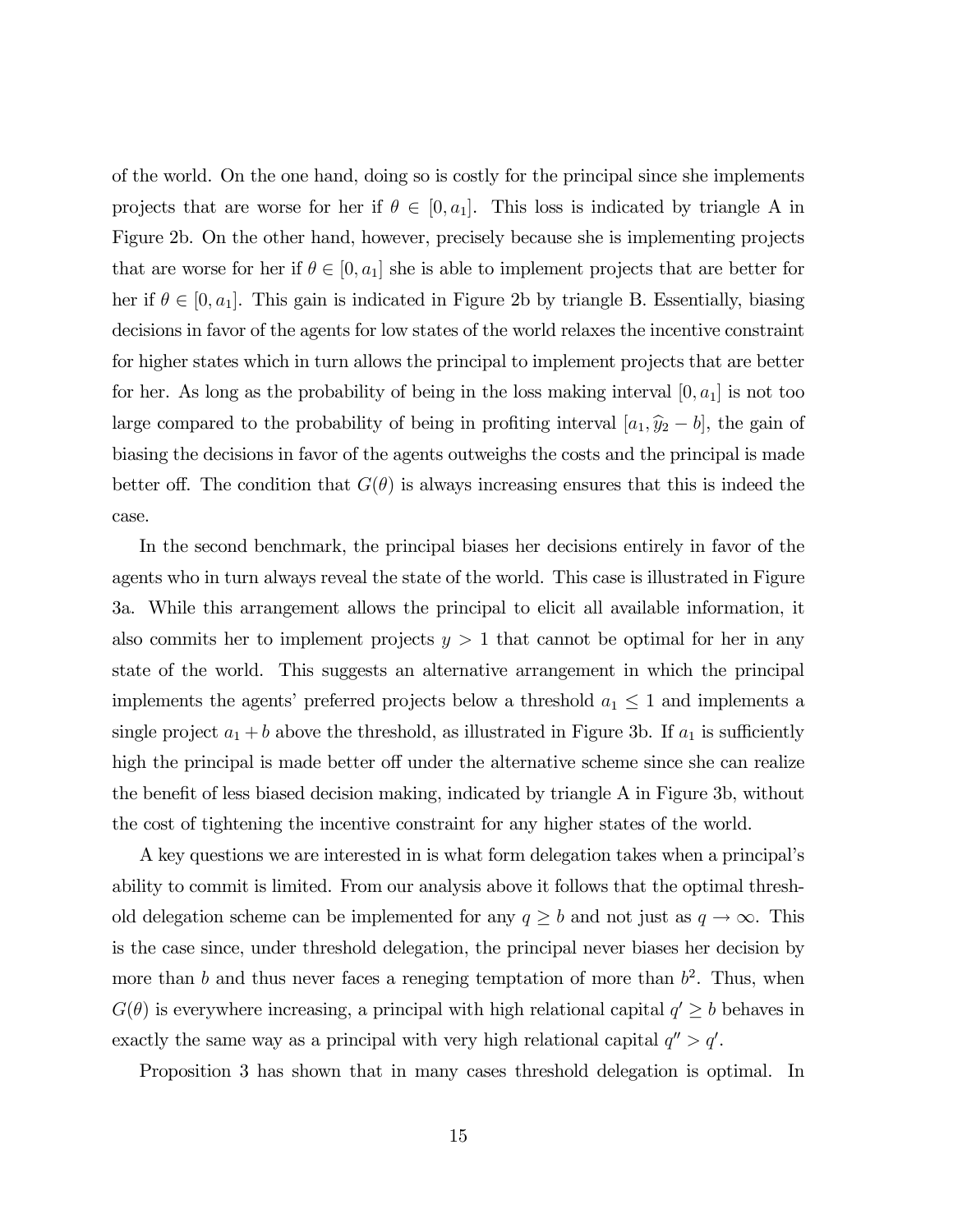of the world. On the one hand, doing so is costly for the principal since she implements projects that are worse for her if $\theta \in [0, a_1]$. This loss is indicated by triangle A in Figure 2b. On the other hand, however, precisely because she is implementing projects that are worse for her if $\theta \in [0, a_1]$ she is able to implement projects that are better for her if $\theta \in [0, a_1]$. This gain is indicated in Figure 2b by triangle B. Essentially, biasing decisions in favor of the agents for low states of the world relaxes the incentive constraint for higher states which in turn allows the principal to implement projects that are better for her. As long as the probability of being in the loss making interval $[0, a_1]$ is not too large compared to the probability of being in profiting interval $[a_1, \widehat{y}_2 - b]$, the gain of biasing the decisions in favor of the agents outweighs the costs and the principal is made better off. The condition that $G(\theta)$ is always increasing ensures that this is indeed the case.

In the second benchmark, the principal biases her decisions entirely in favor of the agents who in turn always reveal the state of the world. This case is illustrated in Figure 3a. While this arrangement allows the principal to elicit all available information, it also commits her to implement projects $y > 1$ that cannot be optimal for her in any state of the world. This suggests an alternative arrangement in which the principal implements the agents' preferred projects below a threshold $a_1 \leq 1$ and implements a single project $a_1 + b$ above the threshold, as illustrated in Figure 3b. If $a_1$ is sufficiently high the principal is made better off under the alternative scheme since she can realize the benefit of less biased decision making, indicated by triangle A in Figure 3b, without the cost of tightening the incentive constraint for any higher states of the world.

A key questions we are interested in is what form delegation takes when a principal's ability to commit is limited. From our analysis above it follows that the optimal threshold delegation scheme can be implemented for any $q \geq b$ and not just as $q \to \infty$. This is the case since, under threshold delegation, the principal never biases her decision by more than $b$ and thus never faces a reneging temptation of more than $b^2$. Thus, when $G(\theta)$ is everywhere increasing, a principal with high relational capital $q' \geq b$ behaves in exactly the same way as a principal with very high relational capital $q'' > q'$.

Proposition 3 has shown that in many cases threshold delegation is optimal. In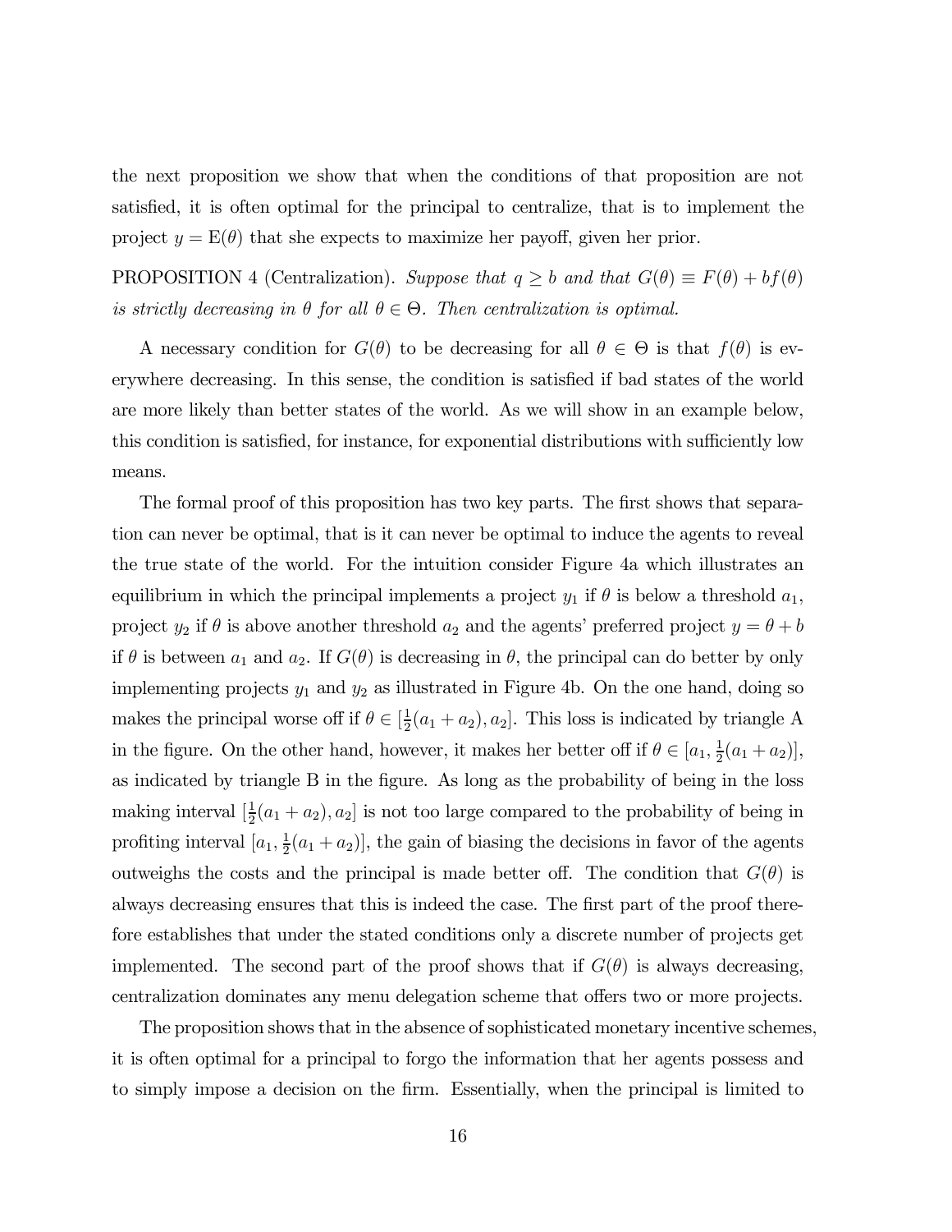the next proposition we show that when the conditions of that proposition are not satisfied, it is often optimal for the principal to centralize, that is to implement the project $y = \mathrm{E}(\theta)$ that she expects to maximize her payoff, given her prior.

PROPOSITION 4 (Centralization). *Suppose that $q \geq b$ and that $G(\theta) \equiv F(\theta) + bf(\theta)$ is strictly decreasing in $\theta$ for all $\theta \in \Theta$. Then centralization is optimal.*

A necessary condition for $G(\theta)$ to be decreasing for all $\theta \in \Theta$ is that $f(\theta)$ is everywhere decreasing. In this sense, the condition is satisfied if bad states of the world are more likely than better states of the world. As we will show in an example below, this condition is satisfied, for instance, for exponential distributions with sufficiently low means.

The formal proof of this proposition has two key parts. The first shows that separation can never be optimal, that is it can never be optimal to induce the agents to reveal the true state of the world. For the intuition consider Figure 4a which illustrates an equilibrium in which the principal implements a project $y_1$ if $\theta$ is below a threshold $a_1$, project $y_2$ if $\theta$ is above another threshold $a_2$ and the agents' preferred project $y = \theta + b$ if $\theta$ is between $a_1$ and $a_2$. If $G(\theta)$ is decreasing in $\theta$, the principal can do better by only implementing projects $y_1$ and $y_2$ as illustrated in Figure 4b. On the one hand, doing so makes the principal worse off if $\theta \in [\frac{1}{2}(a_1 + a_2), a_2]$. This loss is indicated by triangle A in the figure. On the other hand, however, it makes her better off if $\theta \in [a_1, \frac{1}{2}(a_1 + a_2)]$, as indicated by triangle B in the figure. As long as the probability of being in the loss making interval $[\frac{1}{2}(a_1 + a_2), a_2]$ is not too large compared to the probability of being in profiting interval $[a_1, \frac{1}{2}(a_1 + a_2)]$, the gain of biasing the decisions in favor of the agents outweighs the costs and the principal is made better off. The condition that $G(\theta)$ is always decreasing ensures that this is indeed the case. The first part of the proof therefore establishes that under the stated conditions only a discrete number of projects get implemented. The second part of the proof shows that if $G(\theta)$ is always decreasing, centralization dominates any menu delegation scheme that offers two or more projects.

The proposition shows that in the absence of sophisticated monetary incentive schemes, it is often optimal for a principal to forgo the information that her agents possess and to simply impose a decision on the firm. Essentially, when the principal is limited to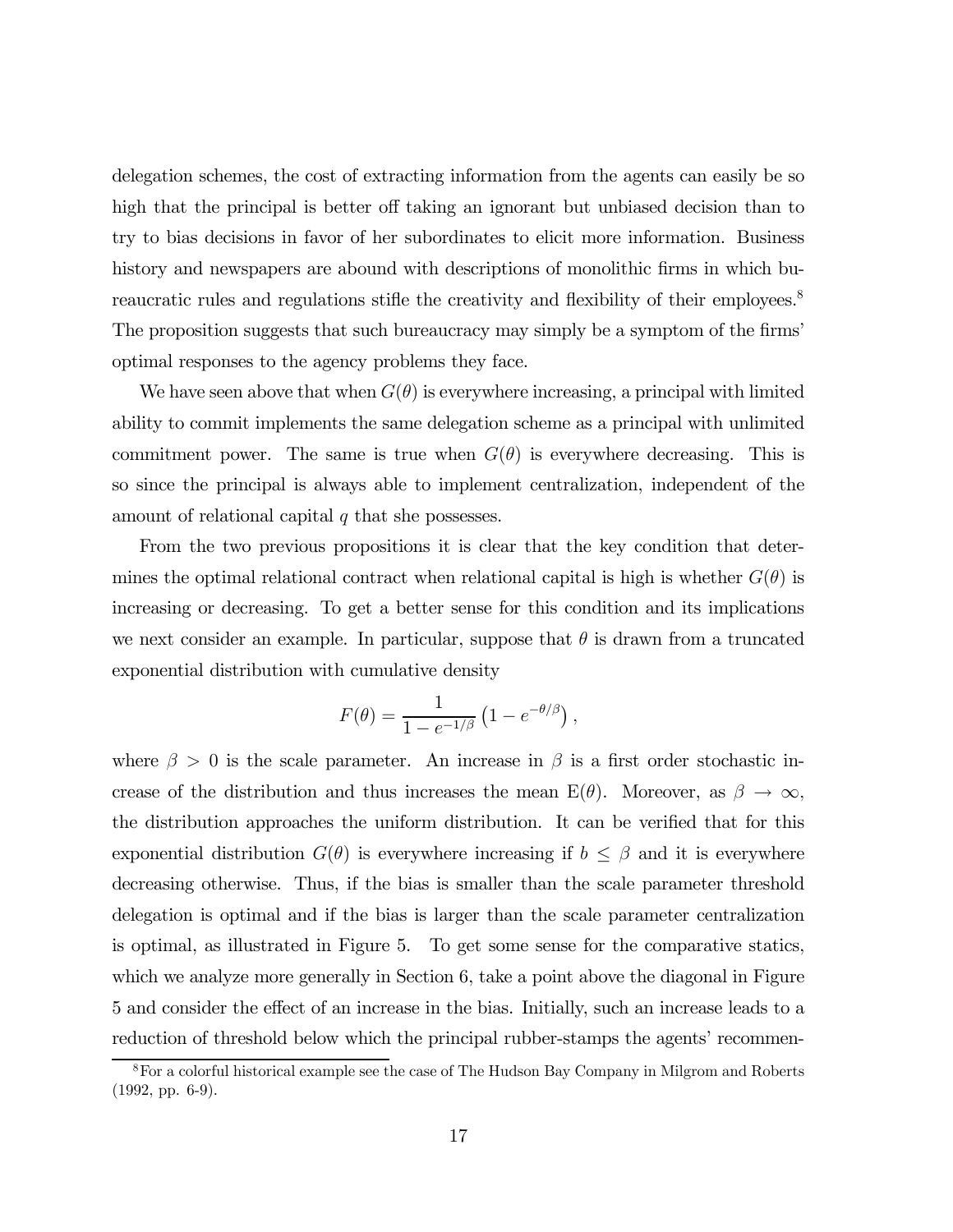delegation schemes, the cost of extracting information from the agents can easily be so high that the principal is better off taking an ignorant but unbiased decision than to try to bias decisions in favor of her subordinates to elicit more information. Business history and newspapers are abound with descriptions of monolithic firms in which bureaucratic rules and regulations stifle the creativity and flexibility of their employees.[8] The proposition suggests that such bureaucracy may simply be a symptom of the firms' optimal responses to the agency problems they face.

We have seen above that when $G(\theta)$ is everywhere increasing, a principal with limited ability to commit implements the same delegation scheme as a principal with unlimited commitment power. The same is true when $G(\theta)$ is everywhere decreasing. This is so since the principal is always able to implement centralization, independent of the amount of relational capital $q$ that she possesses.

From the two previous propositions it is clear that the key condition that determines the optimal relational contract when relational capital is high is whether $G(\theta)$ is increasing or decreasing. To get a better sense for this condition and its implications we next consider an example. In particular, suppose that $\theta$ is drawn from a truncated exponential distribution with cumulative density

$$F(\theta) = \frac{1}{1 - e^{-1/\beta}} \left(1 - e^{-\theta/\beta}\right),$$

where $\beta > 0$ is the scale parameter. An increase in $\beta$ is a first order stochastic increase of the distribution and thus increases the mean $\mathrm{E}(\theta)$. Moreover, as $\beta \to \infty$, the distribution approaches the uniform distribution. It can be verified that for this exponential distribution $G(\theta)$ is everywhere increasing if $b \leq \beta$ and it is everywhere decreasing otherwise. Thus, if the bias is smaller than the scale parameter threshold delegation is optimal and if the bias is larger than the scale parameter centralization is optimal, as illustrated in Figure 5. To get some sense for the comparative statics, which we analyze more generally in Section 6, take a point above the diagonal in Figure 5 and consider the effect of an increase in the bias. Initially, such an increase leads to a reduction of threshold below which the principal rubber-stamps the agents' recommen-

[8] For a colorful historical example see the case of The Hudson Bay Company in Milgrom and Roberts (1992, pp. 6-9).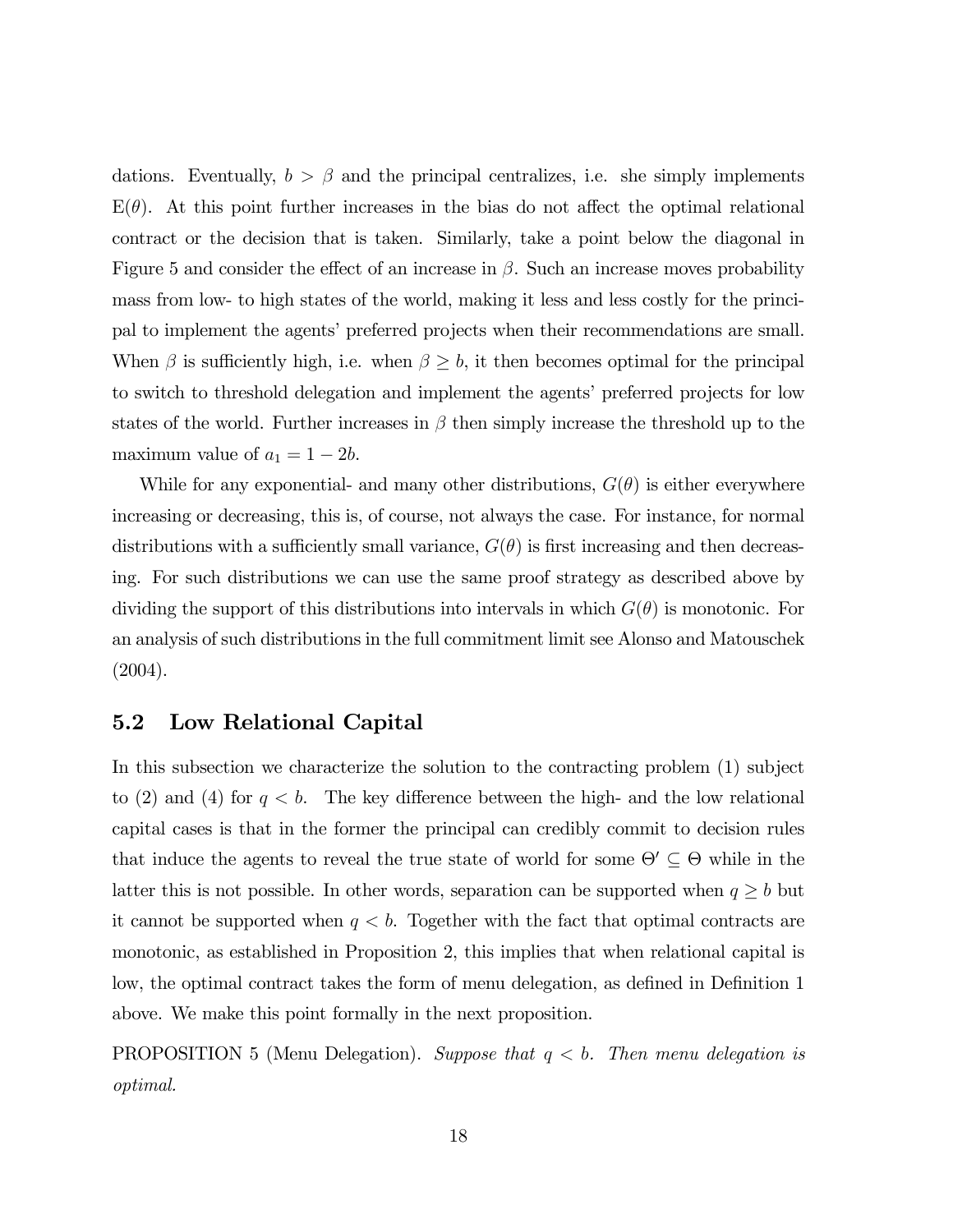dations. Eventually, $b > \beta$ and the principal centralizes, i.e. she simply implements $\mathrm{E}(\theta)$. At this point further increases in the bias do not affect the optimal relational contract or the decision that is taken. Similarly, take a point below the diagonal in Figure 5 and consider the effect of an increase in $\beta$. Such an increase moves probability mass from low- to high states of the world, making it less and less costly for the principal to implement the agents' preferred projects when their recommendations are small. When $\beta$ is sufficiently high, i.e. when $\beta \geq b$, it then becomes optimal for the principal to switch to threshold delegation and implement the agents' preferred projects for low states of the world. Further increases in $\beta$ then simply increase the threshold up to the maximum value of $a_1 = 1 - 2b$.

While for any exponential- and many other distributions, $G(\theta)$ is either everywhere increasing or decreasing, this is, of course, not always the case. For instance, for normal distributions with a sufficiently small variance, $G(\theta)$ is first increasing and then decreasing. For such distributions we can use the same proof strategy as described above by dividing the support of this distributions into intervals in which $G(\theta)$ is monotonic. For an analysis of such distributions in the full commitment limit see Alonso and Matouschek (2004).

## 5.2 Low Relational Capital

In this subsection we characterize the solution to the contracting problem (1) subject to (2) and (4) for $q < b$. The key difference between the high- and the low relational capital cases is that in the former the principal can credibly commit to decision rules that induce the agents to reveal the true state of world for some $\Theta' \subseteq \Theta$ while in the latter this is not possible. In other words, separation can be supported when $q \geq b$ but it cannot be supported when $q < b$. Together with the fact that optimal contracts are monotonic, as established in Proposition 2, this implies that when relational capital is low, the optimal contract takes the form of menu delegation, as defined in Definition 1 above. We make this point formally in the next proposition.

PROPOSITION 5 (Menu Delegation). *Suppose that $q < b$. Then menu delegation is optimal.*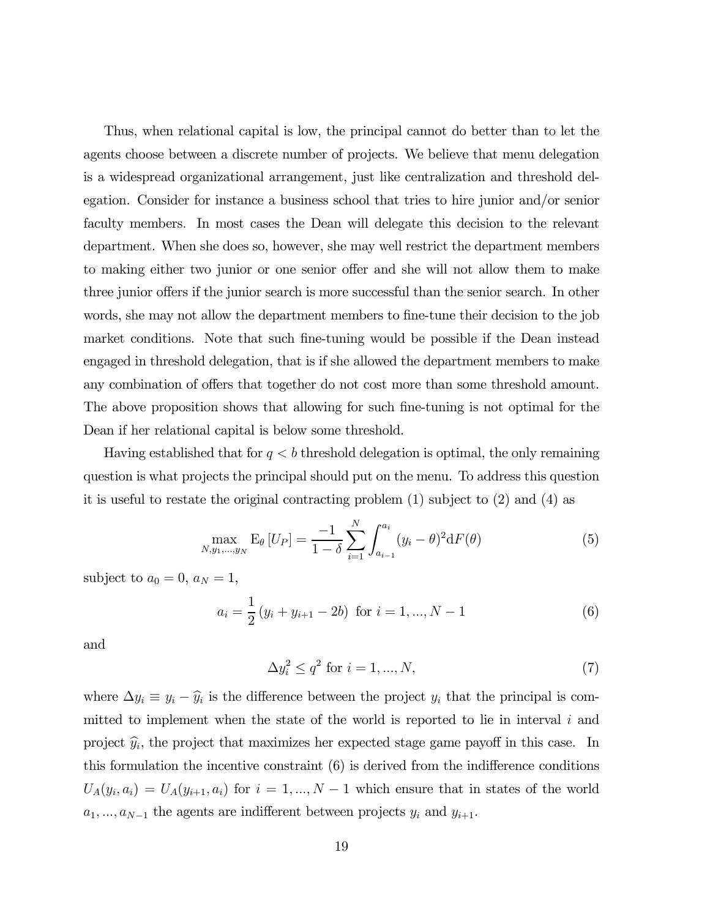Thus, when relational capital is low, the principal cannot do better than to let the agents choose between a discrete number of projects. We believe that menu delegation is a widespread organizational arrangement, just like centralization and threshold delegation. Consider for instance a business school that tries to hire junior and/or senior faculty members. In most cases the Dean will delegate this decision to the relevant department. When she does so, however, she may well restrict the department members to making either two junior or one senior offer and she will not allow them to make three junior offers if the junior search is more successful than the senior search. In other words, she may not allow the department members to fine-tune their decision to the job market conditions. Note that such fine-tuning would be possible if the Dean instead engaged in threshold delegation, that is if she allowed the department members to make any combination of offers that together do not cost more than some threshold amount. The above proposition shows that allowing for such fine-tuning is not optimal for the Dean if her relational capital is below some threshold.

Having established that for $q < b$ threshold delegation is optimal, the only remaining question is what projects the principal should put on the menu. To address this question it is useful to restate the original contracting problem (1) subject to (2) and (4) as

$$\max_{N,y_1,...,y_N} \mathrm{E}_\theta\left[U_P\right] = \frac{-1}{1-\delta}\sum_{i=1}^{N}\int_{a_{i-1}}^{a_i}(y_i-\theta)^2 \mathrm{d}F(\theta) \tag{5}$$

subject to $a_0 = 0$, $a_N = 1$,

$$a_i = \frac{1}{2}\left(y_i + y_{i+1} - 2b\right) \text{ for } i = 1, ..., N-1 \tag{6}$$

and

$$\Delta y_i^2 \leq q^2 \text{ for } i = 1, ..., N, \tag{7}$$

where $\Delta y_i \equiv y_i - \widehat{y}_i$ is the difference between the project $y_i$ that the principal is committed to implement when the state of the world is reported to lie in interval $i$ and project $\widehat{y}_i$, the project that maximizes her expected stage game payoff in this case. In this formulation the incentive constraint (6) is derived from the indifference conditions $U_A(y_i, a_i) = U_A(y_{i+1}, a_i)$ for $i = 1, ..., N-1$ which ensure that in states of the world $a_1, ..., a_{N-1}$ the agents are indifferent between projects $y_i$ and $y_{i+1}$.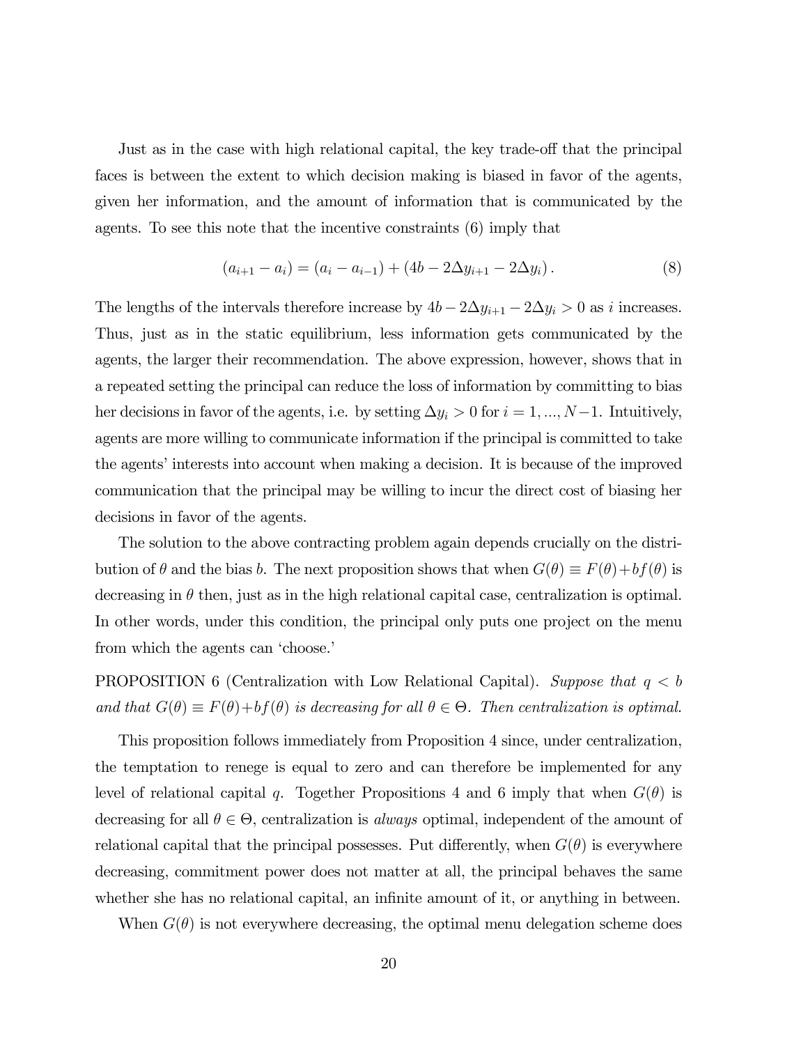Just as in the case with high relational capital, the key trade-off that the principal faces is between the extent to which decision making is biased in favor of the agents, given her information, and the amount of information that is communicated by the agents. To see this note that the incentive constraints (6) imply that

$$(a_{i+1} - a_i) = (a_i - a_{i-1}) + (4b - 2\Delta y_{i+1} - 2\Delta y_i). \tag{8}$$

The lengths of the intervals therefore increase by $4b - 2\Delta y_{i+1} - 2\Delta y_i > 0$ as $i$ increases. Thus, just as in the static equilibrium, less information gets communicated by the agents, the larger their recommendation. The above expression, however, shows that in a repeated setting the principal can reduce the loss of information by committing to bias her decisions in favor of the agents, i.e. by setting $\Delta y_i > 0$ for $i = 1, ..., N-1$. Intuitively, agents are more willing to communicate information if the principal is committed to take the agents' interests into account when making a decision. It is because of the improved communication that the principal may be willing to incur the direct cost of biasing her decisions in favor of the agents.

The solution to the above contracting problem again depends crucially on the distribution of $\theta$ and the bias $b$. The next proposition shows that when $G(\theta) \equiv F(\theta) + bf(\theta)$ is decreasing in $\theta$ then, just as in the high relational capital case, centralization is optimal. In other words, under this condition, the principal only puts one project on the menu from which the agents can 'choose.'

PROPOSITION 6 (Centralization with Low Relational Capital). *Suppose that $q < b$ and that $G(\theta) \equiv F(\theta) + bf(\theta)$ is decreasing for all $\theta \in \Theta$. Then centralization is optimal.*

This proposition follows immediately from Proposition 4 since, under centralization, the temptation to renege is equal to zero and can therefore be implemented for any level of relational capital $q$. Together Propositions 4 and 6 imply that when $G(\theta)$ is decreasing for all $\theta \in \Theta$, centralization is *always* optimal, independent of the amount of relational capital that the principal possesses. Put differently, when $G(\theta)$ is everywhere decreasing, commitment power does not matter at all, the principal behaves the same whether she has no relational capital, an infinite amount of it, or anything in between.

When $G(\theta)$ is not everywhere decreasing, the optimal menu delegation scheme does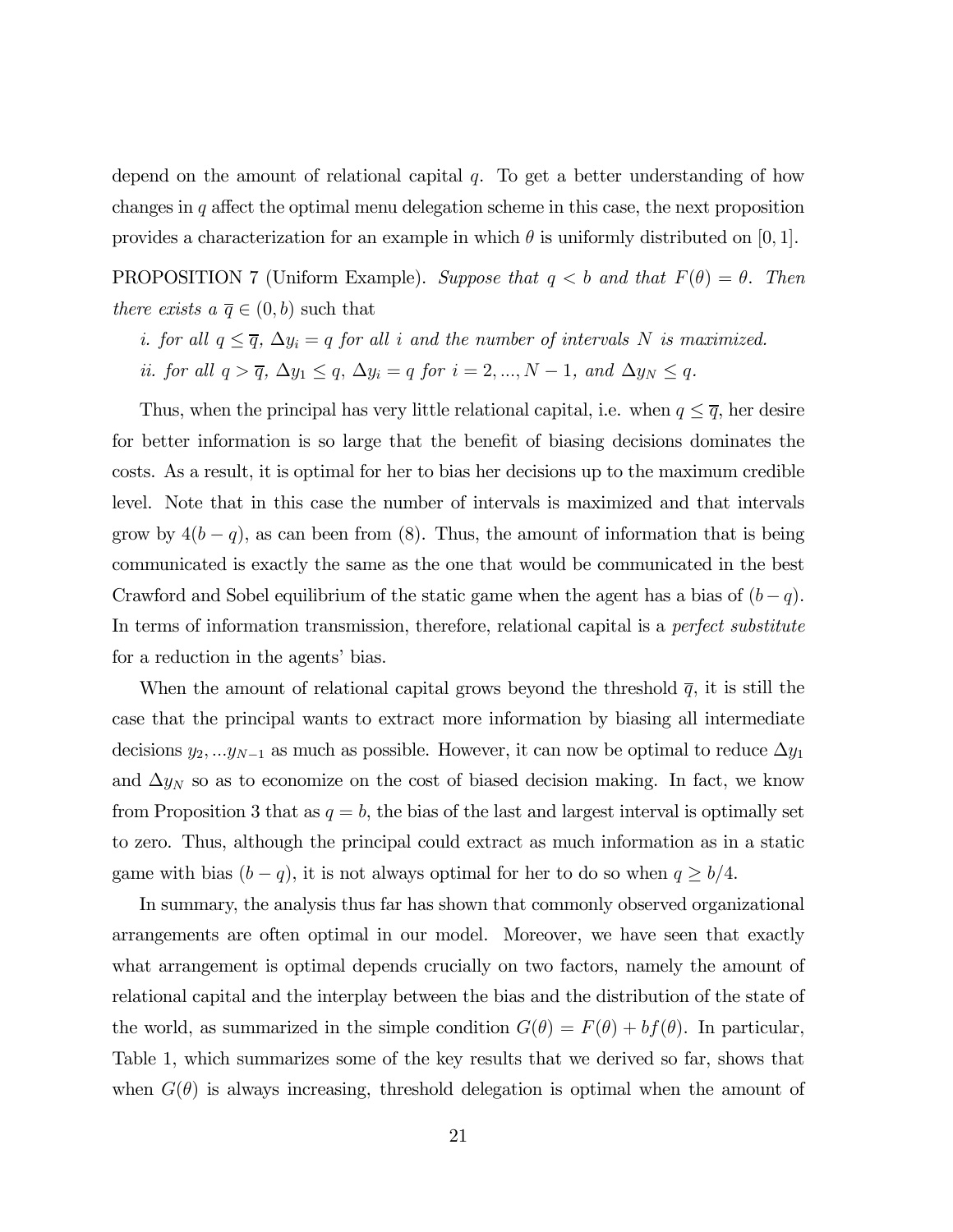depend on the amount of relational capital $q$. To get a better understanding of how changes in $q$ affect the optimal menu delegation scheme in this case, the next proposition provides a characterization for an example in which $\theta$ is uniformly distributed on $[0, 1]$.

PROPOSITION 7 (Uniform Example). *Suppose that $q < b$ and that $F(\theta) = \theta$. Then there exists a* $\overline{q} \in (0, b)$ such that

*i. for all $q \leq \overline{q}$, $\Delta y_i = q$ for all $i$ and the number of intervals $N$ is maximized.*

*ii. for all $q > \overline{q}$, $\Delta y_1 \leq q$, $\Delta y_i = q$ for $i = 2, ..., N-1$, and $\Delta y_N \leq q$.*

Thus, when the principal has very little relational capital, i.e. when $q \leq \overline{q}$, her desire for better information is so large that the benefit of biasing decisions dominates the costs. As a result, it is optimal for her to bias her decisions up to the maximum credible level. Note that in this case the number of intervals is maximized and that intervals grow by $4(b - q)$, as can been from (8). Thus, the amount of information that is being communicated is exactly the same as the one that would be communicated in the best Crawford and Sobel equilibrium of the static game when the agent has a bias of $(b - q)$. In terms of information transmission, therefore, relational capital is a *perfect substitute* for a reduction in the agents' bias.

When the amount of relational capital grows beyond the threshold $\overline{q}$, it is still the case that the principal wants to extract more information by biasing all intermediate decisions $y_2, ...y_{N-1}$ as much as possible. However, it can now be optimal to reduce $\Delta y_1$ and $\Delta y_N$ so as to economize on the cost of biased decision making. In fact, we know from Proposition 3 that as $q = b$, the bias of the last and largest interval is optimally set to zero. Thus, although the principal could extract as much information as in a static game with bias $(b - q)$, it is not always optimal for her to do so when $q \geq b/4$.

In summary, the analysis thus far has shown that commonly observed organizational arrangements are often optimal in our model. Moreover, we have seen that exactly what arrangement is optimal depends crucially on two factors, namely the amount of relational capital and the interplay between the bias and the distribution of the state of the world, as summarized in the simple condition $G(\theta) = F(\theta) + bf(\theta)$. In particular, Table 1, which summarizes some of the key results that we derived so far, shows that when $G(\theta)$ is always increasing, threshold delegation is optimal when the amount of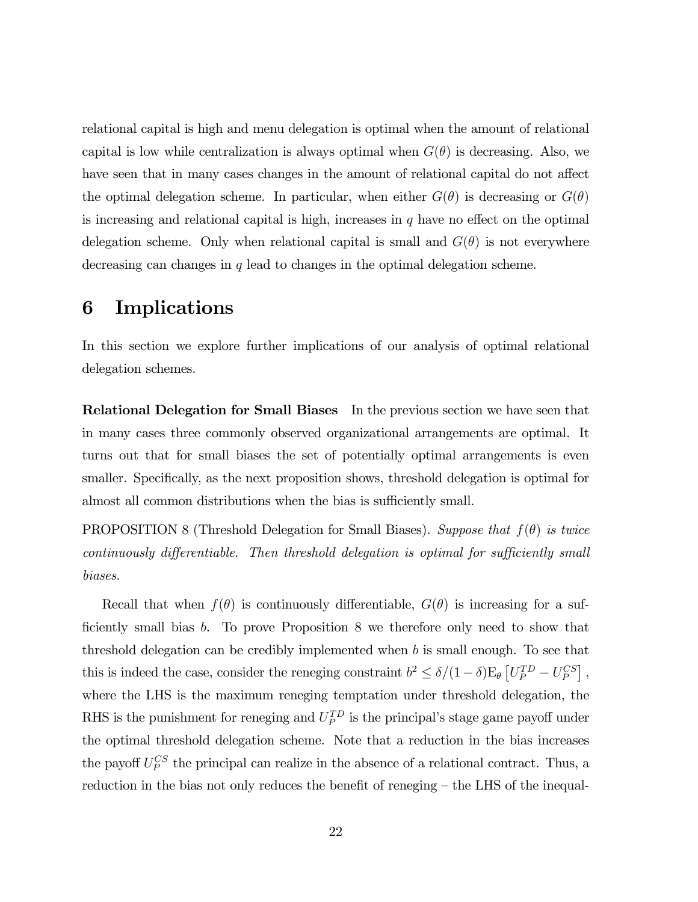relational capital is high and menu delegation is optimal when the amount of relational capital is low while centralization is always optimal when $G(\theta)$ is decreasing. Also, we have seen that in many cases changes in the amount of relational capital do not affect the optimal delegation scheme. In particular, when either $G(\theta)$ is decreasing or $G(\theta)$ is increasing and relational capital is high, increases in $q$ have no effect on the optimal delegation scheme. Only when relational capital is small and $G(\theta)$ is not everywhere decreasing can changes in $q$ lead to changes in the optimal delegation scheme.

# 6 Implications

In this section we explore further implications of our analysis of optimal relational delegation schemes.

**Relational Delegation for Small Biases** In the previous section we have seen that in many cases three commonly observed organizational arrangements are optimal. It turns out that for small biases the set of potentially optimal arrangements is even smaller. Specifically, as the next proposition shows, threshold delegation is optimal for almost all common distributions when the bias is sufficiently small.

PROPOSITION 8 (Threshold Delegation for Small Biases). *Suppose that $f(\theta)$ is twice continuously differentiable. Then threshold delegation is optimal for sufficiently small biases.*

Recall that when $f(\theta)$ is continuously differentiable, $G(\theta)$ is increasing for a sufficiently small bias $b$. To prove Proposition 8 we therefore only need to show that threshold delegation can be credibly implemented when $b$ is small enough. To see that this is indeed the case, consider the reneging constraint $b^2 \leq \delta/(1-\delta)\mathrm{E}_\theta\left[U_P^{TD} - U_P^{CS}\right]$, where the LHS is the maximum reneging temptation under threshold delegation, the RHS is the punishment for reneging and $U_P^{TD}$ is the principal's stage game payoff under the optimal threshold delegation scheme. Note that a reduction in the bias increases the payoff $U_P^{CS}$ the principal can realize in the absence of a relational contract. Thus, a reduction in the bias not only reduces the benefit of reneging – the LHS of the inequal-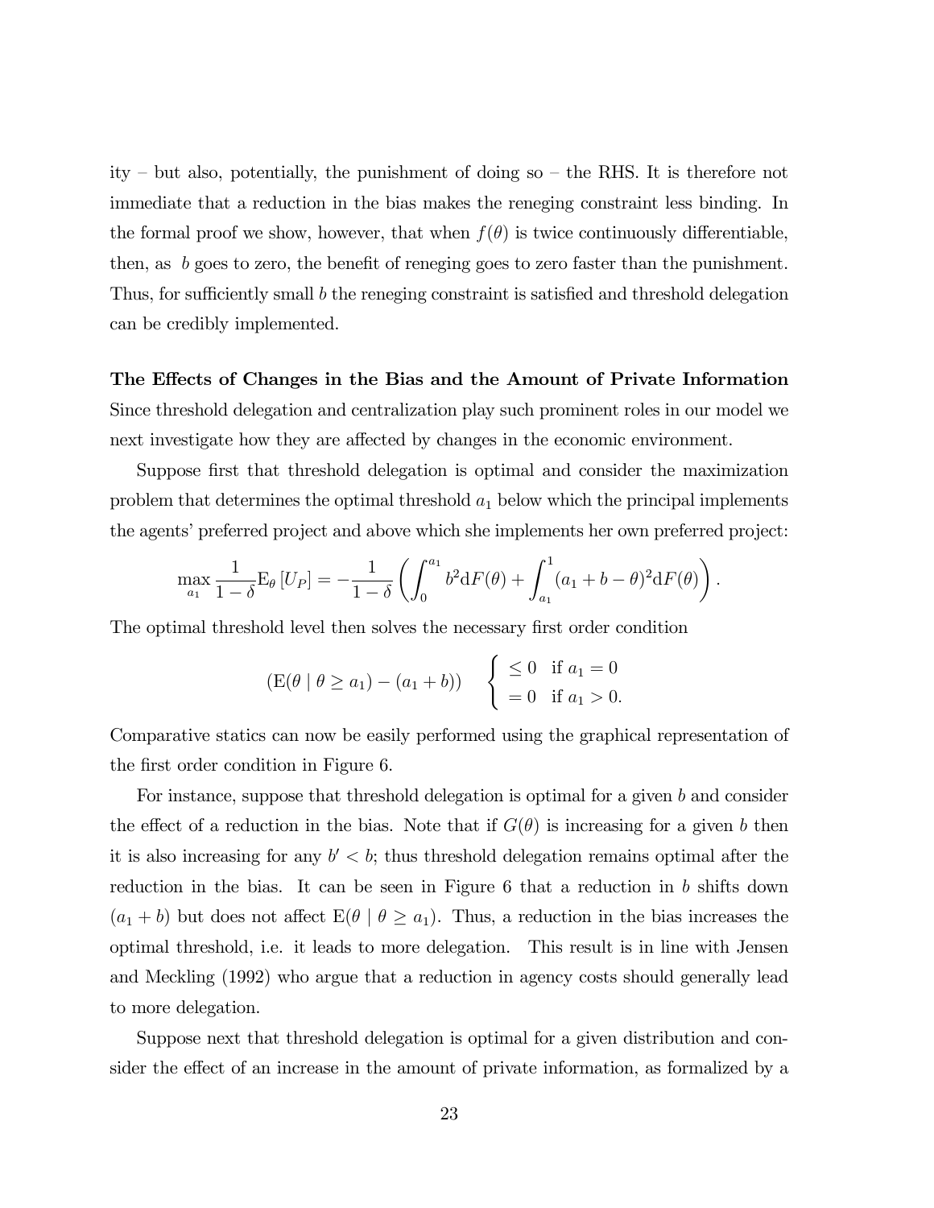ity – but also, potentially, the punishment of doing so – the RHS. It is therefore not immediate that a reduction in the bias makes the reneging constraint less binding. In the formal proof we show, however, that when $f(\theta)$ is twice continuously differentiable, then, as $b$ goes to zero, the benefit of reneging goes to zero faster than the punishment. Thus, for sufficiently small $b$ the reneging constraint is satisfied and threshold delegation can be credibly implemented.

**The Effects of Changes in the Bias and the Amount of Private Information** Since threshold delegation and centralization play such prominent roles in our model we next investigate how they are affected by changes in the economic environment.

Suppose first that threshold delegation is optimal and consider the maximization problem that determines the optimal threshold $a_1$ below which the principal implements the agents' preferred project and above which she implements her own preferred project:

$$\max_{a_1} \frac{1}{1-\delta} \mathrm{E}_\theta \left[U_P\right] = -\frac{1}{1-\delta}\left(\int_0^{a_1} b^2 \mathrm{d}F(\theta) + \int_{a_1}^{1} (a_1 + b - \theta)^2 \mathrm{d}F(\theta)\right).$$

The optimal threshold level then solves the necessary first order condition

$$\left(\mathrm{E}(\theta \mid \theta \geq a_1) - (a_1 + b)\right) \quad \begin{cases} \leq 0 & \text{if } a_1 = 0 \\ = 0 & \text{if } a_1 > 0. \end{cases}$$

Comparative statics can now be easily performed using the graphical representation of the first order condition in Figure 6.

For instance, suppose that threshold delegation is optimal for a given $b$ and consider the effect of a reduction in the bias. Note that if $G(\theta)$ is increasing for a given $b$ then it is also increasing for any $b' < b$; thus threshold delegation remains optimal after the reduction in the bias. It can be seen in Figure 6 that a reduction in $b$ shifts down $(a_1 + b)$ but does not affect $\mathrm{E}(\theta \mid \theta \geq a_1)$. Thus, a reduction in the bias increases the optimal threshold, i.e. it leads to more delegation. This result is in line with Jensen and Meckling (1992) who argue that a reduction in agency costs should generally lead to more delegation.

Suppose next that threshold delegation is optimal for a given distribution and consider the effect of an increase in the amount of private information, as formalized by a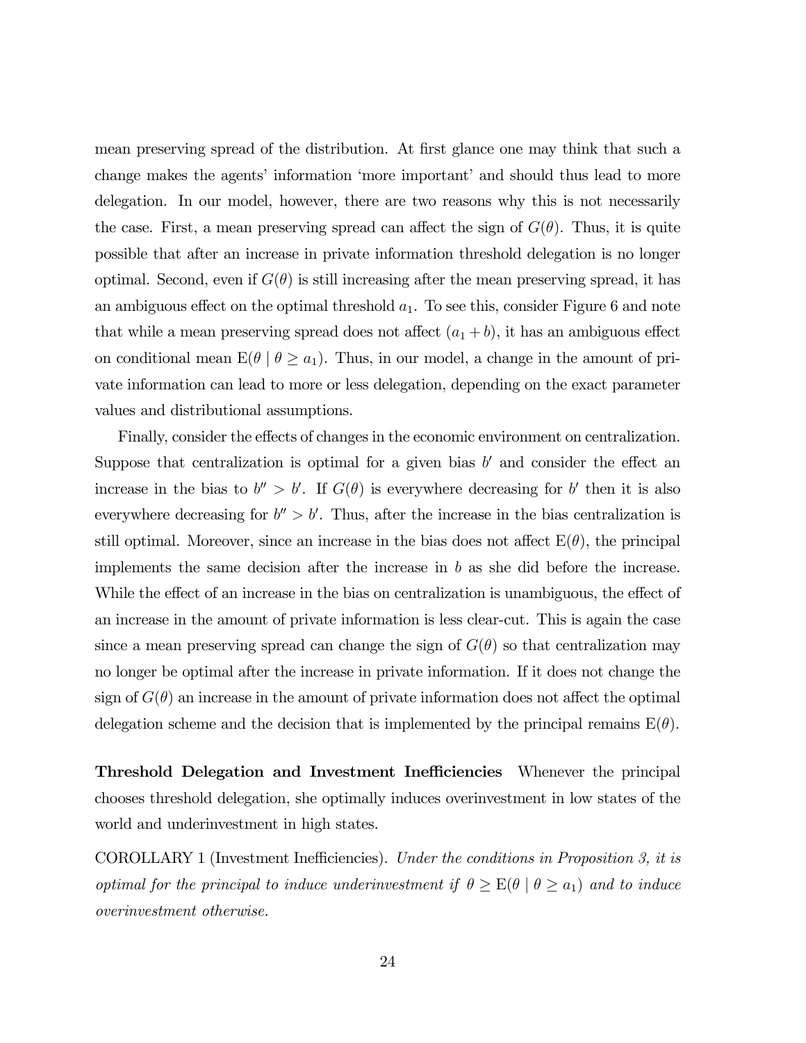mean preserving spread of the distribution. At first glance one may think that such a change makes the agents' information 'more important' and should thus lead to more delegation. In our model, however, there are two reasons why this is not necessarily the case. First, a mean preserving spread can affect the sign of $G(\theta)$. Thus, it is quite possible that after an increase in private information threshold delegation is no longer optimal. Second, even if $G(\theta)$ is still increasing after the mean preserving spread, it has an ambiguous effect on the optimal threshold $a_1$. To see this, consider Figure 6 and note that while a mean preserving spread does not affect $(a_1 + b)$, it has an ambiguous effect on conditional mean $\mathrm{E}(\theta \mid \theta \geq a_1)$. Thus, in our model, a change in the amount of private information can lead to more or less delegation, depending on the exact parameter values and distributional assumptions.

Finally, consider the effects of changes in the economic environment on centralization. Suppose that centralization is optimal for a given bias $b'$ and consider the effect an increase in the bias to $b'' > b'$. If $G(\theta)$ is everywhere decreasing for $b'$ then it is also everywhere decreasing for $b'' > b'$. Thus, after the increase in the bias centralization is still optimal. Moreover, since an increase in the bias does not affect $\mathrm{E}(\theta)$, the principal implements the same decision after the increase in $b$ as she did before the increase. While the effect of an increase in the bias on centralization is unambiguous, the effect of an increase in the amount of private information is less clear-cut. This is again the case since a mean preserving spread can change the sign of $G(\theta)$ so that centralization may no longer be optimal after the increase in private information. If it does not change the sign of $G(\theta)$ an increase in the amount of private information does not affect the optimal delegation scheme and the decision that is implemented by the principal remains $\mathrm{E}(\theta)$.

**Threshold Delegation and Investment Inefficiencies** Whenever the principal chooses threshold delegation, she optimally induces overinvestment in low states of the world and underinvestment in high states.

COROLLARY 1 (Investment Inefficiencies). *Under the conditions in Proposition 3, it is optimal for the principal to induce underinvestment if* $\theta \geq \mathrm{E}(\theta \mid \theta \geq a_1)$ *and to induce overinvestment otherwise.*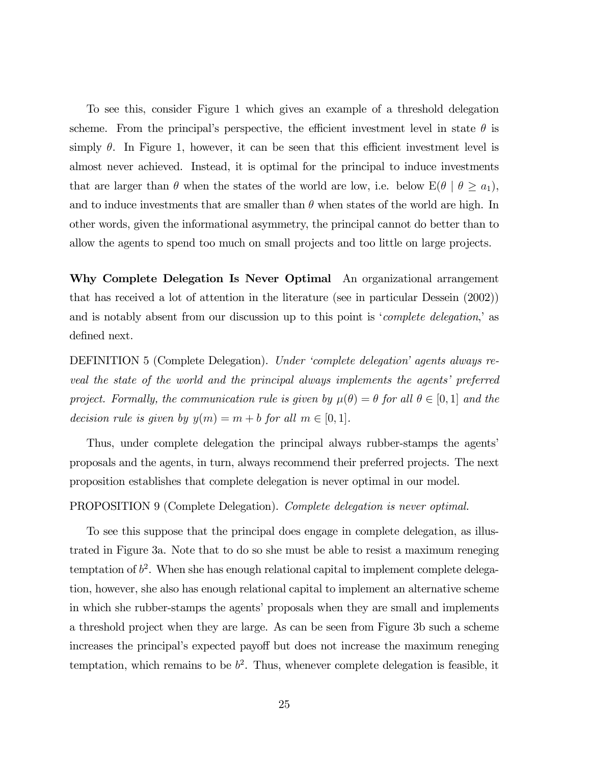To see this, consider Figure 1 which gives an example of a threshold delegation scheme. From the principal's perspective, the efficient investment level in state $\theta$ is simply $\theta$. In Figure 1, however, it can be seen that this efficient investment level is almost never achieved. Instead, it is optimal for the principal to induce investments that are larger than $\theta$ when the states of the world are low, i.e. below $\mathrm{E}(\theta \mid \theta \geq a_1)$, and to induce investments that are smaller than $\theta$ when states of the world are high. In other words, given the informational asymmetry, the principal cannot do better than to allow the agents to spend too much on small projects and too little on large projects.

**Why Complete Delegation Is Never Optimal** An organizational arrangement that has received a lot of attention in the literature (see in particular Dessein (2002)) and is notably absent from our discussion up to this point is '*complete delegation*,' as defined next.

DEFINITION 5 (Complete Delegation). *Under 'complete delegation' agents always reveal the state of the world and the principal always implements the agents' preferred project. Formally, the communication rule is given by $\mu(\theta) = \theta$ for all $\theta \in [0, 1]$ and the decision rule is given by $y(m) = m + b$ for all $m \in [0, 1]$.*

Thus, under complete delegation the principal always rubber-stamps the agents' proposals and the agents, in turn, always recommend their preferred projects. The next proposition establishes that complete delegation is never optimal in our model.

PROPOSITION 9 (Complete Delegation). *Complete delegation is never optimal.*

To see this suppose that the principal does engage in complete delegation, as illustrated in Figure 3a. Note that to do so she must be able to resist a maximum reneging temptation of $b^2$. When she has enough relational capital to implement complete delegation, however, she also has enough relational capital to implement an alternative scheme in which she rubber-stamps the agents' proposals when they are small and implements a threshold project when they are large. As can be seen from Figure 3b such a scheme increases the principal's expected payoff but does not increase the maximum reneging temptation, which remains to be $b^2$. Thus, whenever complete delegation is feasible, it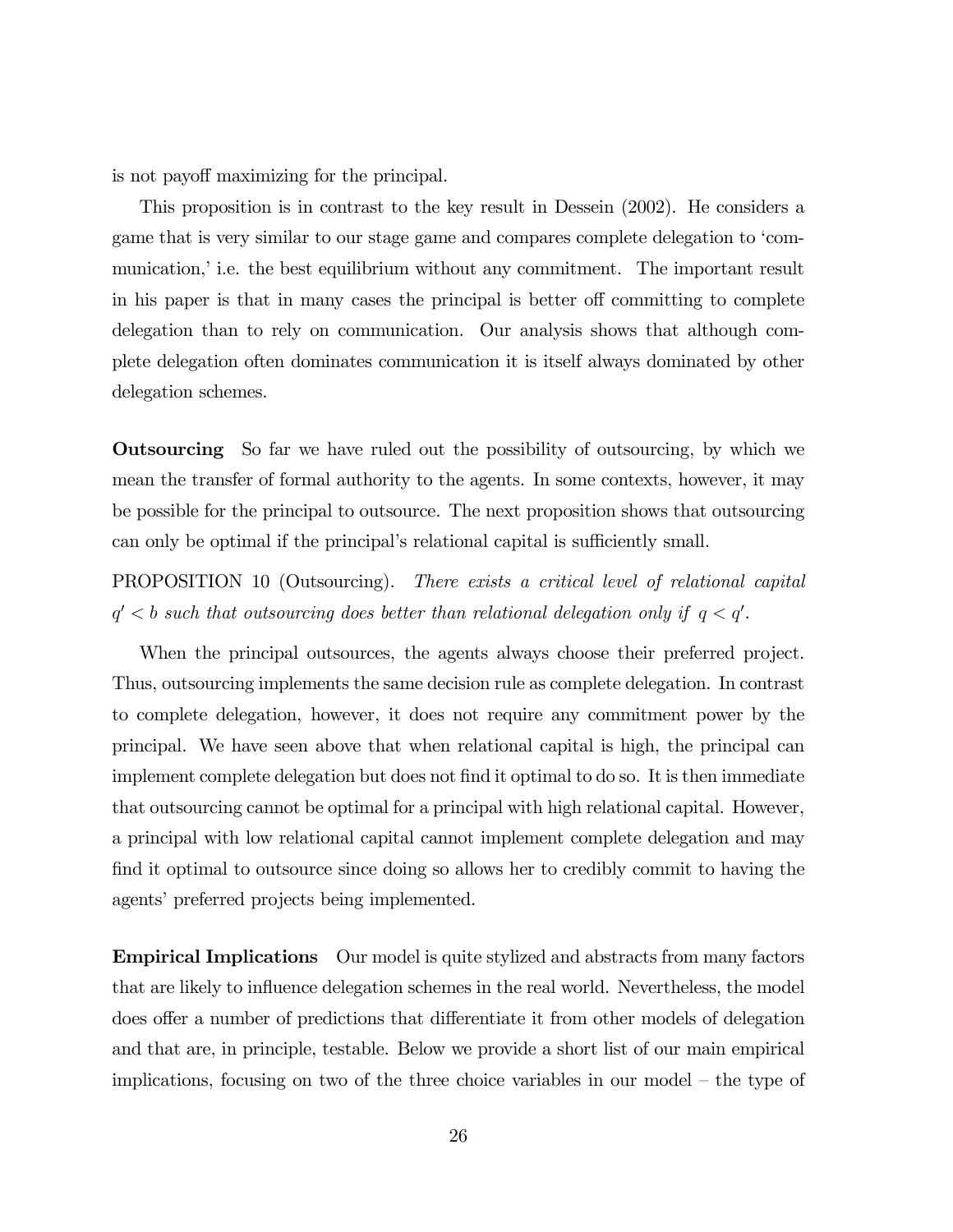is not payoff maximizing for the principal.

This proposition is in contrast to the key result in Dessein (2002). He considers a game that is very similar to our stage game and compares complete delegation to 'communication,' i.e. the best equilibrium without any commitment. The important result in his paper is that in many cases the principal is better off committing to complete delegation than to rely on communication. Our analysis shows that although complete delegation often dominates communication it is itself always dominated by other delegation schemes.

**Outsourcing** So far we have ruled out the possibility of outsourcing, by which we mean the transfer of formal authority to the agents. In some contexts, however, it may be possible for the principal to outsource. The next proposition shows that outsourcing can only be optimal if the principal's relational capital is sufficiently small.

PROPOSITION 10 (Outsourcing). *There exists a critical level of relational capital $q' < b$ such that outsourcing does better than relational delegation only if $q < q'$.*

When the principal outsources, the agents always choose their preferred project. Thus, outsourcing implements the same decision rule as complete delegation. In contrast to complete delegation, however, it does not require any commitment power by the principal. We have seen above that when relational capital is high, the principal can implement complete delegation but does not find it optimal to do so. It is then immediate that outsourcing cannot be optimal for a principal with high relational capital. However, a principal with low relational capital cannot implement complete delegation and may find it optimal to outsource since doing so allows her to credibly commit to having the agents' preferred projects being implemented.

**Empirical Implications** Our model is quite stylized and abstracts from many factors that are likely to influence delegation schemes in the real world. Nevertheless, the model does offer a number of predictions that differentiate it from other models of delegation and that are, in principle, testable. Below we provide a short list of our main empirical implications, focusing on two of the three choice variables in our model – the type of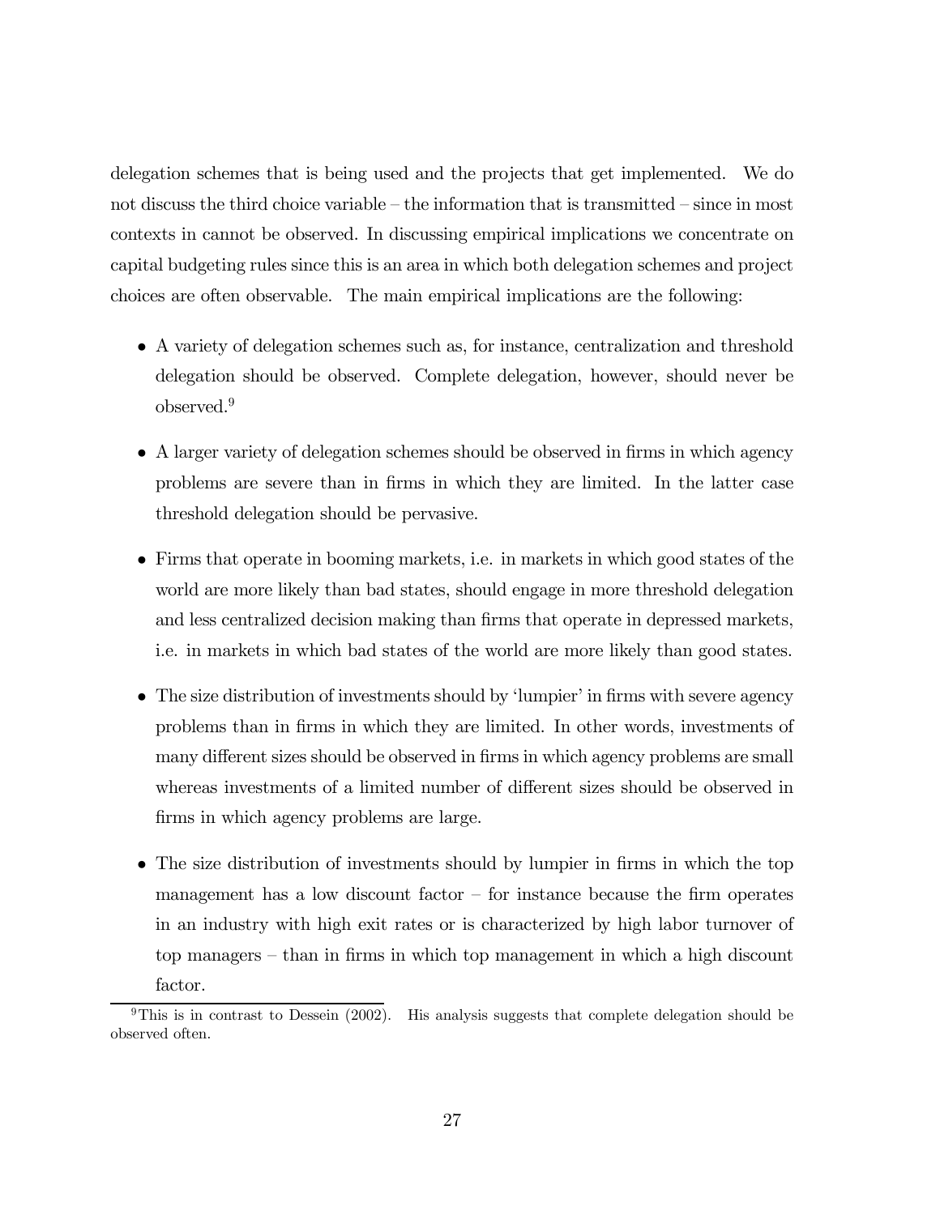delegation schemes that is being used and the projects that get implemented. We do not discuss the third choice variable – the information that is transmitted – since in most contexts in cannot be observed. In discussing empirical implications we concentrate on capital budgeting rules since this is an area in which both delegation schemes and project choices are often observable. The main empirical implications are the following:

- A variety of delegation schemes such as, for instance, centralization and threshold delegation should be observed. Complete delegation, however, should never be observed.[9]
- A larger variety of delegation schemes should be observed in firms in which agency problems are severe than in firms in which they are limited. In the latter case threshold delegation should be pervasive.
- Firms that operate in booming markets, i.e. in markets in which good states of the world are more likely than bad states, should engage in more threshold delegation and less centralized decision making than firms that operate in depressed markets, i.e. in markets in which bad states of the world are more likely than good states.
- The size distribution of investments should by 'lumpier' in firms with severe agency problems than in firms in which they are limited. In other words, investments of many different sizes should be observed in firms in which agency problems are small whereas investments of a limited number of different sizes should be observed in firms in which agency problems are large.
- The size distribution of investments should by lumpier in firms in which the top management has a low discount factor – for instance because the firm operates in an industry with high exit rates or is characterized by high labor turnover of top managers – than in firms in which top management in which a high discount factor.

[9] This is in contrast to Dessein (2002). His analysis suggests that complete delegation should be observed often.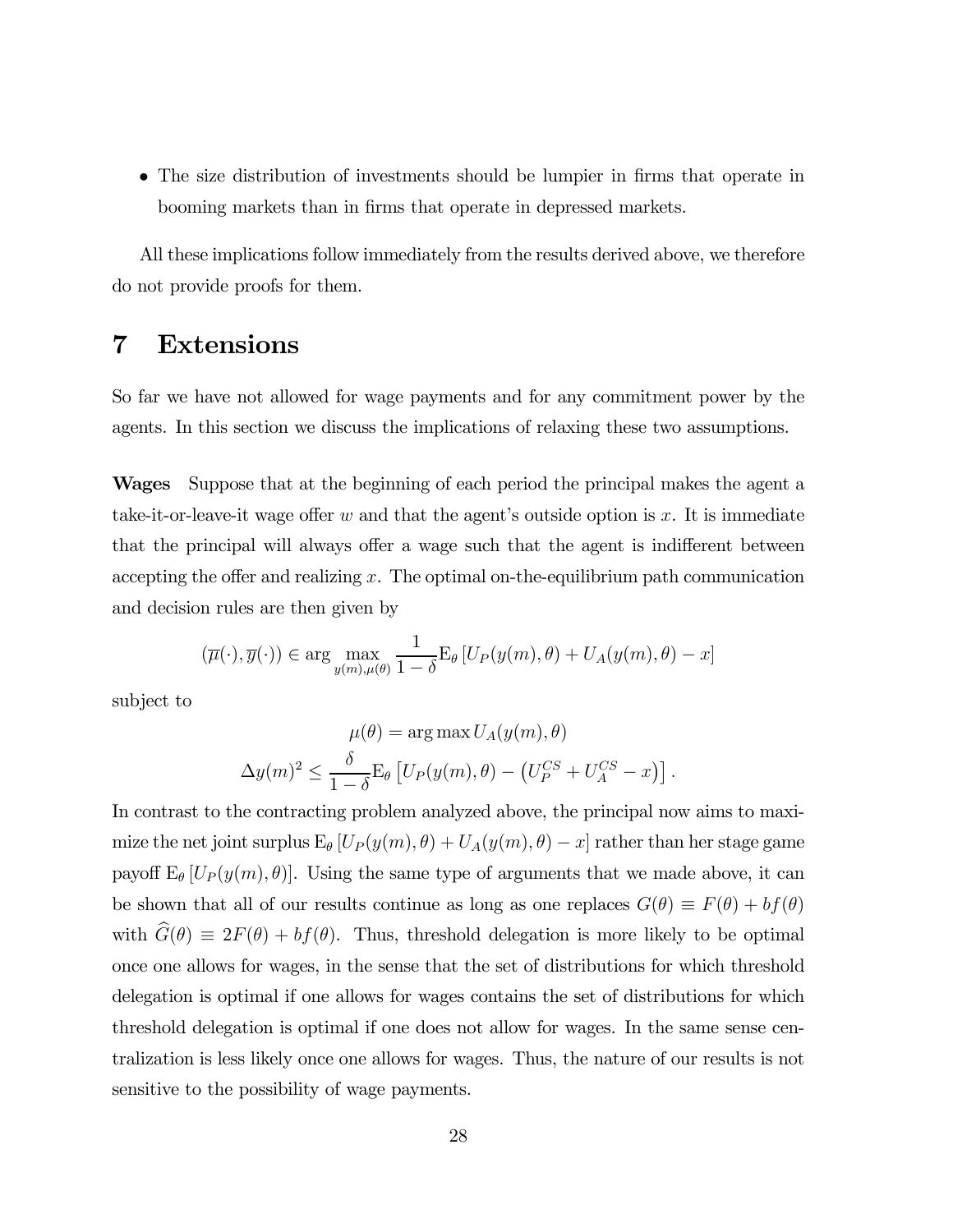- The size distribution of investments should be lumpier in firms that operate in booming markets than in firms that operate in depressed markets.

All these implications follow immediately from the results derived above, we therefore do not provide proofs for them.

# 7 Extensions

So far we have not allowed for wage payments and for any commitment power by the agents. In this section we discuss the implications of relaxing these two assumptions.

**Wages** Suppose that at the beginning of each period the principal makes the agent a take-it-or-leave-it wage offer $w$ and that the agent's outside option is $x$. It is immediate that the principal will always offer a wage such that the agent is indifferent between accepting the offer and realizing $x$. The optimal on-the-equilibrium path communication and decision rules are then given by

$$(\overline{\mu}(\cdot), \overline{y}(\cdot)) \in \arg \max_{y(m), \mu(\theta)} \frac{1}{1-\delta} \mathrm{E}_{\theta} \left[ U_P(y(m), \theta) + U_A(y(m), \theta) - x \right]$$

subject to

$$\mu(\theta) = \arg \max U_A(y(m), \theta)$$

$$\Delta y(m)^2 \leq \frac{\delta}{1-\delta} \mathrm{E}_{\theta} \left[ U_P(y(m), \theta) - \left( U_P^{CS} + U_A^{CS} - x \right) \right].$$

In contrast to the contracting problem analyzed above, the principal now aims to maximize the net joint surplus $\mathrm{E}_{\theta} \left[ U_P(y(m), \theta) + U_A(y(m), \theta) - x \right]$ rather than her stage game payoff $\mathrm{E}_{\theta} \left[ U_P(y(m), \theta) \right]$. Using the same type of arguments that we made above, it can be shown that all of our results continue as long as one replaces $G(\theta) \equiv F(\theta) + bf(\theta)$ with $\widehat{G}(\theta) \equiv 2F(\theta) + bf(\theta)$. Thus, threshold delegation is more likely to be optimal once one allows for wages, in the sense that the set of distributions for which threshold delegation is optimal if one allows for wages contains the set of distributions for which threshold delegation is optimal if one does not allow for wages. In the same sense centralization is less likely once one allows for wages. Thus, the nature of our results is not sensitive to the possibility of wage payments.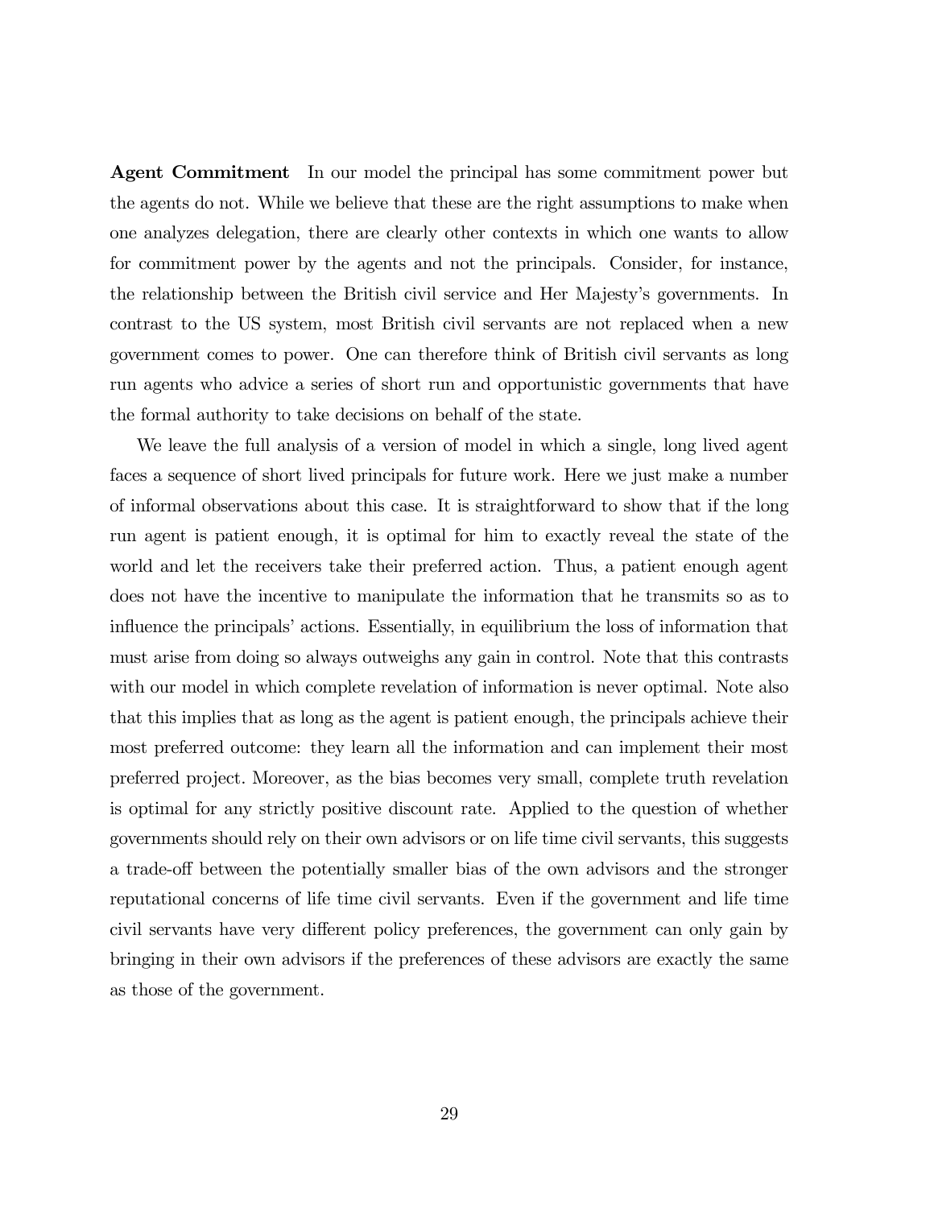**Agent Commitment** In our model the principal has some commitment power but the agents do not. While we believe that these are the right assumptions to make when one analyzes delegation, there are clearly other contexts in which one wants to allow for commitment power by the agents and not the principals. Consider, for instance, the relationship between the British civil service and Her Majesty's governments. In contrast to the US system, most British civil servants are not replaced when a new government comes to power. One can therefore think of British civil servants as long run agents who advice a series of short run and opportunistic governments that have the formal authority to take decisions on behalf of the state.

We leave the full analysis of a version of model in which a single, long lived agent faces a sequence of short lived principals for future work. Here we just make a number of informal observations about this case. It is straightforward to show that if the long run agent is patient enough, it is optimal for him to exactly reveal the state of the world and let the receivers take their preferred action. Thus, a patient enough agent does not have the incentive to manipulate the information that he transmits so as to influence the principals' actions. Essentially, in equilibrium the loss of information that must arise from doing so always outweighs any gain in control. Note that this contrasts with our model in which complete revelation of information is never optimal. Note also that this implies that as long as the agent is patient enough, the principals achieve their most preferred outcome: they learn all the information and can implement their most preferred project. Moreover, as the bias becomes very small, complete truth revelation is optimal for any strictly positive discount rate. Applied to the question of whether governments should rely on their own advisors or on life time civil servants, this suggests a trade-off between the potentially smaller bias of the own advisors and the stronger reputational concerns of life time civil servants. Even if the government and life time civil servants have very different policy preferences, the government can only gain by bringing in their own advisors if the preferences of these advisors are exactly the same as those of the government.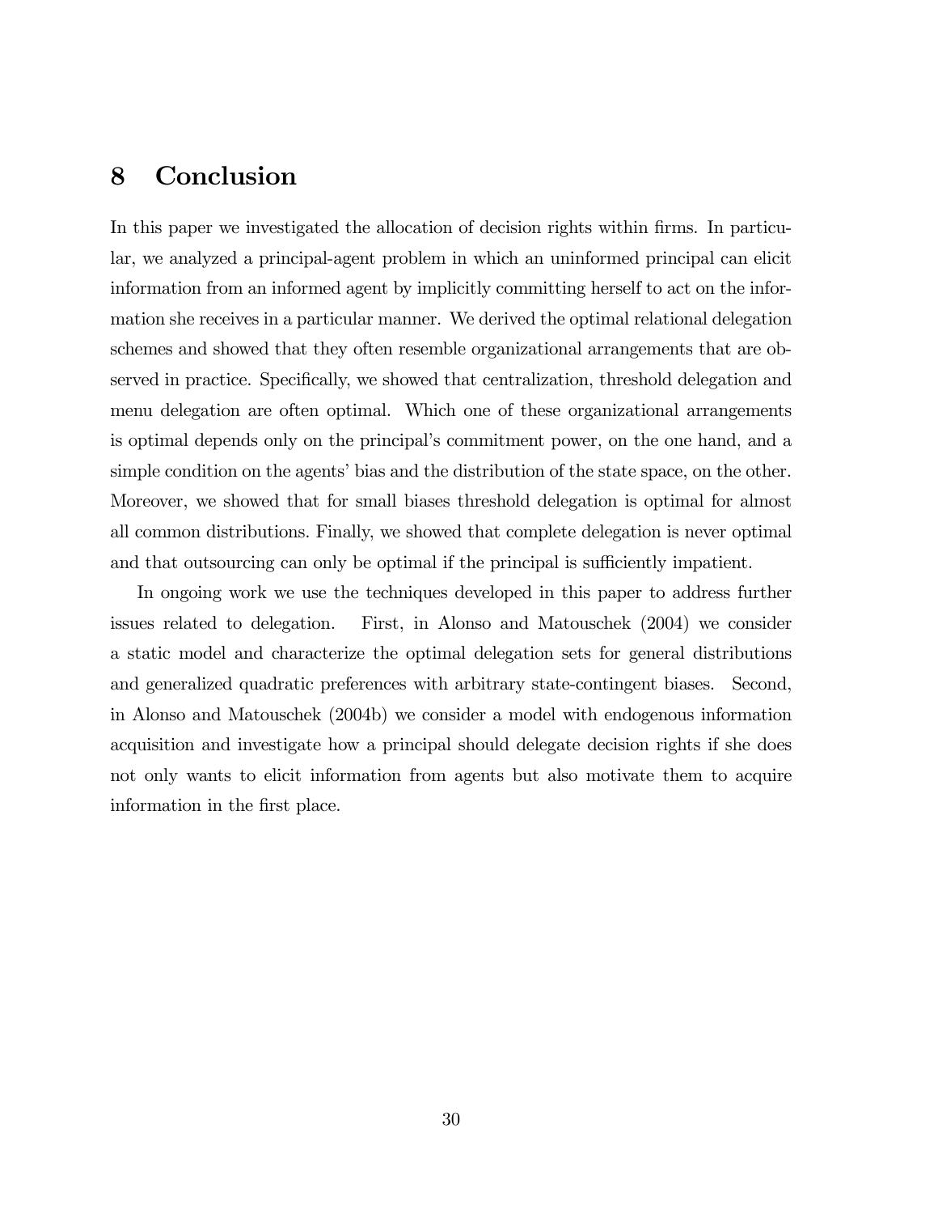# 8 Conclusion

In this paper we investigated the allocation of decision rights within firms. In particular, we analyzed a principal-agent problem in which an uninformed principal can elicit information from an informed agent by implicitly committing herself to act on the information she receives in a particular manner. We derived the optimal relational delegation schemes and showed that they often resemble organizational arrangements that are observed in practice. Specifically, we showed that centralization, threshold delegation and menu delegation are often optimal. Which one of these organizational arrangements is optimal depends only on the principal's commitment power, on the one hand, and a simple condition on the agents' bias and the distribution of the state space, on the other. Moreover, we showed that for small biases threshold delegation is optimal for almost all common distributions. Finally, we showed that complete delegation is never optimal and that outsourcing can only be optimal if the principal is sufficiently impatient.

In ongoing work we use the techniques developed in this paper to address further issues related to delegation. First, in Alonso and Matouschek (2004) we consider a static model and characterize the optimal delegation sets for general distributions and generalized quadratic preferences with arbitrary state-contingent biases. Second, in Alonso and Matouschek (2004b) we consider a model with endogenous information acquisition and investigate how a principal should delegate decision rights if she does not only wants to elicit information from agents but also motivate them to acquire information in the first place.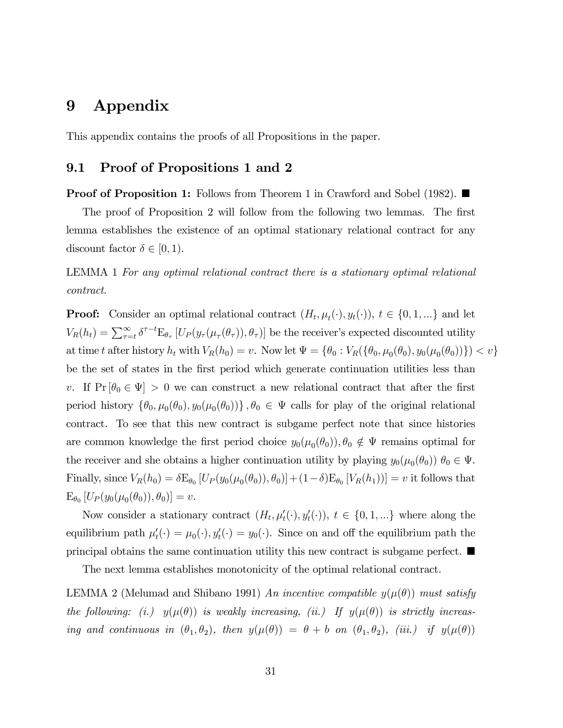# 9 Appendix

This appendix contains the proofs of all Propositions in the paper.

## 9.1 Proof of Propositions 1 and 2

**Proof of Proposition 1:** Follows from Theorem 1 in Crawford and Sobel (1982). ■

The proof of Proposition 2 will follow from the following two lemmas. The first lemma establishes the existence of an optimal stationary relational contract for any discount factor $\delta \in [0, 1)$.

LEMMA 1 *For any optimal relational contract there is a stationary optimal relational contract.*

**Proof:** Consider an optimal relational contract $(H_t, \mu_t(\cdot), y_t(\cdot))$, $t \in \{0, 1, ...\}$ and let $V_R(h_t) = \sum_{\tau=t}^{\infty} \delta^{\tau-t} \mathrm{E}_{\theta_\tau} [U_P(y_\tau(\mu_\tau(\theta_\tau)), \theta_\tau)]$ be the receiver's expected discounted utility at time $t$ after history $h_t$ with $V_R(h_0) = v$. Now let $\Psi = \{\theta_0 : V_R(\{\theta_0, \mu_0(\theta_0), y_0(\mu_0(\theta_0))\}) < v\}$ be the set of states in the first period which generate continuation utilities less than $v$. If $\Pr[\theta_0 \in \Psi] > 0$ we can construct a new relational contract that after the first period history $\{\theta_0, \mu_0(\theta_0), y_0(\mu_0(\theta_0))\}, \theta_0 \in \Psi$ calls for play of the original relational contract. To see that this new contract is subgame perfect note that since histories are common knowledge the first period choice $y_0(\mu_0(\theta_0)), \theta_0 \notin \Psi$ remains optimal for the receiver and she obtains a higher continuation utility by playing $y_0(\mu_0(\theta_0))$ $\theta_0 \in \Psi$. Finally, since $V_R(h_0) = \delta \mathrm{E}_{\theta_0} [U_P(y_0(\mu_0(\theta_0)), \theta_0)] + (1-\delta) \mathrm{E}_{\theta_0} [V_R(h_1))] = v$ it follows that $\mathrm{E}_{\theta_0} [U_P(y_0(\mu_0(\theta_0)), \theta_0)] = v$.

Now consider a stationary contract $(H_t, \mu'_t(\cdot), y'_t(\cdot))$, $t \in \{0, 1, ...\}$ where along the equilibrium path $\mu'_t(\cdot) = \mu_0(\cdot), y'_t(\cdot) = y_0(\cdot)$. Since on and off the equilibrium path the principal obtains the same continuation utility this new contract is subgame perfect. ■

The next lemma establishes monotonicity of the optimal relational contract.

LEMMA 2 (Melumad and Shibano 1991) *An incentive compatible $y(\mu(\theta))$ must satisfy the following: (i.) $y(\mu(\theta))$ is weakly increasing, (ii.) If $y(\mu(\theta))$ is strictly increasing and continuous in $(\theta_1, \theta_2)$, then $y(\mu(\theta)) = \theta + b$ on $(\theta_1, \theta_2)$, (iii.) if $y(\mu(\theta))$*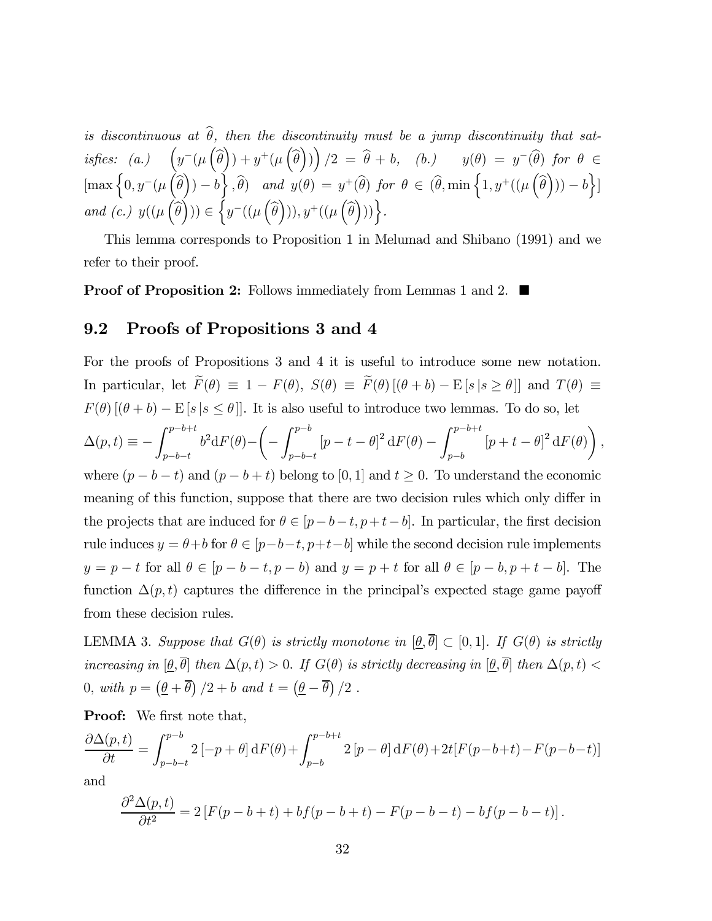*is discontinuous at $\widehat{\theta}$, then the discontinuity must be a jump discontinuity that satisfies: (a.) $\left(y^-(\mu\left(\widehat{\theta}\right)) + y^+(\mu\left(\widehat{\theta}\right))\right)/2 = \widehat{\theta} + b$, (b.) $y(\theta) = y^-(\widehat{\theta})$ for $\theta \in [\max\left\{0, y^-(\mu\left(\widehat{\theta}\right)) - b\right\}, \widehat{\theta})$ and $y(\theta) = y^+(\widehat{\theta})$ for $\theta \in (\widehat{\theta}, \min\left\{1, y^+((\mu\left(\widehat{\theta}\right))) - b\right\}]$ and (c.) $y((\mu\left(\widehat{\theta}\right))) \in \left\{y^-((\mu\left(\widehat{\theta}\right))), y^+((\mu\left(\widehat{\theta}\right)))\right\}$.*

This lemma corresponds to Proposition 1 in Melumad and Shibano (1991) and we refer to their proof.

**Proof of Proposition 2:** Follows immediately from Lemmas 1 and 2. ■

## 9.2 Proofs of Propositions 3 and 4

For the proofs of Propositions 3 and 4 it is useful to introduce some new notation. In particular, let $\widetilde{F}(\theta) \equiv 1 - F(\theta)$, $S(\theta) \equiv \widetilde{F}(\theta)\left[(\theta + b) - \mathrm{E}\left[s \,|s \geq \theta\right]\right]$ and $T(\theta) \equiv F(\theta)\left[(\theta + b) - \mathrm{E}\left[s \,|s \leq \theta\right]\right]$. It is also useful to introduce two lemmas. To do so, let

$$\Delta(p,t) \equiv -\int_{p-b-t}^{p-b+t} b^2 \mathrm{d}F(\theta) - \left(-\int_{p-b-t}^{p-b} \left[p - t - \theta\right]^2 \mathrm{d}F(\theta) - \int_{p-b}^{p-b+t} \left[p + t - \theta\right]^2 \mathrm{d}F(\theta)\right),$$

where $(p-b-t)$ and $(p-b+t)$ belong to $[0,1]$ and $t \geq 0$. To understand the economic meaning of this function, suppose that there are two decision rules which only differ in the projects that are induced for $\theta \in [p-b-t, p+t-b]$. In particular, the first decision rule induces $y = \theta + b$ for $\theta \in [p-b-t, p+t-b]$ while the second decision rule implements $y = p - t$ for all $\theta \in [p-b-t, p-b)$ and $y = p + t$ for all $\theta \in [p-b, p+t-b]$. The function $\Delta(p,t)$ captures the difference in the principal's expected stage game payoff from these decision rules.

LEMMA 3. *Suppose that $G(\theta)$ is strictly monotone in $[\underline{\theta}, \overline{\theta}] \subset [0,1]$. If $G(\theta)$ is strictly increasing in $[\underline{\theta}, \overline{\theta}]$ then $\Delta(p,t) > 0$. If $G(\theta)$ is strictly decreasing in $[\underline{\theta}, \overline{\theta}]$ then $\Delta(p,t) < 0$, with $p = \left(\underline{\theta} + \overline{\theta}\right)/2 + b$ and $t = \left(\underline{\theta} - \overline{\theta}\right)/2$ .*

**Proof:** We first note that,

$$\frac{\partial \Delta(p,t)}{\partial t} = \int_{p-b-t}^{p-b} 2\left[-p + \theta\right] \mathrm{d}F(\theta) + \int_{p-b}^{p-b+t} 2\left[p - \theta\right] \mathrm{d}F(\theta) + 2t[F(p-b+t) - F(p-b-t)]$$

and

$$\frac{\partial^2 \Delta(p,t)}{\partial t^2} = 2\left[F(p-b+t) + bf(p-b+t) - F(p-b-t) - bf(p-b-t)\right].$$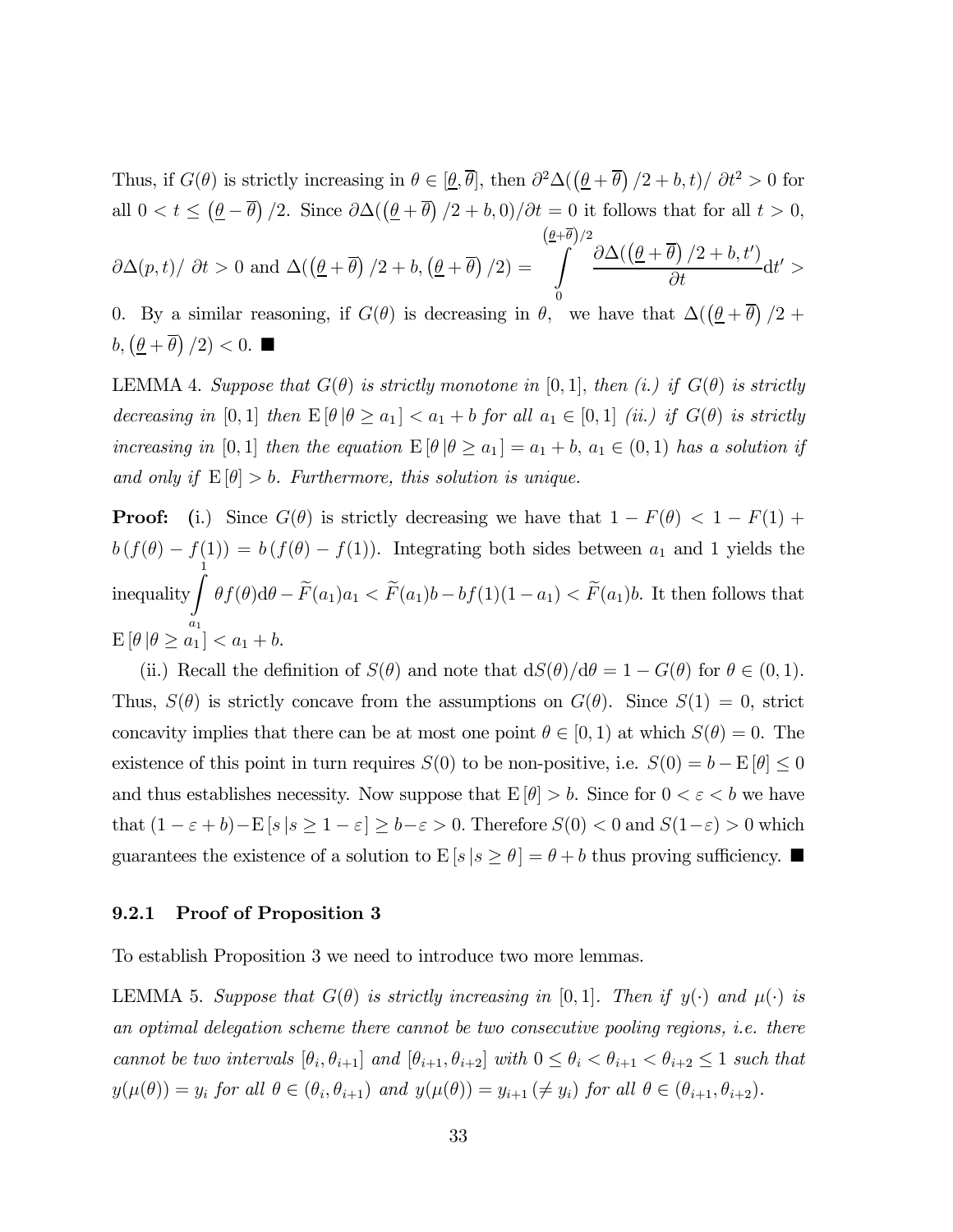Thus, if $G(\theta)$ is strictly increasing in $\theta \in [\underline{\theta}, \overline{\theta}]$, then $\partial^2 \Delta((\underline{\theta} + \overline{\theta})/2 + b, t)/\partial t^2 > 0$ for all $0 < t \leq (\underline{\theta} - \overline{\theta})/2$. Since $\partial \Delta((\underline{\theta} + \overline{\theta})/2 + b, 0)/\partial t = 0$ it follows that for all $t > 0$, $\partial \Delta(p, t)/\partial t > 0$ and $\Delta((\underline{\theta} + \overline{\theta})/2 + b, (\underline{\theta} + \overline{\theta})/2) = \int_0^{(\underline{\theta}+\overline{\theta})/2} \frac{\partial \Delta((\underline{\theta} + \overline{\theta})/2 + b, t')}{\partial t} \mathrm{d}t' > 0$. By a similar reasoning, if $G(\theta)$ is decreasing in $\theta$, we have that $\Delta((\underline{\theta} + \overline{\theta})/2 + b, (\underline{\theta} + \overline{\theta})/2) < 0$. ■

LEMMA 4. *Suppose that $G(\theta)$ is strictly monotone in $[0, 1]$, then (i.) if $G(\theta)$ is strictly decreasing in $[0, 1]$ then $\mathrm{E}[\theta | \theta \geq a_1] < a_1 + b$ for all $a_1 \in [0, 1]$ (ii.) if $G(\theta)$ is strictly increasing in $[0, 1]$ then the equation $\mathrm{E}[\theta | \theta \geq a_1] = a_1 + b$, $a_1 \in (0, 1)$ has a solution if and only if $\mathrm{E}[\theta] > b$. Furthermore, this solution is unique.*

**Proof:** (i.) Since $G(\theta)$ is strictly decreasing we have that $1 - F(\theta) < 1 - F(1) + b(f(\theta) - f(1)) = b(f(\theta) - f(1))$. Integrating both sides between $a_1$ and 1 yields the inequality $\int_{a_1}^{1} \theta f(\theta) \mathrm{d}\theta - \widetilde{F}(a_1) a_1 < \widetilde{F}(a_1) b - b f(1)(1 - a_1) < \widetilde{F}(a_1) b$. It then follows that $\mathrm{E}[\theta | \theta \geq a_1] < a_1 + b$.

(ii.) Recall the definition of $S(\theta)$ and note that $\mathrm{d}S(\theta)/\mathrm{d}\theta = 1 - G(\theta)$ for $\theta \in (0, 1)$. Thus, $S(\theta)$ is strictly concave from the assumptions on $G(\theta)$. Since $S(1) = 0$, strict concavity implies that there can be at most one point $\theta \in [0, 1)$ at which $S(\theta) = 0$. The existence of this point in turn requires $S(0)$ to be non-positive, i.e. $S(0) = b - \mathrm{E}[\theta] \leq 0$ and thus establishes necessity. Now suppose that $\mathrm{E}[\theta] > b$. Since for $0 < \varepsilon < b$ we have that $(1 - \varepsilon + b) - \mathrm{E}[s | s \geq 1 - \varepsilon] \geq b - \varepsilon > 0$. Therefore $S(0) < 0$ and $S(1 - \varepsilon) > 0$ which guarantees the existence of a solution to $\mathrm{E}[s | s \geq \theta] = \theta + b$ thus proving sufficiency. ■

### 9.2.1 Proof of Proposition 3

To establish Proposition 3 we need to introduce two more lemmas.

LEMMA 5. *Suppose that $G(\theta)$ is strictly increasing in $[0, 1]$. Then if $y(\cdot)$ and $\mu(\cdot)$ is an optimal delegation scheme there cannot be two consecutive pooling regions, i.e. there cannot be two intervals $[\theta_i, \theta_{i+1}]$ and $[\theta_{i+1}, \theta_{i+2}]$ with $0 \leq \theta_i < \theta_{i+1} < \theta_{i+2} \leq 1$ such that $y(\mu(\theta)) = y_i$ for all $\theta \in (\theta_i, \theta_{i+1})$ and $y(\mu(\theta)) = y_{i+1} (\neq y_i)$ for all $\theta \in (\theta_{i+1}, \theta_{i+2})$.*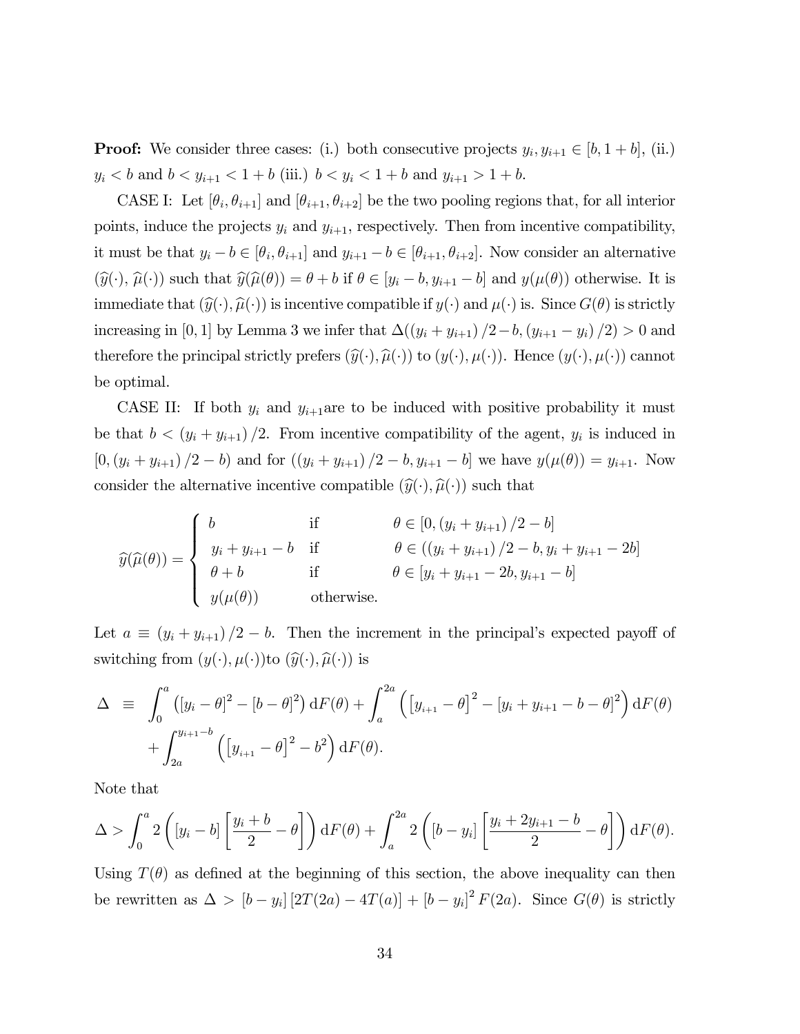**Proof:** We consider three cases: (i.) both consecutive projects $y_i, y_{i+1} \in [b, 1+b]$, (ii.) $y_i < b$ and $b < y_{i+1} < 1+b$ (iii.) $b < y_i < 1+b$ and $y_{i+1} > 1+b$.

CASE I: Let $[\theta_i, \theta_{i+1}]$ and $[\theta_{i+1}, \theta_{i+2}]$ be the two pooling regions that, for all interior points, induce the projects $y_i$ and $y_{i+1}$, respectively. Then from incentive compatibility, it must be that $y_i - b \in [\theta_i, \theta_{i+1}]$ and $y_{i+1} - b \in [\theta_{i+1}, \theta_{i+2}]$. Now consider an alternative $(\widehat{y}(\cdot), \widehat{\mu}(\cdot))$ such that $\widehat{y}(\widehat{\mu}(\theta)) = \theta + b$ if $\theta \in [y_i - b, y_{i+1} - b]$ and $y(\mu(\theta))$ otherwise. It is immediate that $(\widehat{y}(\cdot), \widehat{\mu}(\cdot))$ is incentive compatible if $y(\cdot)$ and $\mu(\cdot)$ is. Since $G(\theta)$ is strictly increasing in $[0,1]$ by Lemma 3 we infer that $\Delta((y_i + y_{i+1})/2 - b, (y_{i+1} - y_i)/2) > 0$ and therefore the principal strictly prefers $(\widehat{y}(\cdot), \widehat{\mu}(\cdot))$ to $(y(\cdot), \mu(\cdot))$. Hence $(y(\cdot), \mu(\cdot))$ cannot be optimal.

CASE II: If both $y_i$ and $y_{i+1}$are to be induced with positive probability it must be that $b < (y_i + y_{i+1})/2$. From incentive compatibility of the agent, $y_i$ is induced in $[0, (y_i + y_{i+1})/2 - b)$ and for $((y_i + y_{i+1})/2 - b, y_{i+1} - b]$ we have $y(\mu(\theta)) = y_{i+1}$. Now consider the alternative incentive compatible $(\widehat{y}(\cdot), \widehat{\mu}(\cdot))$ such that

$$
\widehat{y}(\widehat{\mu}(\theta)) = \begin{cases} b & \text{if} \quad \theta \in [0, (y_i + y_{i+1})/2 - b] \\ y_i + y_{i+1} - b & \text{if} \quad \theta \in ((y_i + y_{i+1})/2 - b, y_i + y_{i+1} - 2b] \\ \theta + b & \text{if} \quad \theta \in [y_i + y_{i+1} - 2b, y_{i+1} - b] \\ y(\mu(\theta)) & \text{otherwise.} \end{cases}
$$

Let $a \equiv (y_i + y_{i+1})/2 - b$. Then the increment in the principal's expected payoff of switching from $(y(\cdot), \mu(\cdot))$to $(\widehat{y}(\cdot), \widehat{\mu}(\cdot))$ is

$$
\begin{aligned}
\Delta \quad \equiv \quad & \int_0^a \left([y_i - \theta]^2 - [b - \theta]^2\right) \mathrm{d}F(\theta) + \int_a^{2a} \left(\left[y_{i+1} - \theta\right]^2 - [y_i + y_{i+1} - b - \theta]^2\right) \mathrm{d}F(\theta) \\
& + \int_{2a}^{y_{i+1} - b} \left(\left[y_{i+1} - \theta\right]^2 - b^2\right) \mathrm{d}F(\theta).
\end{aligned}
$$

Note that

$$
\Delta > \int_0^a 2\left([y_i - b]\left[\frac{y_i + b}{2} - \theta\right]\right) \mathrm{d}F(\theta) + \int_a^{2a} 2\left([b - y_i]\left[\frac{y_i + 2y_{i+1} - b}{2} - \theta\right]\right) \mathrm{d}F(\theta).
$$

Using $T(\theta)$ as defined at the beginning of this section, the above inequality can then be rewritten as $\Delta > [b - y_i][2T(2a) - 4T(a)] + [b - y_i]^2 F(2a)$. Since $G(\theta)$ is strictly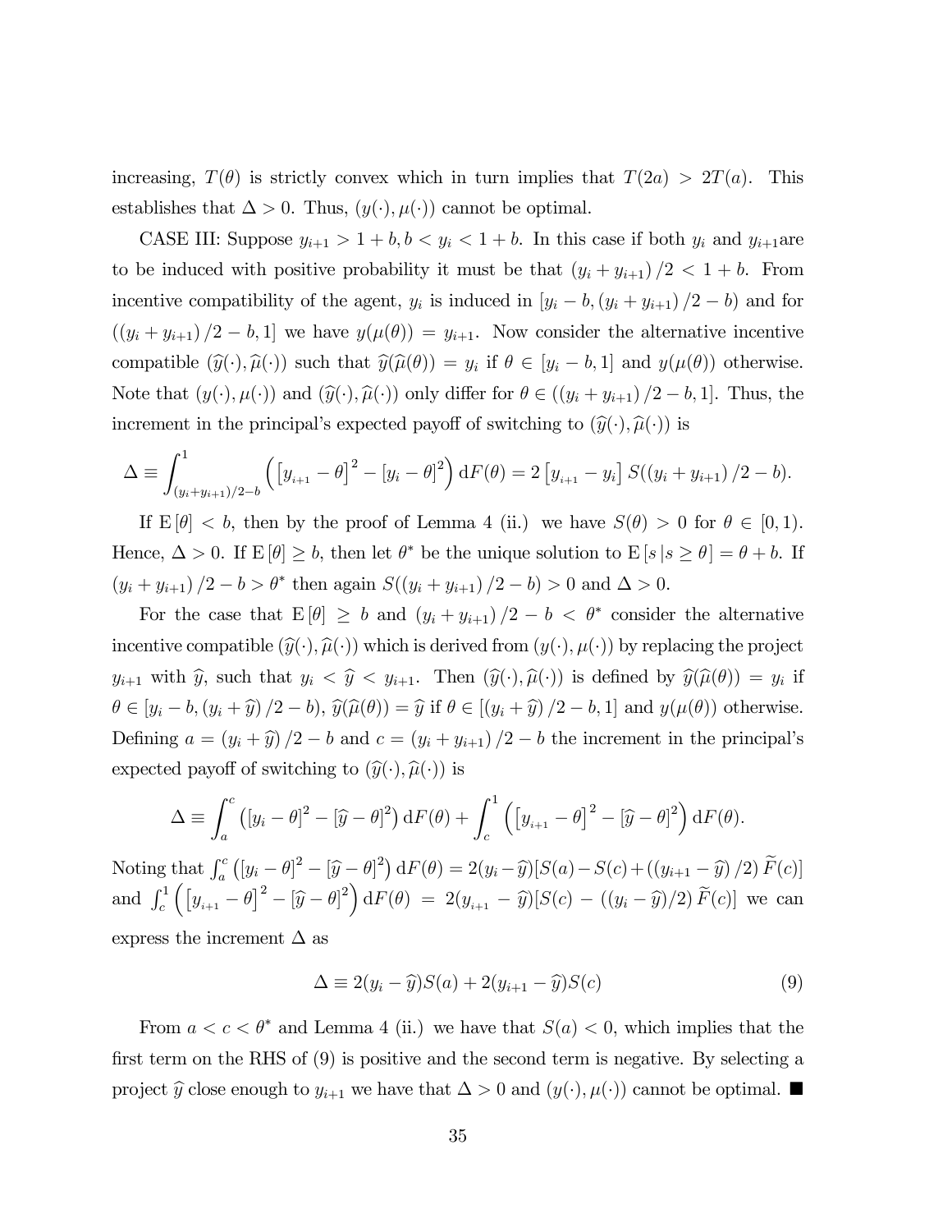increasing, $T(\theta)$ is strictly convex which in turn implies that $T(2a) > 2T(a)$. This establishes that $\Delta > 0$. Thus, $(y(\cdot), \mu(\cdot))$ cannot be optimal.

CASE III: Suppose $y_{i+1} > 1 + b, b < y_i < 1 + b$. In this case if both $y_i$ and $y_{i+1}$are to be induced with positive probability it must be that $(y_i + y_{i+1})/2 < 1 + b$. From incentive compatibility of the agent, $y_i$ is induced in $[y_i - b, (y_i + y_{i+1})/2 - b)$ and for $((y_i + y_{i+1})/2 - b, 1]$ we have $y(\mu(\theta)) = y_{i+1}$. Now consider the alternative incentive compatible $(\widehat{y}(\cdot), \widehat{\mu}(\cdot))$ such that $\widehat{y}(\widehat{\mu}(\theta)) = y_i$ if $\theta \in [y_i - b, 1]$ and $y(\mu(\theta))$ otherwise. Note that $(y(\cdot), \mu(\cdot))$ and $(\widehat{y}(\cdot), \widehat{\mu}(\cdot))$ only differ for $\theta \in ((y_i + y_{i+1})/2 - b, 1]$. Thus, the increment in the principal's expected payoff of switching to $(\widehat{y}(\cdot), \widehat{\mu}(\cdot))$ is

$$\Delta \equiv \int_{(y_i+y_{i+1})/2-b}^{1} \left( [y_{i+1} - \theta]^2 - [y_i - \theta]^2 \right) \mathrm{d}F(\theta) = 2 [y_{i+1} - y_i] \, S((y_i + y_{i+1})/2 - b).$$

If $\mathrm{E}[\theta] < b$, then by the proof of Lemma 4 (ii.) we have $S(\theta) > 0$ for $\theta \in [0, 1)$. Hence, $\Delta > 0$. If $\mathrm{E}[\theta] \geq b$, then let $\theta^*$ be the unique solution to $\mathrm{E}[s \, | s \geq \theta] = \theta + b$. If $(y_i + y_{i+1})/2 - b > \theta^*$ then again $S((y_i + y_{i+1})/2 - b) > 0$ and $\Delta > 0$.

For the case that $\mathrm{E}[\theta] \geq b$ and $(y_i + y_{i+1})/2 - b < \theta^*$ consider the alternative incentive compatible $(\widehat{y}(\cdot), \widehat{\mu}(\cdot))$ which is derived from $(y(\cdot), \mu(\cdot))$ by replacing the project $y_{i+1}$ with $\widehat{y}$, such that $y_i < \widehat{y} < y_{i+1}$. Then $(\widehat{y}(\cdot), \widehat{\mu}(\cdot))$ is defined by $\widehat{y}(\widehat{\mu}(\theta)) = y_i$ if $\theta \in [y_i - b, (y_i + \widehat{y})/2 - b)$, $\widehat{y}(\widehat{\mu}(\theta)) = \widehat{y}$ if $\theta \in [(y_i + \widehat{y})/2 - b, 1]$ and $y(\mu(\theta))$ otherwise. Defining $a = (y_i + \widehat{y})/2 - b$ and $c = (y_i + y_{i+1})/2 - b$ the increment in the principal's expected payoff of switching to $(\widehat{y}(\cdot), \widehat{\mu}(\cdot))$ is

$$\Delta \equiv \int_a^c \left( [y_i - \theta]^2 - [\widehat{y} - \theta]^2 \right) \mathrm{d}F(\theta) + \int_c^1 \left( [y_{i+1} - \theta]^2 - [\widehat{y} - \theta]^2 \right) \mathrm{d}F(\theta).$$

Noting that $\int_a^c \left( [y_i - \theta]^2 - [\widehat{y} - \theta]^2 \right) \mathrm{d}F(\theta) = 2(y_i - \widehat{y})[S(a) - S(c) + ((y_{i+1} - \widehat{y})/2) \, \widetilde{F}(c)]$ and $\int_c^1 \left( [y_{i+1} - \theta]^2 - [\widehat{y} - \theta]^2 \right) \mathrm{d}F(\theta) = 2(y_{i+1} - \widehat{y})[S(c) - ((y_i - \widehat{y})/2) \, \widetilde{F}(c)]$ we can express the increment $\Delta$ as

$$\Delta \equiv 2(y_i - \widehat{y})S(a) + 2(y_{i+1} - \widehat{y})S(c) \tag{9}$$

From $a < c < \theta^*$ and Lemma 4 (ii.) we have that $S(a) < 0$, which implies that the first term on the RHS of (9) is positive and the second term is negative. By selecting a project $\widehat{y}$ close enough to $y_{i+1}$ we have that $\Delta > 0$ and $(y(\cdot), \mu(\cdot))$ cannot be optimal. ■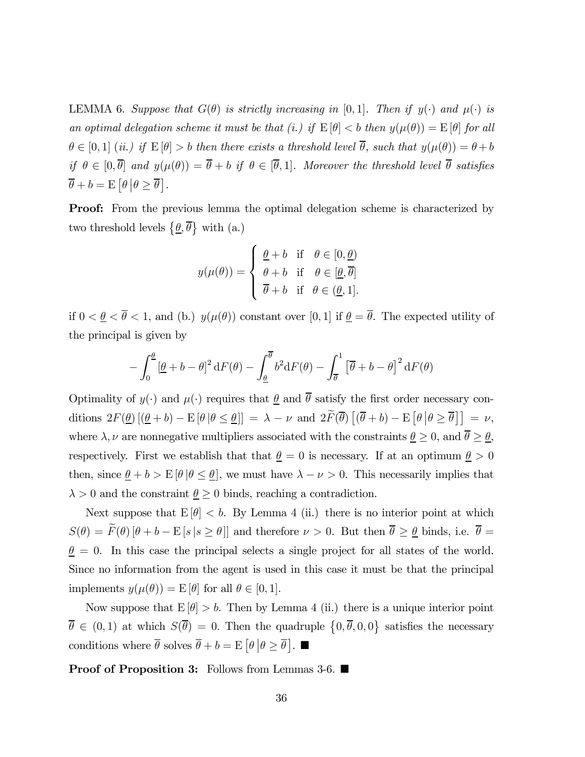LEMMA 6. *Suppose that $G(\theta)$ is strictly increasing in $[0,1]$. Then if $y(\cdot)$ and $\mu(\cdot)$ is an optimal delegation scheme it must be that (i.) if $\mathrm{E}[\theta] < b$ then $y(\mu(\theta)) = \mathrm{E}[\theta]$ for all $\theta \in [0,1]$ (ii.) if $\mathrm{E}[\theta] > b$ then there exists a threshold level $\overline{\theta}$, such that $y(\mu(\theta)) = \theta + b$ if $\theta \in [0, \overline{\theta}]$ and $y(\mu(\theta)) = \overline{\theta} + b$ if $\theta \in [\overline{\theta}, 1]$. Moreover the threshold level $\overline{\theta}$ satisfies $\overline{\theta} + b = \mathrm{E}\left[\theta \,\middle|\, \theta \geq \overline{\theta}\right]$.*

**Proof:** From the previous lemma the optimal delegation scheme is characterized by two threshold levels $\{\underline{\theta}, \overline{\theta}\}$ with (a.)

$$y(\mu(\theta)) = \begin{cases} \underline{\theta} + b & \text{if} \quad \theta \in [0, \underline{\theta}) \\ \theta + b & \text{if} \quad \theta \in [\underline{\theta}, \overline{\theta}] \\ \overline{\theta} + b & \text{if} \quad \theta \in (\underline{\theta}, 1]. \end{cases}$$

if $0 < \underline{\theta} < \overline{\theta} < 1$, and (b.) $y(\mu(\theta))$ constant over $[0,1]$ if $\underline{\theta} = \overline{\theta}$. The expected utility of the principal is given by

$$-\int_0^{\underline{\theta}} [\underline{\theta} + b - \theta]^2 \,\mathrm{d}F(\theta) - \int_{\underline{\theta}}^{\overline{\theta}} b^2 \mathrm{d}F(\theta) - \int_{\overline{\theta}}^1 \left[\overline{\theta} + b - \theta\right]^2 \mathrm{d}F(\theta)$$

Optimality of $y(\cdot)$ and $\mu(\cdot)$ requires that $\underline{\theta}$ and $\overline{\theta}$ satisfy the first order necessary conditions $2F(\underline{\theta})\left[(\underline{\theta} + b) - \mathrm{E}\left[\theta \,|\theta \leq \underline{\theta}\right]\right] = \lambda - \nu$ and $2\widetilde{F}(\overline{\theta})\left[(\overline{\theta} + b) - \mathrm{E}\left[\theta \,\middle|\theta \geq \overline{\theta}\right]\right] = \nu$, where $\lambda, \nu$ are nonnegative multipliers associated with the constraints $\underline{\theta} \geq 0$, and $\overline{\theta} \geq \underline{\theta}$, respectively. First we establish that that $\underline{\theta} = 0$ is necessary. If at an optimum $\underline{\theta} > 0$ then, since $\underline{\theta} + b > \mathrm{E}\left[\theta \,|\theta \leq \underline{\theta}\right]$, we must have $\lambda - \nu > 0$. This necessarily implies that $\lambda > 0$ and the constraint $\underline{\theta} \geq 0$ binds, reaching a contradiction.

Next suppose that $\mathrm{E}[\theta] < b$. By Lemma 4 (ii.) there is no interior point at which $S(\theta) = \widetilde{F}(\theta)\left[\theta + b - \mathrm{E}\left[s \,|s \geq \theta\right]\right]$ and therefore $\nu > 0$. But then $\overline{\theta} \geq \underline{\theta}$ binds, i.e. $\overline{\theta} = \underline{\theta} = 0$. In this case the principal selects a single project for all states of the world. Since no information from the agent is used in this case it must be that the principal implements $y(\mu(\theta)) = \mathrm{E}[\theta]$ for all $\theta \in [0,1]$.

Now suppose that $\mathrm{E}[\theta] > b$. Then by Lemma 4 (ii.) there is a unique interior point $\overline{\theta} \in (0,1)$ at which $S(\overline{\theta}) = 0$. Then the quadruple $\{0, \overline{\theta}, 0, 0\}$ satisfies the necessary conditions where $\overline{\theta}$ solves $\overline{\theta} + b = \mathrm{E}\left[\theta \,\middle|\theta \geq \overline{\theta}\right]$. ■

**Proof of Proposition 3:** Follows from Lemmas 3-6. ■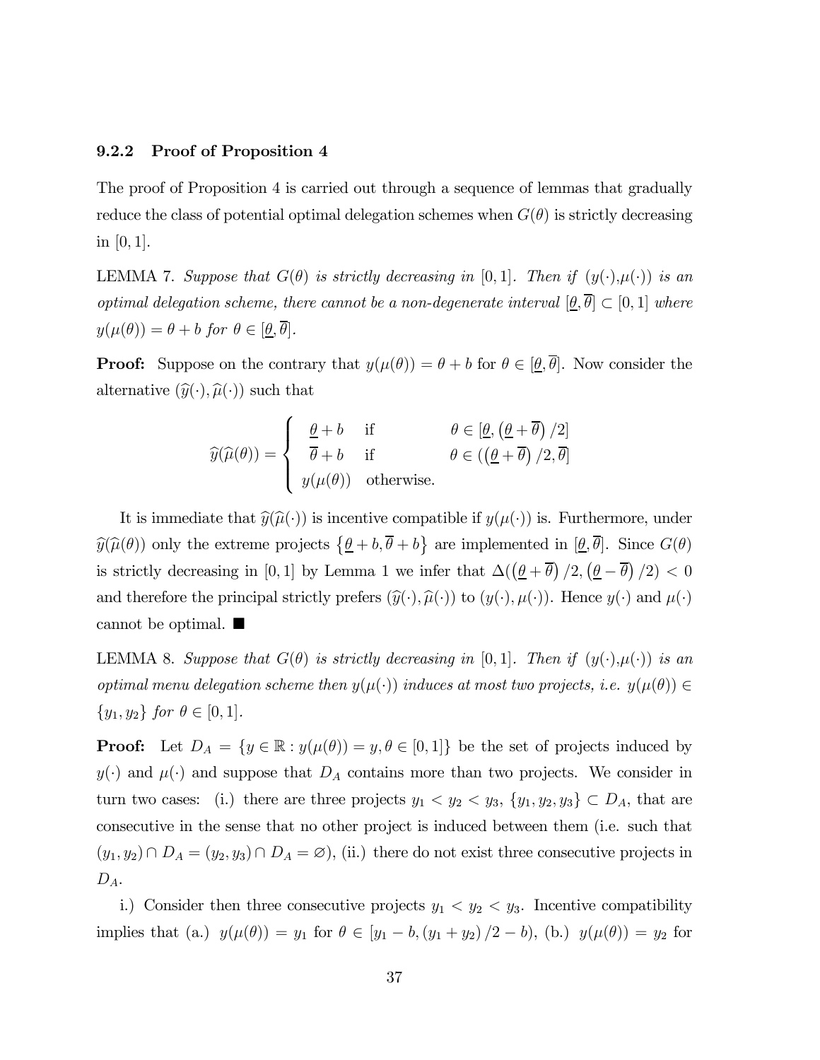### 9.2.2 Proof of Proposition 4

The proof of Proposition 4 is carried out through a sequence of lemmas that gradually reduce the class of potential optimal delegation schemes when $G(\theta)$ is strictly decreasing in $[0,1]$.

LEMMA 7. *Suppose that $G(\theta)$ is strictly decreasing in $[0,1]$. Then if $(y(\cdot),\mu(\cdot))$ is an optimal delegation scheme, there cannot be a non-degenerate interval $[\underline{\theta},\overline{\theta}] \subset [0,1]$ where $y(\mu(\theta)) = \theta + b$ for $\theta \in [\underline{\theta},\overline{\theta}]$.*

**Proof:** Suppose on the contrary that $y(\mu(\theta)) = \theta + b$ for $\theta \in [\underline{\theta},\overline{\theta}]$. Now consider the alternative $(\widehat{y}(\cdot),\widehat{\mu}(\cdot))$ such that

$$
\widehat{y}(\widehat{\mu}(\theta)) = \begin{cases} \underline{\theta} + b & \text{if} \qquad \theta \in [\underline{\theta}, (\underline{\theta} + \overline{\theta})/2] \\ \overline{\theta} + b & \text{if} \qquad \theta \in ((\underline{\theta} + \overline{\theta})/2, \overline{\theta}] \\ y(\mu(\theta)) & \text{otherwise.} \end{cases}
$$

It is immediate that $\widehat{y}(\widehat{\mu}(\cdot))$ is incentive compatible if $y(\mu(\cdot))$ is. Furthermore, under $\widehat{y}(\widehat{\mu}(\theta))$ only the extreme projects $\{\underline{\theta} + b, \overline{\theta} + b\}$ are implemented in $[\underline{\theta},\overline{\theta}]$. Since $G(\theta)$ is strictly decreasing in $[0,1]$ by Lemma 1 we infer that $\Delta((\underline{\theta} + \overline{\theta})/2, (\underline{\theta} - \overline{\theta})/2) < 0$ and therefore the principal strictly prefers $(\widehat{y}(\cdot),\widehat{\mu}(\cdot))$ to $(y(\cdot),\mu(\cdot))$. Hence $y(\cdot)$ and $\mu(\cdot)$ cannot be optimal. ■

LEMMA 8. *Suppose that $G(\theta)$ is strictly decreasing in $[0,1]$. Then if $(y(\cdot),\mu(\cdot))$ is an optimal menu delegation scheme then $y(\mu(\cdot))$ induces at most two projects, i.e. $y(\mu(\theta)) \in \{y_1, y_2\}$ for $\theta \in [0,1]$.*

**Proof:** Let $D_A = \{y \in \mathbb{R} : y(\mu(\theta)) = y, \theta \in [0,1]\}$ be the set of projects induced by $y(\cdot)$ and $\mu(\cdot)$ and suppose that $D_A$ contains more than two projects. We consider in turn two cases: (i.) there are three projects $y_1 < y_2 < y_3$, $\{y_1, y_2, y_3\} \subset D_A$, that are consecutive in the sense that no other project is induced between them (i.e. such that $(y_1, y_2) \cap D_A = (y_2, y_3) \cap D_A = \varnothing$), (ii.) there do not exist three consecutive projects in $D_A$.

i.) Consider then three consecutive projects $y_1 < y_2 < y_3$. Incentive compatibility implies that (a.) $y(\mu(\theta)) = y_1$ for $\theta \in [y_1 - b, (y_1 + y_2)/2 - b)$, (b.) $y(\mu(\theta)) = y_2$ for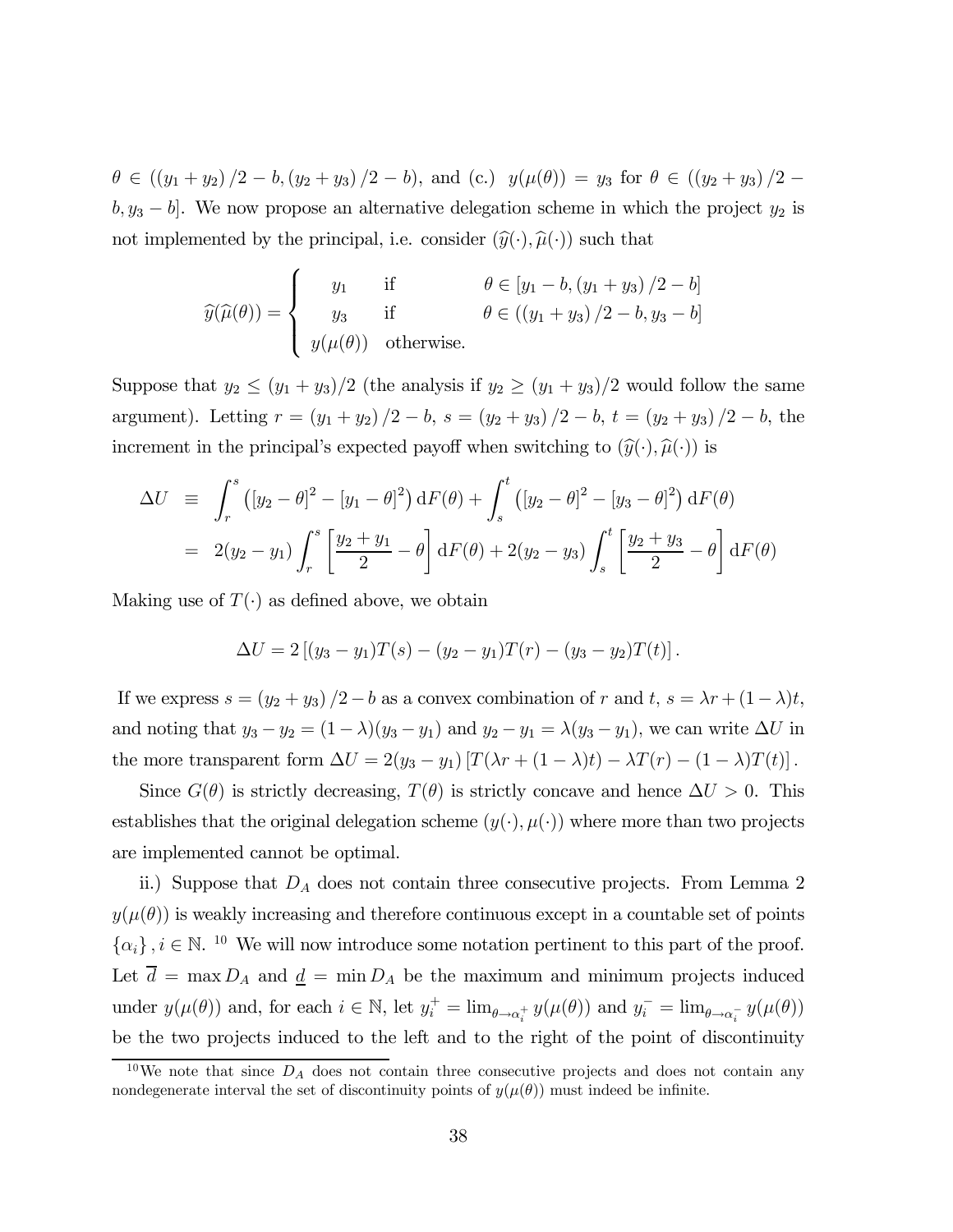$\theta \in ((y_1 + y_2)/2 - b, (y_2 + y_3)/2 - b)$, and (c.) $y(\mu(\theta)) = y_3$ for $\theta \in ((y_2 + y_3)/2 - b, y_3 - b]$. We now propose an alternative delegation scheme in which the project $y_2$ is not implemented by the principal, i.e. consider $(\widehat{y}(\cdot), \widehat{\mu}(\cdot))$ such that

$$\widehat{y}(\widehat{\mu}(\theta)) = \begin{cases} y_1 & \text{if} \quad \theta \in [y_1 - b, (y_1 + y_3)/2 - b] \\ y_3 & \text{if} \quad \theta \in ((y_1 + y_3)/2 - b, y_3 - b] \\ y(\mu(\theta)) & \text{otherwise.} \end{cases}$$

Suppose that $y_2 \leq (y_1 + y_3)/2$ (the analysis if $y_2 \geq (y_1 + y_3)/2$ would follow the same argument). Letting $r = (y_1 + y_2)/2 - b$, $s = (y_2 + y_3)/2 - b$, $t = (y_2 + y_3)/2 - b$, the increment in the principal's expected payoff when switching to $(\widehat{y}(\cdot), \widehat{\mu}(\cdot))$ is

$$\begin{aligned} \Delta U &\equiv \int_r^s \left( [y_2 - \theta]^2 - [y_1 - \theta]^2 \right) \mathrm{d}F(\theta) + \int_s^t \left( [y_2 - \theta]^2 - [y_3 - \theta]^2 \right) \mathrm{d}F(\theta) \\ &= 2(y_2 - y_1) \int_r^s \left[ \frac{y_2 + y_1}{2} - \theta \right] \mathrm{d}F(\theta) + 2(y_2 - y_3) \int_s^t \left[ \frac{y_2 + y_3}{2} - \theta \right] \mathrm{d}F(\theta) \end{aligned}$$

Making use of $T(\cdot)$ as defined above, we obtain

$$\Delta U = 2\left[ (y_3 - y_1)T(s) - (y_2 - y_1)T(r) - (y_3 - y_2)T(t) \right].$$

If we express $s = (y_2 + y_3)/2 - b$ as a convex combination of $r$ and $t$, $s = \lambda r + (1 - \lambda)t$, and noting that $y_3 - y_2 = (1 - \lambda)(y_3 - y_1)$ and $y_2 - y_1 = \lambda(y_3 - y_1)$, we can write $\Delta U$ in the more transparent form $\Delta U = 2(y_3 - y_1)\left[ T(\lambda r + (1 - \lambda)t) - \lambda T(r) - (1 - \lambda)T(t) \right]$.

Since $G(\theta)$ is strictly decreasing, $T(\theta)$ is strictly concave and hence $\Delta U > 0$. This establishes that the original delegation scheme $(y(\cdot), \mu(\cdot))$ where more than two projects are implemented cannot be optimal.

ii.) Suppose that $D_A$ does not contain three consecutive projects. From Lemma 2 $y(\mu(\theta))$ is weakly increasing and therefore continuous except in a countable set of points $\{\alpha_i\}, i \in \mathbb{N}$. [10] We will now introduce some notation pertinent to this part of the proof. Let $\overline{d} = \max D_A$ and $\underline{d} = \min D_A$ be the maximum and minimum projects induced under $y(\mu(\theta))$ and, for each $i \in \mathbb{N}$, let $y_i^+ = \lim_{\theta \to \alpha_i^+} y(\mu(\theta))$ and $y_i^- = \lim_{\theta \to \alpha_i^-} y(\mu(\theta))$ be the two projects induced to the left and to the right of the point of discontinuity

[10] We note that since $D_A$ does not contain three consecutive projects and does not contain any nondegenerate interval the set of discontinuity points of $y(\mu(\theta))$ must indeed be infinite.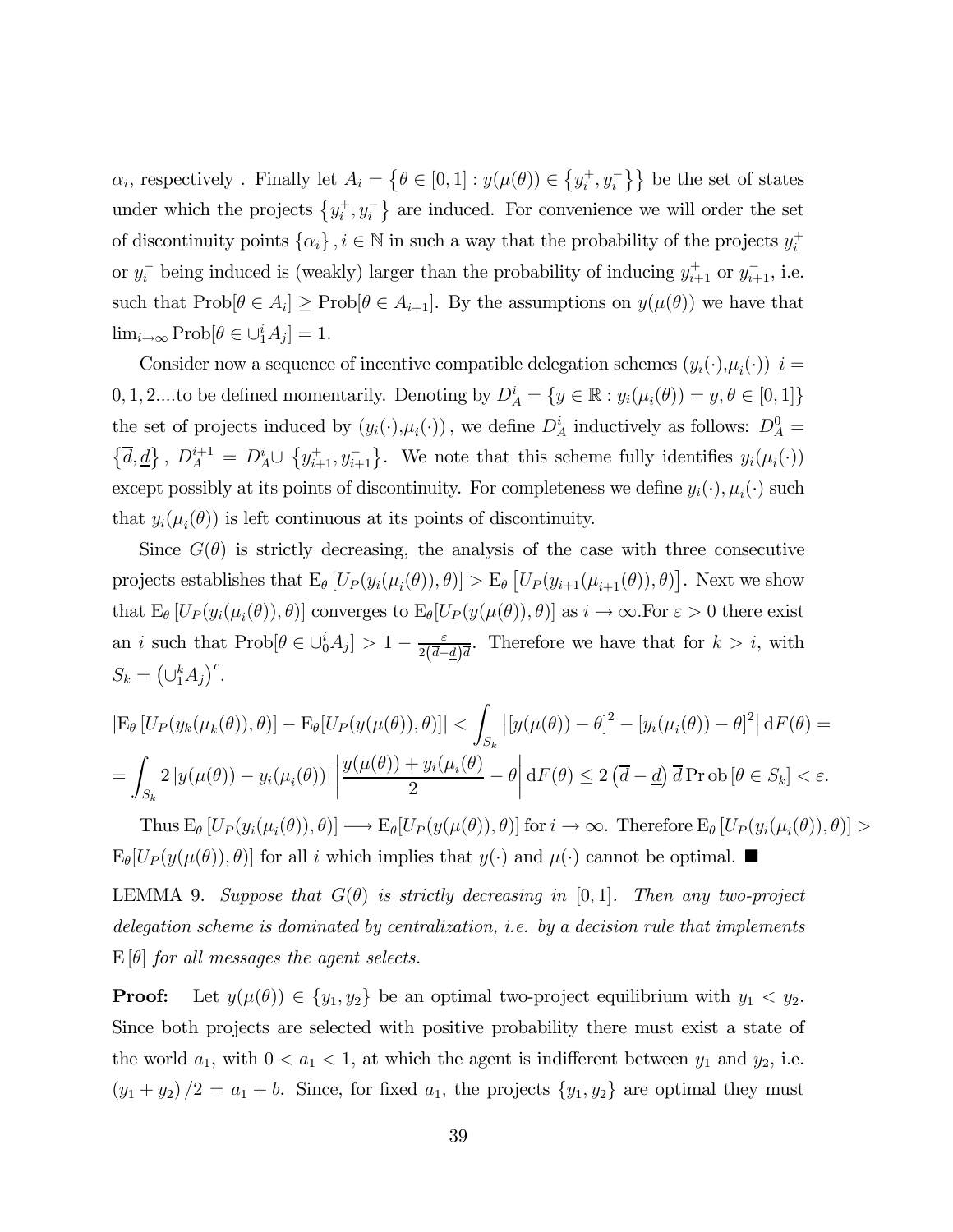$\alpha_i$, respectively . Finally let $A_i = \left\{\theta \in [0,1] : y(\mu(\theta)) \in \left\{y_i^+, y_i^-\right\}\right\}$ be the set of states under which the projects $\left\{y_i^+, y_i^-\right\}$ are induced. For convenience we will order the set of discontinuity points $\{\alpha_i\}, i \in \mathbb{N}$ in such a way that the probability of the projects $y_i^+$ or $y_i^-$ being induced is (weakly) larger than the probability of inducing $y_{i+1}^+$ or $y_{i+1}^-$, i.e. such that $\text{Prob}[\theta \in A_i] \geq \text{Prob}[\theta \in A_{i+1}]$. By the assumptions on $y(\mu(\theta))$ we have that $\lim_{i\to\infty} \text{Prob}[\theta \in \cup_1^i A_j] = 1$.

Consider now a sequence of incentive compatible delegation schemes $(y_i(\cdot),\mu_i(\cdot))$ $i = 0, 1, 2....$to be defined momentarily. Denoting by $D_A^i = \{y \in \mathbb{R} : y_i(\mu_i(\theta)) = y, \theta \in [0,1]\}$ the set of projects induced by $(y_i(\cdot),\mu_i(\cdot))$, we define $D_A^i$ inductively as follows: $D_A^0 = \left\{\overline{d}, \underline{d}\right\}$, $D_A^{i+1} = D_A^i \cup \left\{y_{i+1}^+, y_{i+1}^-\right\}$. We note that this scheme fully identifies $y_i(\mu_i(\cdot))$ except possibly at its points of discontinuity. For completeness we define $y_i(\cdot), \mu_i(\cdot)$ such that $y_i(\mu_i(\theta))$ is left continuous at its points of discontinuity.

Since $G(\theta)$ is strictly decreasing, the analysis of the case with three consecutive projects establishes that $\text{E}_\theta \left[U_P(y_i(\mu_i(\theta)), \theta)\right] > \text{E}_\theta \left[U_P(y_{i+1}(\mu_{i+1}(\theta)), \theta)\right]$. Next we show that $\text{E}_\theta \left[U_P(y_i(\mu_i(\theta)), \theta)\right]$ converges to $\text{E}_\theta[U_P(y(\mu(\theta)), \theta)]$ as $i \to \infty$.For $\varepsilon > 0$ there exist an $i$ such that $\text{Prob}[\theta \in \cup_0^i A_j] > 1 - \frac{\varepsilon}{2(\overline{d}-\underline{d})\overline{d}}$. Therefore we have that for $k > i$, with $S_k = \left(\cup_1^k A_j\right)^c$.

$$
\begin{aligned}
\left|\text{E}_\theta \left[U_P(y_k(\mu_k(\theta)), \theta)\right] - \text{E}_\theta[U_P(y(\mu(\theta)), \theta)]\right| &< \int_{S_k} \left|\left[y(\mu(\theta)) - \theta\right]^2 - \left[y_i(\mu_i(\theta)) - \theta\right]^2\right| \text{d}F(\theta) = \\
= \int_{S_k} 2\left|y(\mu(\theta)) - y_i(\mu_i(\theta))\right| \left|\frac{y(\mu(\theta)) + y_i(\mu_i(\theta)}{2} - \theta\right| \text{d}F(\theta) &\leq 2\left(\overline{d} - \underline{d}\right)\overline{d}\,\text{Prob}\left[\theta \in S_k\right] < \varepsilon.
\end{aligned}
$$

Thus $\text{E}_\theta \left[U_P(y_i(\mu_i(\theta)), \theta)\right] \longrightarrow \text{E}_\theta[U_P(y(\mu(\theta)), \theta)]$ for $i \to \infty$. Therefore $\text{E}_\theta \left[U_P(y_i(\mu_i(\theta)), \theta)\right] > \text{E}_\theta[U_P(y(\mu(\theta)), \theta)]$ for all $i$ which implies that $y(\cdot)$ and $\mu(\cdot)$ cannot be optimal. ■

LEMMA 9. *Suppose that $G(\theta)$ is strictly decreasing in $[0,1]$. Then any two-project delegation scheme is dominated by centralization, i.e. by a decision rule that implements $\text{E}[\theta]$ for all messages the agent selects.*

**Proof:** Let $y(\mu(\theta)) \in \{y_1, y_2\}$ be an optimal two-project equilibrium with $y_1 < y_2$. Since both projects are selected with positive probability there must exist a state of the world $a_1$, with $0 < a_1 < 1$, at which the agent is indifferent between $y_1$ and $y_2$, i.e. $(y_1 + y_2)/2 = a_1 + b$. Since, for fixed $a_1$, the projects $\{y_1, y_2\}$ are optimal they must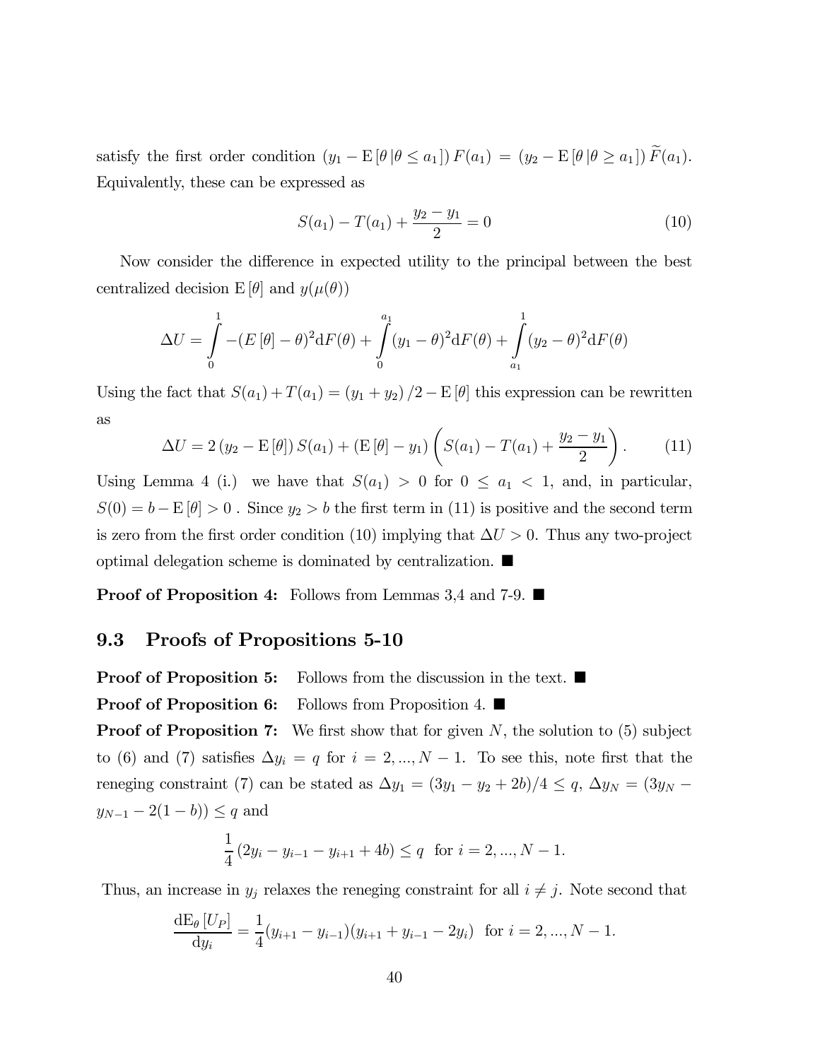satisfy the first order condition $(y_1 - \mathrm{E}[\theta \,|\theta \leq a_1])\, F(a_1) = (y_2 - \mathrm{E}[\theta \,|\theta \geq a_1])\, \widetilde{F}(a_1)$. Equivalently, these can be expressed as

$$S(a_1) - T(a_1) + \frac{y_2 - y_1}{2} = 0 \tag{10}$$

Now consider the difference in expected utility to the principal between the best centralized decision $\mathrm{E}[\theta]$ and $y(\mu(\theta))$

$$\Delta U = \int_0^1 -(E[\theta] - \theta)^2 \mathrm{d}F(\theta) + \int_0^{a_1} (y_1 - \theta)^2 \mathrm{d}F(\theta) + \int_{a_1}^{1} (y_2 - \theta)^2 \mathrm{d}F(\theta)$$

Using the fact that $S(a_1) + T(a_1) = (y_1 + y_2)/2 - \mathrm{E}[\theta]$ this expression can be rewritten as

$$\Delta U = 2\,(y_2 - \mathrm{E}[\theta])\, S(a_1) + (\mathrm{E}[\theta] - y_1)\left(S(a_1) - T(a_1) + \frac{y_2 - y_1}{2}\right). \tag{11}$$

Using Lemma 4 (i.) we have that $S(a_1) > 0$ for $0 \leq a_1 < 1$, and, in particular, $S(0) = b - \mathrm{E}[\theta] > 0$ . Since $y_2 > b$ the first term in (11) is positive and the second term is zero from the first order condition (10) implying that $\Delta U > 0$. Thus any two-project optimal delegation scheme is dominated by centralization. ■

**Proof of Proposition 4:** Follows from Lemmas 3,4 and 7-9. ■

## 9.3 Proofs of Propositions 5-10

**Proof of Proposition 5:** Follows from the discussion in the text. ■

**Proof of Proposition 6:** Follows from Proposition 4. ■

**Proof of Proposition 7:** We first show that for given $N$, the solution to (5) subject to (6) and (7) satisfies $\Delta y_i = q$ for $i = 2, ..., N-1$. To see this, note first that the reneging constraint (7) can be stated as $\Delta y_1 = (3y_1 - y_2 + 2b)/4 \leq q$, $\Delta y_N = (3y_N - y_{N-1} - 2(1-b)) \leq q$ and

$$\frac{1}{4}\left(2y_i - y_{i-1} - y_{i+1} + 4b\right) \leq q \text{ for } i = 2, ..., N-1.$$

Thus, an increase in $y_j$ relaxes the reneging constraint for all $i \neq j$. Note second that

$$\frac{\mathrm{d}\mathrm{E}_\theta[U_P]}{\mathrm{d}y_i} = \frac{1}{4}(y_{i+1} - y_{i-1})(y_{i+1} + y_{i-1} - 2y_i) \text{ for } i = 2, ..., N-1.$$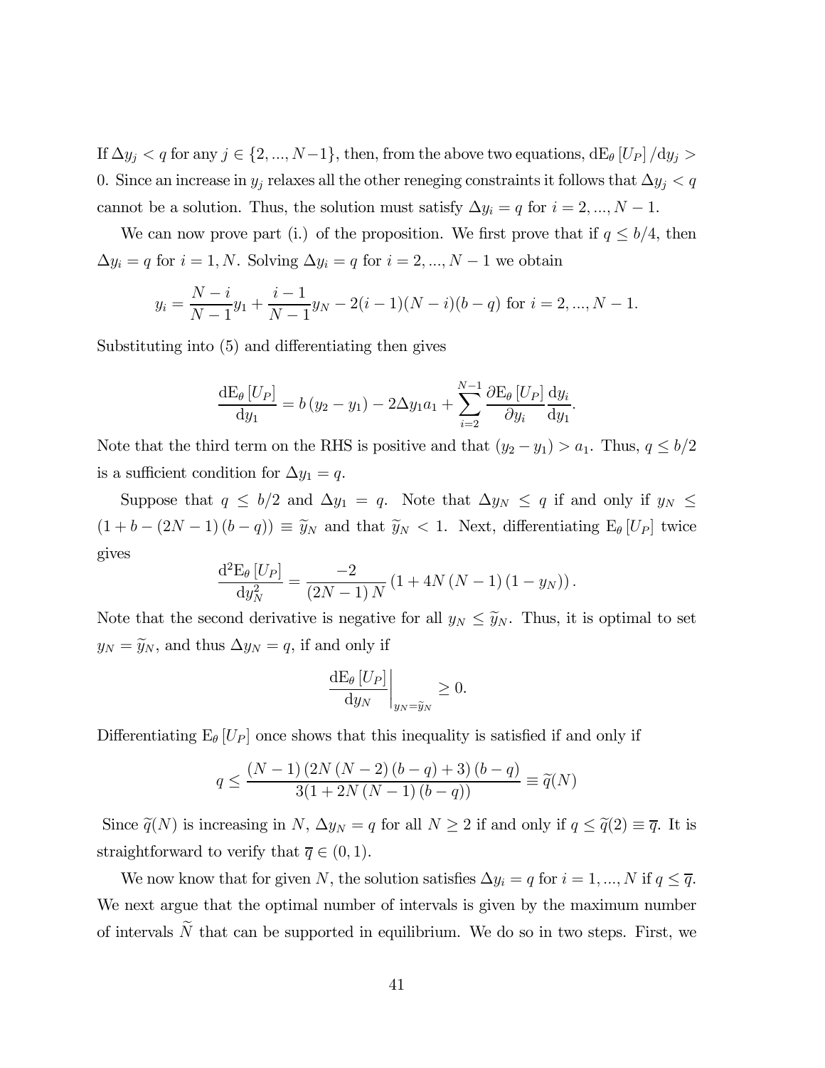If $\Delta y_j < q$ for any $j \in \{2, ..., N-1\}$, then, from the above two equations, $\mathrm{dE}_\theta [U_P] / \mathrm{d}y_j > 0$. Since an increase in $y_j$ relaxes all the other reneging constraints it follows that $\Delta y_j < q$ cannot be a solution. Thus, the solution must satisfy $\Delta y_i = q$ for $i = 2, ..., N-1$.

We can now prove part (i.) of the proposition. We first prove that if $q \leq b/4$, then $\Delta y_i = q$ for $i = 1, N$. Solving $\Delta y_i = q$ for $i = 2, ..., N-1$ we obtain

$$y_i = \frac{N-i}{N-1} y_1 + \frac{i-1}{N-1} y_N - 2(i-1)(N-i)(b-q) \text{ for } i = 2, ..., N-1.$$

Substituting into (5) and differentiating then gives

$$\frac{\mathrm{dE}_\theta [U_P]}{\mathrm{d}y_1} = b(y_2 - y_1) - 2\Delta y_1 a_1 + \sum_{i=2}^{N-1} \frac{\partial \mathrm{E}_\theta [U_P]}{\partial y_i} \frac{\mathrm{d}y_i}{\mathrm{d}y_1}.$$

Note that the third term on the RHS is positive and that $(y_2 - y_1) > a_1$. Thus, $q \leq b/2$ is a sufficient condition for $\Delta y_1 = q$.

Suppose that $q \leq b/2$ and $\Delta y_1 = q$. Note that $\Delta y_N \leq q$ if and only if $y_N \leq (1 + b - (2N-1)(b-q)) \equiv \widetilde{y}_N$ and that $\widetilde{y}_N < 1$. Next, differentiating $\mathrm{E}_\theta [U_P]$ twice gives

$$\frac{\mathrm{d}^2 \mathrm{E}_\theta [U_P]}{\mathrm{d}y_N^2} = \frac{-2}{(2N-1)N} (1 + 4N(N-1)(1 - y_N)).$$

Note that the second derivative is negative for all $y_N \leq \widetilde{y}_N$. Thus, it is optimal to set $y_N = \widetilde{y}_N$, and thus $\Delta y_N = q$, if and only if

$$\left. \frac{\mathrm{dE}_\theta [U_P]}{\mathrm{d}y_N} \right|_{y_N = \widetilde{y}_N} \geq 0.$$

Differentiating $\mathrm{E}_\theta [U_P]$ once shows that this inequality is satisfied if and only if

$$q \leq \frac{(N-1)(2N(N-2)(b-q) + 3)(b-q)}{3(1 + 2N(N-1)(b-q))} \equiv \widetilde{q}(N)$$

Since $\widetilde{q}(N)$ is increasing in $N$, $\Delta y_N = q$ for all $N \geq 2$ if and only if $q \leq \widetilde{q}(2) \equiv \overline{q}$. It is straightforward to verify that $\overline{q} \in (0, 1)$.

We now know that for given $N$, the solution satisfies $\Delta y_i = q$ for $i = 1, ..., N$ if $q \leq \overline{q}$. We next argue that the optimal number of intervals is given by the maximum number of intervals $\widetilde{N}$ that can be supported in equilibrium. We do so in two steps. First, we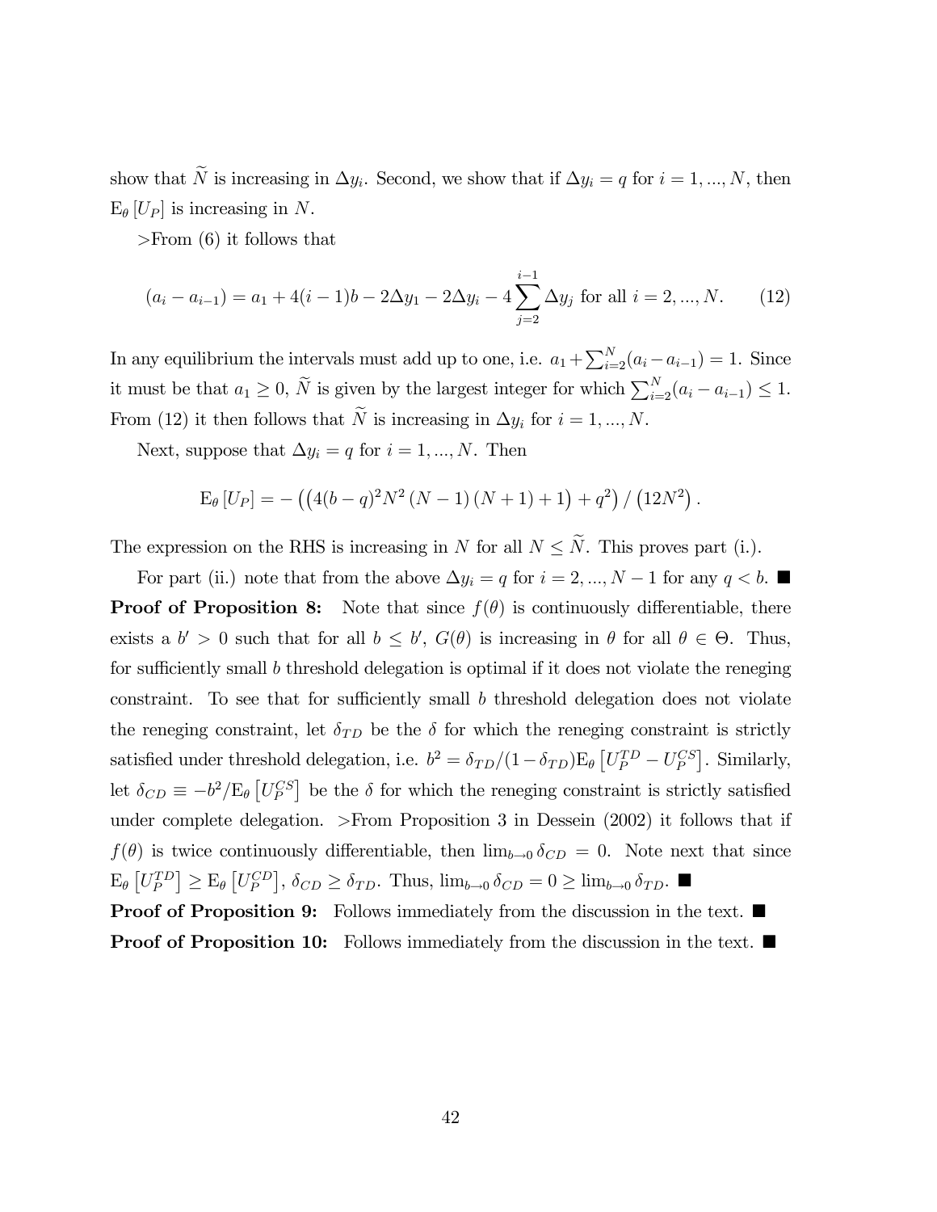show that $\widetilde{N}$ is increasing in $\Delta y_i$. Second, we show that if $\Delta y_i = q$ for $i = 1, ..., N$, then $\mathrm{E}_\theta [U_P]$ is increasing in $N$.

>From (6) it follows that

$$(a_i - a_{i-1}) = a_1 + 4(i-1)b - 2\Delta y_1 - 2\Delta y_i - 4\sum_{j=2}^{i-1} \Delta y_j \text{ for all } i = 2, ..., N. \quad (12)$$

In any equilibrium the intervals must add up to one, i.e. $a_1 + \sum_{i=2}^{N}(a_i - a_{i-1}) = 1$. Since it must be that $a_1 \geq 0$, $\widetilde{N}$ is given by the largest integer for which $\sum_{i=2}^{N}(a_i - a_{i-1}) \leq 1$. From (12) it then follows that $\widetilde{N}$ is increasing in $\Delta y_i$ for $i = 1, ..., N$.

Next, suppose that $\Delta y_i = q$ for $i = 1, ..., N$. Then

$$\mathrm{E}_\theta [U_P] = -\left(\left(4(b-q)^2 N^2 (N-1)(N+1) + 1\right) + q^2\right) / \left(12N^2\right).$$

The expression on the RHS is increasing in $N$ for all $N \leq \widetilde{N}$. This proves part (i.).

For part (ii.) note that from the above $\Delta y_i = q$ for $i = 2, ..., N-1$ for any $q < b$. ■

**Proof of Proposition 8:** Note that since $f(\theta)$ is continuously differentiable, there exists a $b' > 0$ such that for all $b \leq b'$, $G(\theta)$ is increasing in $\theta$ for all $\theta \in \Theta$. Thus, for sufficiently small $b$ threshold delegation is optimal if it does not violate the reneging constraint. To see that for sufficiently small $b$ threshold delegation does not violate the reneging constraint, let $\delta_{TD}$ be the $\delta$ for which the reneging constraint is strictly satisfied under threshold delegation, i.e. $b^2 = \delta_{TD}/(1-\delta_{TD})\mathrm{E}_\theta\left[U_P^{TD} - U_P^{CS}\right]$. Similarly, let $\delta_{CD} \equiv -b^2/\mathrm{E}_\theta\left[U_P^{CS}\right]$ be the $\delta$ for which the reneging constraint is strictly satisfied under complete delegation. >From Proposition 3 in Dessein (2002) it follows that if $f(\theta)$ is twice continuously differentiable, then $\lim_{b\to 0} \delta_{CD} = 0$. Note next that since $\mathrm{E}_\theta\left[U_P^{TD}\right] \geq \mathrm{E}_\theta\left[U_P^{CD}\right]$, $\delta_{CD} \geq \delta_{TD}$. Thus, $\lim_{b\to 0} \delta_{CD} = 0 \geq \lim_{b\to 0} \delta_{TD}$. ■

**Proof of Proposition 9:** Follows immediately from the discussion in the text. ■

**Proof of Proposition 10:** Follows immediately from the discussion in the text. ■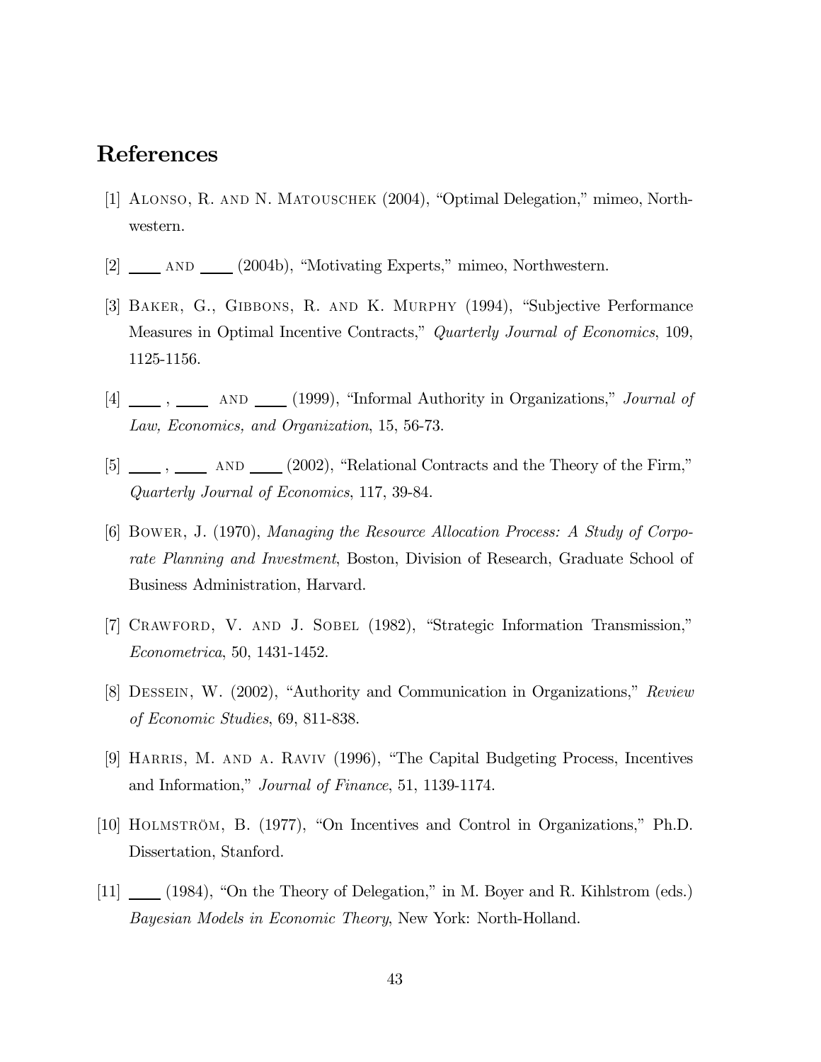## References

[1] Alonso, R. and N. Matouschek (2004), "Optimal Delegation," mimeo, Northwestern.

[2] ____ and ____ (2004b), "Motivating Experts," mimeo, Northwestern.

[3] Baker, G., Gibbons, R. and K. Murphy (1994), "Subjective Performance Measures in Optimal Incentive Contracts," *Quarterly Journal of Economics*, 109, 1125-1156.

[4] ____ , ____ and ____ (1999), "Informal Authority in Organizations," *Journal of Law, Economics, and Organization*, 15, 56-73.

[5] ____ , ____ and ____ (2002), "Relational Contracts and the Theory of the Firm," *Quarterly Journal of Economics*, 117, 39-84.

[6] Bower, J. (1970), *Managing the Resource Allocation Process: A Study of Corporate Planning and Investment*, Boston, Division of Research, Graduate School of Business Administration, Harvard.

[7] Crawford, V. and J. Sobel (1982), "Strategic Information Transmission," *Econometrica*, 50, 1431-1452.

[8] Dessein, W. (2002), "Authority and Communication in Organizations," *Review of Economic Studies*, 69, 811-838.

[9] Harris, M. and A. Raviv (1996), "The Capital Budgeting Process, Incentives and Information," *Journal of Finance*, 51, 1139-1174.

[10] Holmström, B. (1977), "On Incentives and Control in Organizations," Ph.D. Dissertation, Stanford.

[11] ____ (1984), "On the Theory of Delegation," in M. Boyer and R. Kihlstrom (eds.) *Bayesian Models in Economic Theory*, New York: North-Holland.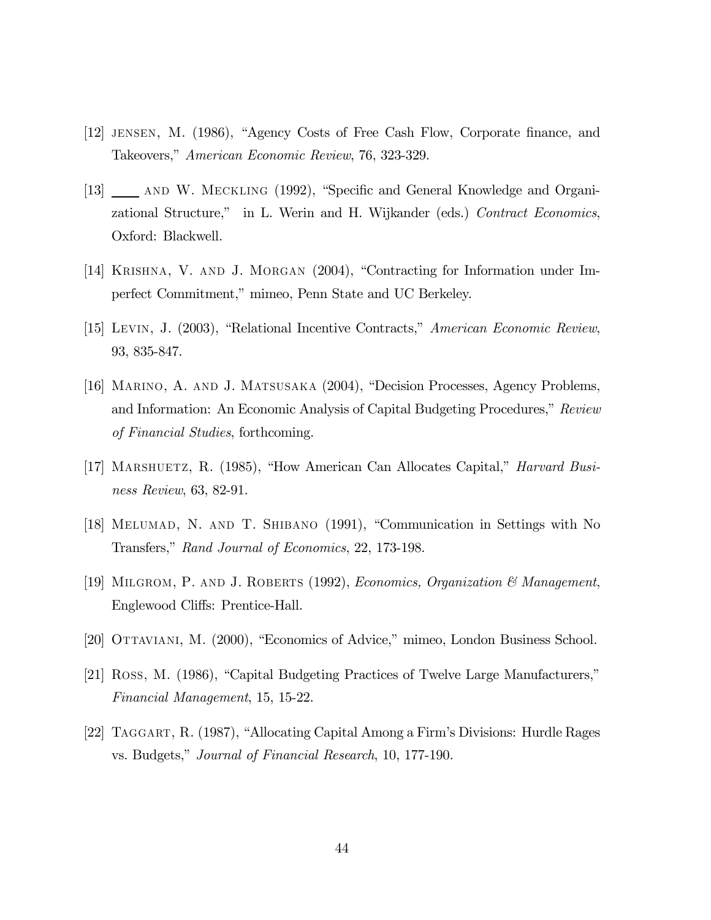[12] JENSEN, M. (1986), "Agency Costs of Free Cash Flow, Corporate finance, and Takeovers," *American Economic Review*, 76, 323-329.

[13] ____ AND W. MECKLING (1992), "Specific and General Knowledge and Organizational Structure," in L. Werin and H. Wijkander (eds.) *Contract Economics*, Oxford: Blackwell.

[14] KRISHNA, V. AND J. MORGAN (2004), "Contracting for Information under Imperfect Commitment," mimeo, Penn State and UC Berkeley.

[15] LEVIN, J. (2003), "Relational Incentive Contracts," *American Economic Review*, 93, 835-847.

[16] MARINO, A. AND J. MATSUSAKA (2004), "Decision Processes, Agency Problems, and Information: An Economic Analysis of Capital Budgeting Procedures," *Review of Financial Studies*, forthcoming.

[17] MARSHUETZ, R. (1985), "How American Can Allocates Capital," *Harvard Business Review*, 63, 82-91.

[18] MELUMAD, N. AND T. SHIBANO (1991), "Communication in Settings with No Transfers," *Rand Journal of Economics*, 22, 173-198.

[19] MILGROM, P. AND J. ROBERTS (1992), *Economics, Organization & Management*, Englewood Cliffs: Prentice-Hall.

[20] OTTAVIANI, M. (2000), "Economics of Advice," mimeo, London Business School.

[21] ROSS, M. (1986), "Capital Budgeting Practices of Twelve Large Manufacturers," *Financial Management*, 15, 15-22.

[22] TAGGART, R. (1987), "Allocating Capital Among a Firm's Divisions: Hurdle Rages vs. Budgets," *Journal of Financial Research*, 10, 177-190.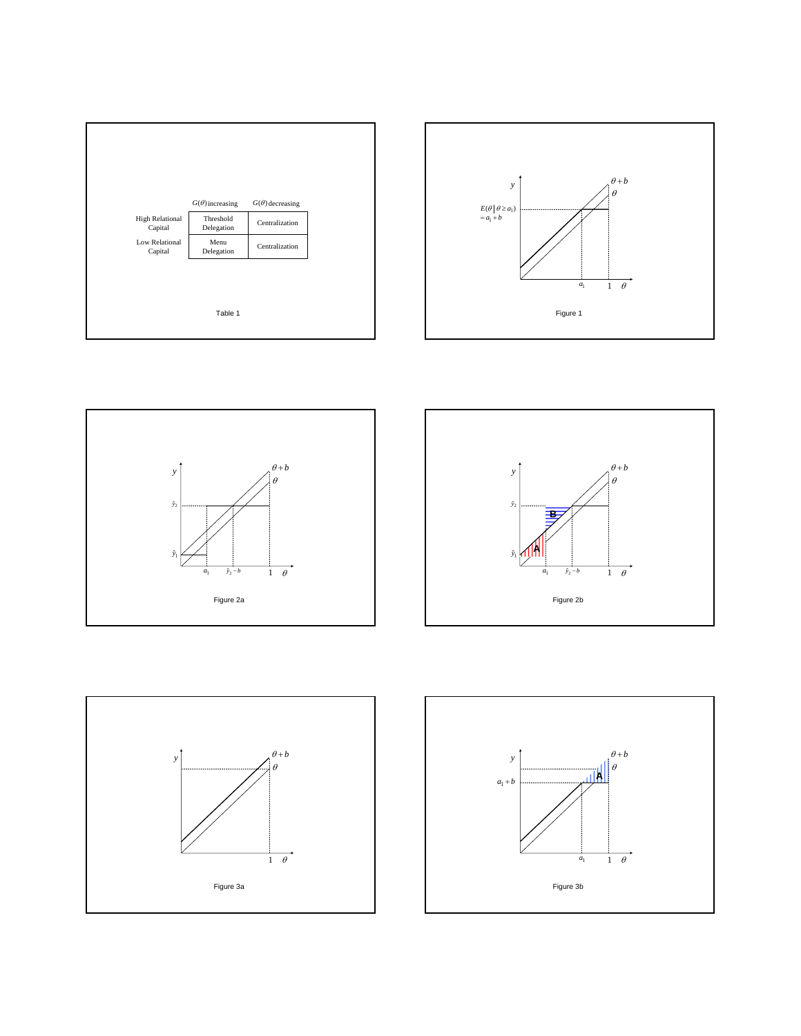|  | $G(\theta)$ increasing | $G(\theta)$ decreasing |
|---|---|---|
| High Relational Capital | Threshold Delegation | Centralization |
| Low Relational Capital | Menu Delegation | Centralization |

Table 1

Figure 1

Figure 2a

Figure 2b

Figure 3a

Figure 3b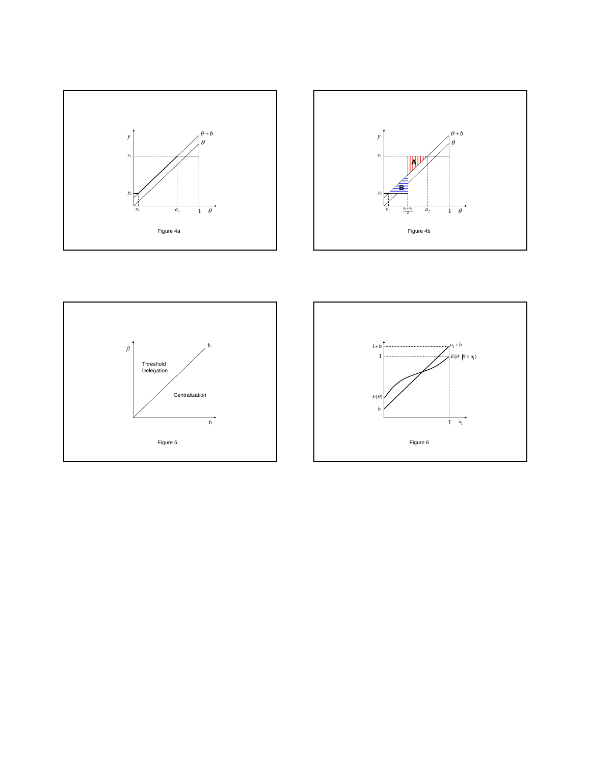$y$

$\theta + b$

$\theta$

$y_2$

$y_1$

$a_1$

$a_2$

1 $\theta$

Figure 4a

$y$

$\theta + b$

$\theta$

$y_2$

A

B

$y_1$

$a_1$

$\frac{a_1 + a_2}{2}$

$a_2$

1 $\theta$

Figure 4b

$\beta$

$b$

Threshold
Delegation

Centralization

$b$

Figure 5

$1 + b$

$a_1 + b$

1

$E(\theta \mid \theta \geq a_1)$

$E(\theta)$

$b$

1 $a_1$

Figure 6